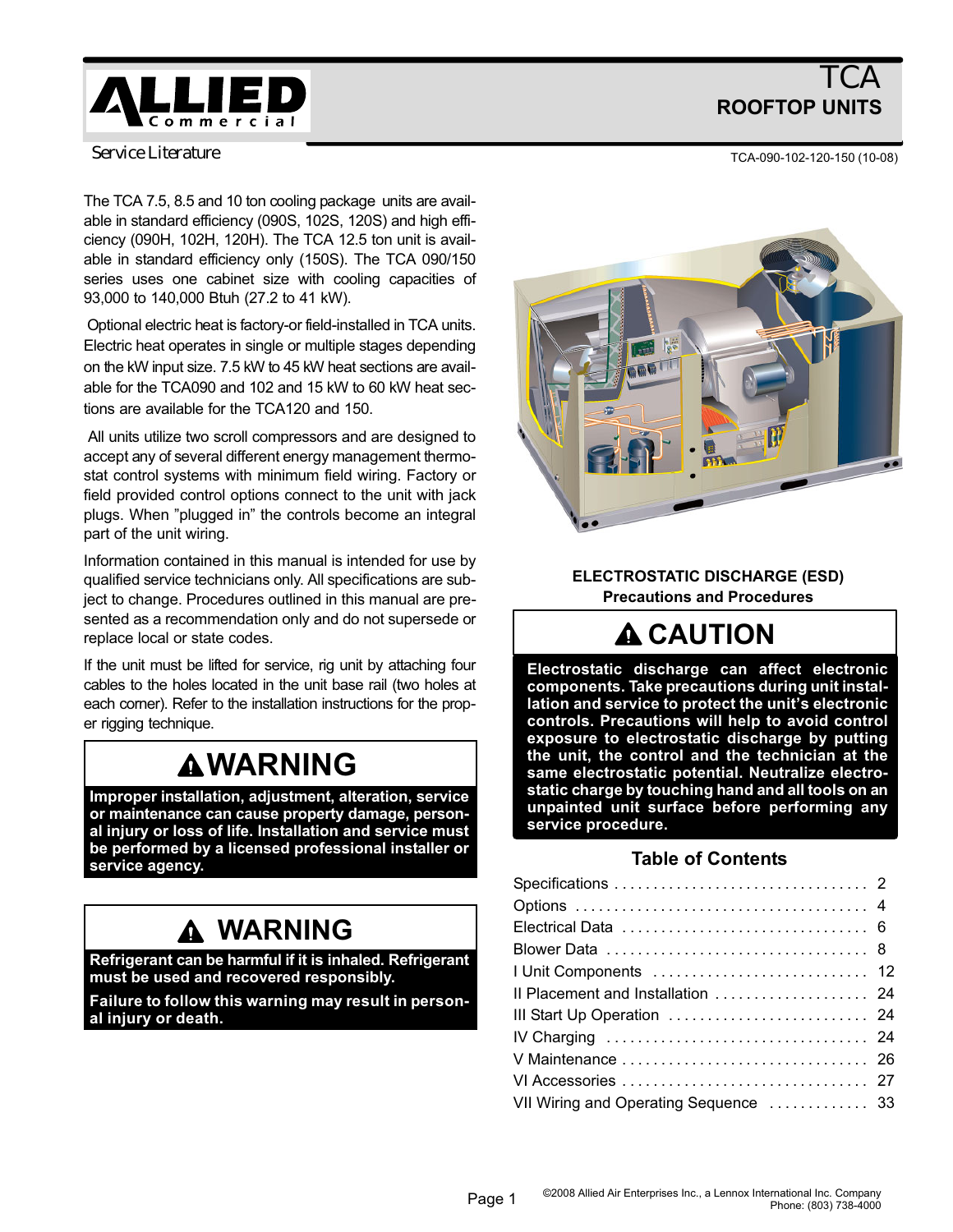# TCA
## ROOFTOP UNITS

ALLIED Commercial

Service Literature

TCA-090-102-120-150 (10-08)

The TCA 7.5, 8.5 and 10 ton cooling package units are available in standard efficiency (090S, 102S, 120S) and high efficiency (090H, 102H, 120H). The TCA 12.5 ton unit is available in standard efficiency only (150S). The TCA 090/150 series uses one cabinet size with cooling capacities of 93,000 to 140,000 Btuh (27.2 to 41 kW).

Optional electric heat is factory-or field-installed in TCA units. Electric heat operates in single or multiple stages depending on the kW input size. 7.5 kW to 45 kW heat sections are available for the TCA090 and 102 and 15 kW to 60 kW heat sections are available for the TCA120 and 150.

All units utilize two scroll compressors and are designed to accept any of several different energy management thermostat control systems with minimum field wiring. Factory or field provided control options connect to the unit with jack plugs. When "plugged in" the controls become an integral part of the unit wiring.

Information contained in this manual is intended for use by qualified service technicians only. All specifications are subject to change. Procedures outlined in this manual are presented as a recommendation only and do not supersede or replace local or state codes.

If the unit must be lifted for service, rig unit by attaching four cables to the holes located in the unit base rail (two holes at each corner). Refer to the installation instructions for the proper rigging technique.

**⚠ WARNING**

**Improper installation, adjustment, alteration, service or maintenance can cause property damage, personal injury or loss of life. Installation and service must be performed by a licensed professional installer or service agency.**

**⚠ WARNING**

**Refrigerant can be harmful if it is inhaled. Refrigerant must be used and recovered responsibly.**

**Failure to follow this warning may result in personal injury or death.**

**ELECTROSTATIC DISCHARGE (ESD)**
**Precautions and Procedures**

**⚠ CAUTION**

**Electrostatic discharge can affect electronic components. Take precautions during unit installation and service to protect the unit's electronic controls. Precautions will help to avoid control exposure to electrostatic discharge by putting the unit, the control and the technician at the same electrostatic potential. Neutralize electrostatic charge by touching hand and all tools on an unpainted unit surface before performing any service procedure.**

## Table of Contents

| Section | Page |
|---|---|
| Specifications | 2 |
| Options | 4 |
| Electrical Data | 6 |
| Blower Data | 8 |
| I Unit Components | 12 |
| II Placement and Installation | 24 |
| III Start Up Operation | 24 |
| IV Charging | 24 |
| V Maintenance | 26 |
| VI Accessories | 27 |
| VII Wiring and Operating Sequence | 33 |

©2008 Allied Air Enterprises Inc., a Lennox International Inc. Company
Phone: (803) 738-4000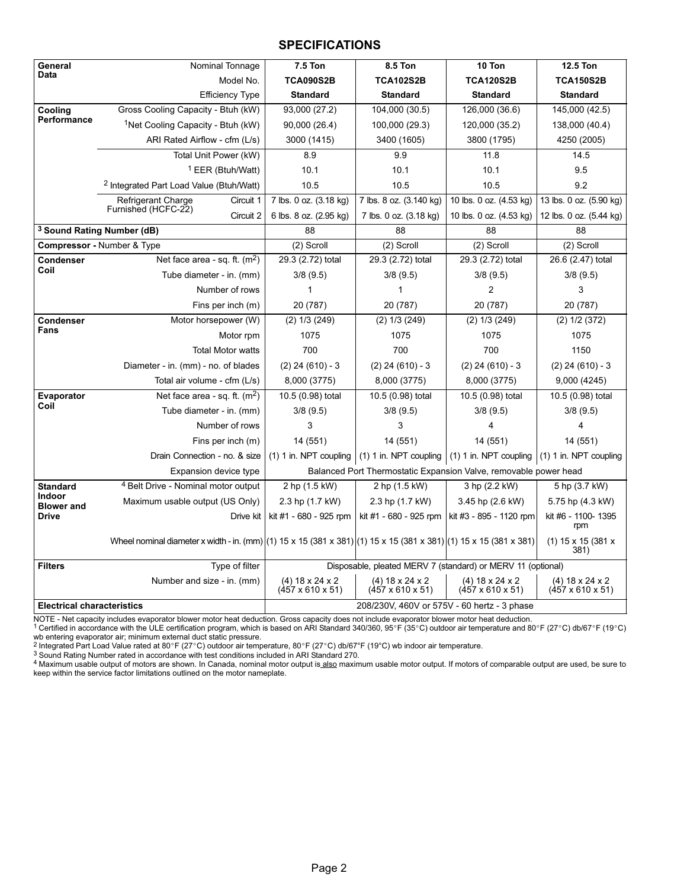## SPECIFICATIONS

| General Data | | | | | | |
|---|---|---|---|---|---|---|
| | Nominal Tonnage | | **7.5 Ton** | **8.5 Ton** | **10 Ton** | **12.5 Ton** |
| | Model No. | | **TCA090S2B** | **TCA102S2B** | **TCA120S2B** | **TCA150S2B** |
| | Efficiency Type | | **Standard** | **Standard** | **Standard** | **Standard** |
| **Cooling Performance** | Gross Cooling Capacity - Btuh (kW) | | 93,000 (27.2) | 104,000 (30.5) | 126,000 (36.6) | 145,000 (42.5) |
| | [1]Net Cooling Capacity - Btuh (kW) | | 90,000 (26.4) | 100,000 (29.3) | 120,000 (35.2) | 138,000 (40.4) |
| | ARI Rated Airflow - cfm (L/s) | | 3000 (1415) | 3400 (1605) | 3800 (1795) | 4250 (2005) |
| | Total Unit Power (kW) | | 8.9 | 9.9 | 11.8 | 14.5 |
| | [1] EER (Btuh/Watt) | | 10.1 | 10.1 | 10.1 | 9.5 |
| | [2] Integrated Part Load Value (Btuh/Watt) | | 10.5 | 10.5 | 10.5 | 9.2 |
| | Refrigerant Charge Furnished (HCFC-22) | Circuit 1 | 7 lbs. 0 oz. (3.18 kg) | 7 lbs. 8 oz. (3.140 kg) | 10 lbs. 0 oz. (4.53 kg) | 13 lbs. 0 oz. (5.90 kg) |
| | | Circuit 2 | 6 lbs. 8 oz. (2.95 kg) | 7 lbs. 0 oz. (3.18 kg) | 10 lbs. 0 oz. (4.53 kg) | 12 lbs. 0 oz. (5.44 kg) |
| **[3] Sound Rating Number (dB)** | | | 88 | 88 | 88 | 88 |
| **Compressor -** Number & Type | | | (2) Scroll | (2) Scroll | (2) Scroll | (2) Scroll |
| **Condenser Coil** | Net face area - sq. ft. ($m^2$) | | 29.3 (2.72) total | 29.3 (2.72) total | 29.3 (2.72) total | 26.6 (2.47) total |
| | Tube diameter - in. (mm) | | 3/8 (9.5) | 3/8 (9.5) | 3/8 (9.5) | 3/8 (9.5) |
| | Number of rows | | 1 | 1 | 2 | 3 |
| | Fins per inch (m) | | 20 (787) | 20 (787) | 20 (787) | 20 (787) |
| **Condenser Fans** | Motor horsepower (W) | | (2) 1/3 (249) | (2) 1/3 (249) | (2) 1/3 (249) | (2) 1/2 (372) |
| | Motor rpm | | 1075 | 1075 | 1075 | 1075 |
| | Total Motor watts | | 700 | 700 | 700 | 1150 |
| | Diameter - in. (mm) - no. of blades | | (2) 24 (610) - 3 | (2) 24 (610) - 3 | (2) 24 (610) - 3 | (2) 24 (610) - 3 |
| | Total air volume - cfm (L/s) | | 8,000 (3775) | 8,000 (3775) | 8,000 (3775) | 9,000 (4245) |
| **Evaporator Coil** | Net face area - sq. ft. ($m^2$) | | 10.5 (0.98) total | 10.5 (0.98) total | 10.5 (0.98) total | 10.5 (0.98) total |
| | Tube diameter - in. (mm) | | 3/8 (9.5) | 3/8 (9.5) | 3/8 (9.5) | 3/8 (9.5) |
| | Number of rows | | 3 | 3 | 4 | 4 |
| | Fins per inch (m) | | 14 (551) | 14 (551) | 14 (551) | 14 (551) |
| | Drain Connection - no. & size | | (1) 1 in. NPT coupling | (1) 1 in. NPT coupling | (1) 1 in. NPT coupling | (1) 1 in. NPT coupling |
| | Expansion device type | | Balanced Port Thermostatic Expansion Valve, removable power head | | | |
| **Standard Indoor Blower and Drive** | [4] Belt Drive - Nominal motor output | | 2 hp (1.5 kW) | 2 hp (1.5 kW) | 3 hp (2.2 kW) | 5 hp (3.7 kW) |
| | Maximum usable output (US Only) | | 2.3 hp (1.7 kW) | 2.3 hp (1.7 kW) | 3.45 hp (2.6 kW) | 5.75 hp (4.3 kW) |
| | Drive kit | | kit #1 - 680 - 925 rpm | kit #1 - 680 - 925 rpm | kit #3 - 895 - 1120 rpm | kit #6 - 1100- 1395 rpm |
| | Wheel nominal diameter x width - in. (mm) | | (1) 15 x 15 (381 x 381) | (1) 15 x 15 (381 x 381) | (1) 15 x 15 (381 x 381) | (1) 15 x 15 (381 x 381) |
| **Filters** | Type of filter | | Disposable, pleated MERV 7 (standard) or MERV 11 (optional) | | | |
| | Number and size - in. (mm) | | (4) 18 x 24 x 2 (457 x 610 x 51) | (4) 18 x 24 x 2 (457 x 610 x 51) | (4) 18 x 24 x 2 (457 x 610 x 51) | (4) 18 x 24 x 2 (457 x 610 x 51) |
| **Electrical characteristics** | | | 208/230V, 460V or 575V - 60 hertz - 3 phase | | | |

NOTE - Net capacity includes evaporator blower motor heat deduction. Gross capacity does not include evaporator blower motor heat deduction.

[1] Certified in accordance with the ULE certification program, which is based on ARI Standard 340/360, 95°F (35°C) outdoor air temperature and 80°F (27°C) db/67°F (19°C) wb entering evaporator air; minimum external duct static pressure.

[2] Integrated Part Load Value rated at 80°F (27°C) outdoor air temperature, 80°F (27°C) db/67°F (19°C) wb indoor air temperature.

[3] Sound Rating Number rated in accordance with test conditions included in ARI Standard 270.

[4] Maximum usable output of motors are shown. In Canada, nominal motor output is also maximum usable motor output. If motors of comparable output are used, be sure to keep within the service factor limitations outlined on the motor nameplate.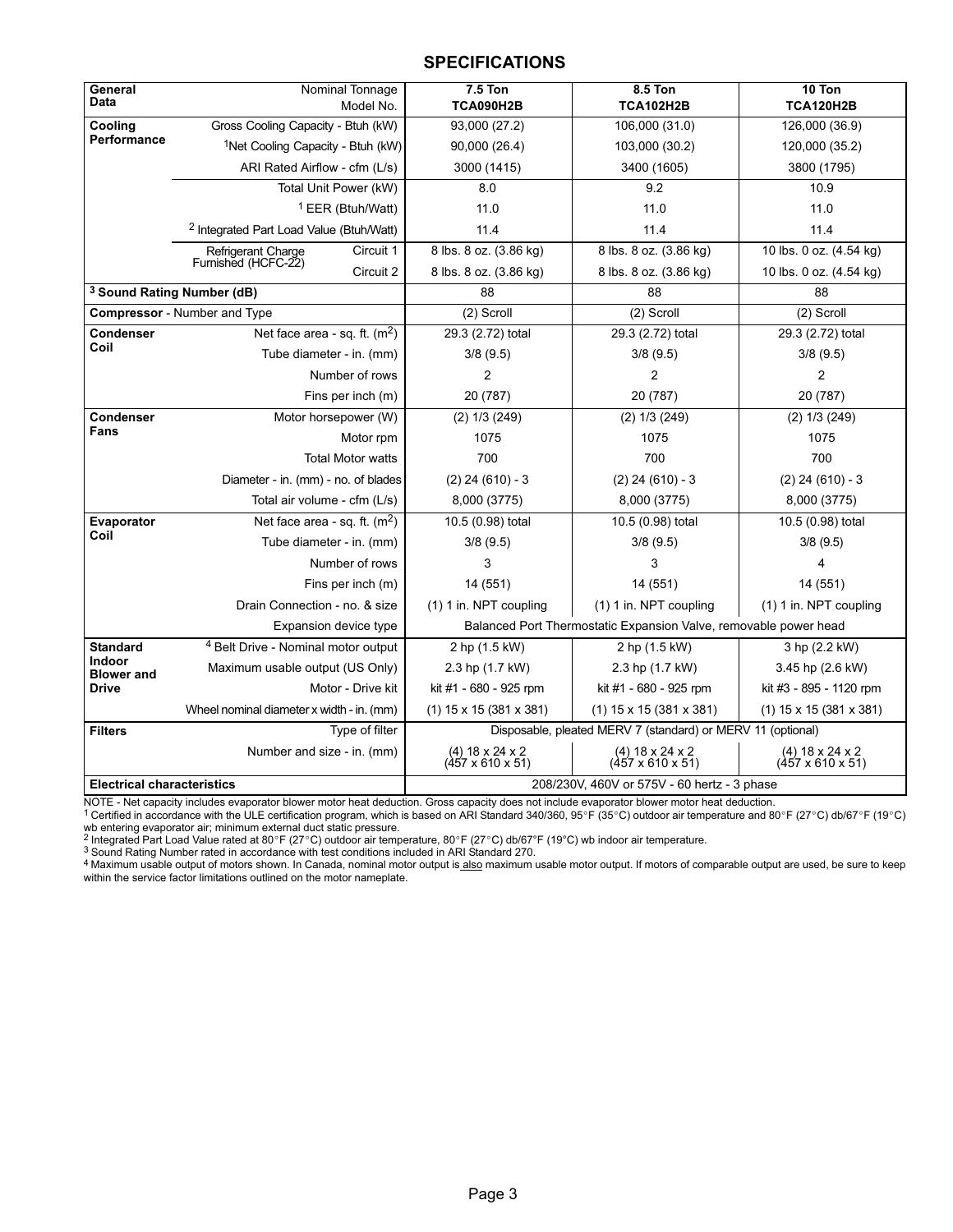## SPECIFICATIONS

| General Data | Nominal Tonnage / Model No. | 7.5 Ton TCA090H2B | 8.5 Ton TCA102H2B | 10 Ton TCA120H2B |
|---|---|---|---|---|
| Cooling Performance | Gross Cooling Capacity - Btuh (kW) | 93,000 (27.2) | 106,000 (31.0) | 126,000 (36.9) |
| | [1] Net Cooling Capacity - Btuh (kW) | 90,000 (26.4) | 103,000 (30.2) | 120,000 (35.2) |
| | ARI Rated Airflow - cfm (L/s) | 3000 (1415) | 3400 (1605) | 3800 (1795) |
| | Total Unit Power (kW) | 8.0 | 9.2 | 10.9 |
| | [1] EER (Btuh/Watt) | 11.0 | 11.0 | 11.0 |
| | [2] Integrated Part Load Value (Btuh/Watt) | 11.4 | 11.4 | 11.4 |
| | Refrigerant Charge Furnished (HCFC-22) Circuit 1 | 8 lbs. 8 oz. (3.86 kg) | 8 lbs. 8 oz. (3.86 kg) | 10 lbs. 0 oz. (4.54 kg) |
| | Refrigerant Charge Furnished (HCFC-22) Circuit 2 | 8 lbs. 8 oz. (3.86 kg) | 8 lbs. 8 oz. (3.86 kg) | 10 lbs. 0 oz. (4.54 kg) |
| [3] Sound Rating Number (dB) | | 88 | 88 | 88 |
| Compressor - Number and Type | | (2) Scroll | (2) Scroll | (2) Scroll |
| Condenser Coil | Net face area - sq. ft. ($m^2$) | 29.3 (2.72) total | 29.3 (2.72) total | 29.3 (2.72) total |
| | Tube diameter - in. (mm) | 3/8 (9.5) | 3/8 (9.5) | 3/8 (9.5) |
| | Number of rows | 2 | 2 | 2 |
| | Fins per inch (m) | 20 (787) | 20 (787) | 20 (787) |
| Condenser Fans | Motor horsepower (W) | (2) 1/3 (249) | (2) 1/3 (249) | (2) 1/3 (249) |
| | Motor rpm | 1075 | 1075 | 1075 |
| | Total Motor watts | 700 | 700 | 700 |
| | Diameter - in. (mm) - no. of blades | (2) 24 (610) - 3 | (2) 24 (610) - 3 | (2) 24 (610) - 3 |
| | Total air volume - cfm (L/s) | 8,000 (3775) | 8,000 (3775) | 8,000 (3775) |
| Evaporator Coil | Net face area - sq. ft. ($m^2$) | 10.5 (0.98) total | 10.5 (0.98) total | 10.5 (0.98) total |
| | Tube diameter - in. (mm) | 3/8 (9.5) | 3/8 (9.5) | 3/8 (9.5) |
| | Number of rows | 3 | 3 | 4 |
| | Fins per inch (m) | 14 (551) | 14 (551) | 14 (551) |
| | Drain Connection - no. & size | (1) 1 in. NPT coupling | (1) 1 in. NPT coupling | (1) 1 in. NPT coupling |
| | Expansion device type | Balanced Port Thermostatic Expansion Valve, removable power head | | |
| Standard Indoor Blower and Drive | [4] Belt Drive - Nominal motor output | 2 hp (1.5 kW) | 2 hp (1.5 kW) | 3 hp (2.2 kW) |
| | Maximum usable output (US Only) | 2.3 hp (1.7 kW) | 2.3 hp (1.7 kW) | 3.45 hp (2.6 kW) |
| | Motor - Drive kit | kit #1 - 680 - 925 rpm | kit #1 - 680 - 925 rpm | kit #3 - 895 - 1120 rpm |
| | Wheel nominal diameter x width - in. (mm) | (1) 15 x 15 (381 x 381) | (1) 15 x 15 (381 x 381) | (1) 15 x 15 (381 x 381) |
| Filters | Type of filter | Disposable, pleated MERV 7 (standard) or MERV 11 (optional) | | |
| | Number and size - in. (mm) | (4) 18 x 24 x 2 (457 x 610 x 51) | (4) 18 x 24 x 2 (457 x 610 x 51) | (4) 18 x 24 x 2 (457 x 610 x 51) |
| Electrical characteristics | | 208/230V, 460V or 575V - 60 hertz - 3 phase | | |

NOTE - Net capacity includes evaporator blower motor heat deduction. Gross capacity does not include evaporator blower motor heat deduction.

[1] Certified in accordance with the ULE certification program, which is based on ARI Standard 340/360, 95°F (35°C) outdoor air temperature and 80°F (27°C) db/67°F (19°C) wb entering evaporator air; minimum external duct static pressure.

[2] Integrated Part Load Value rated at 80°F (27°C) outdoor air temperature, 80°F (27°C) db/67°F (19°C) wb indoor air temperature.

[3] Sound Rating Number rated in accordance with test conditions included in ARI Standard 270.

[4] Maximum usable output of motors shown. In Canada, nominal motor output is also maximum usable motor output. If motors of comparable output are used, be sure to keep within the service factor limitations outlined on the motor nameplate.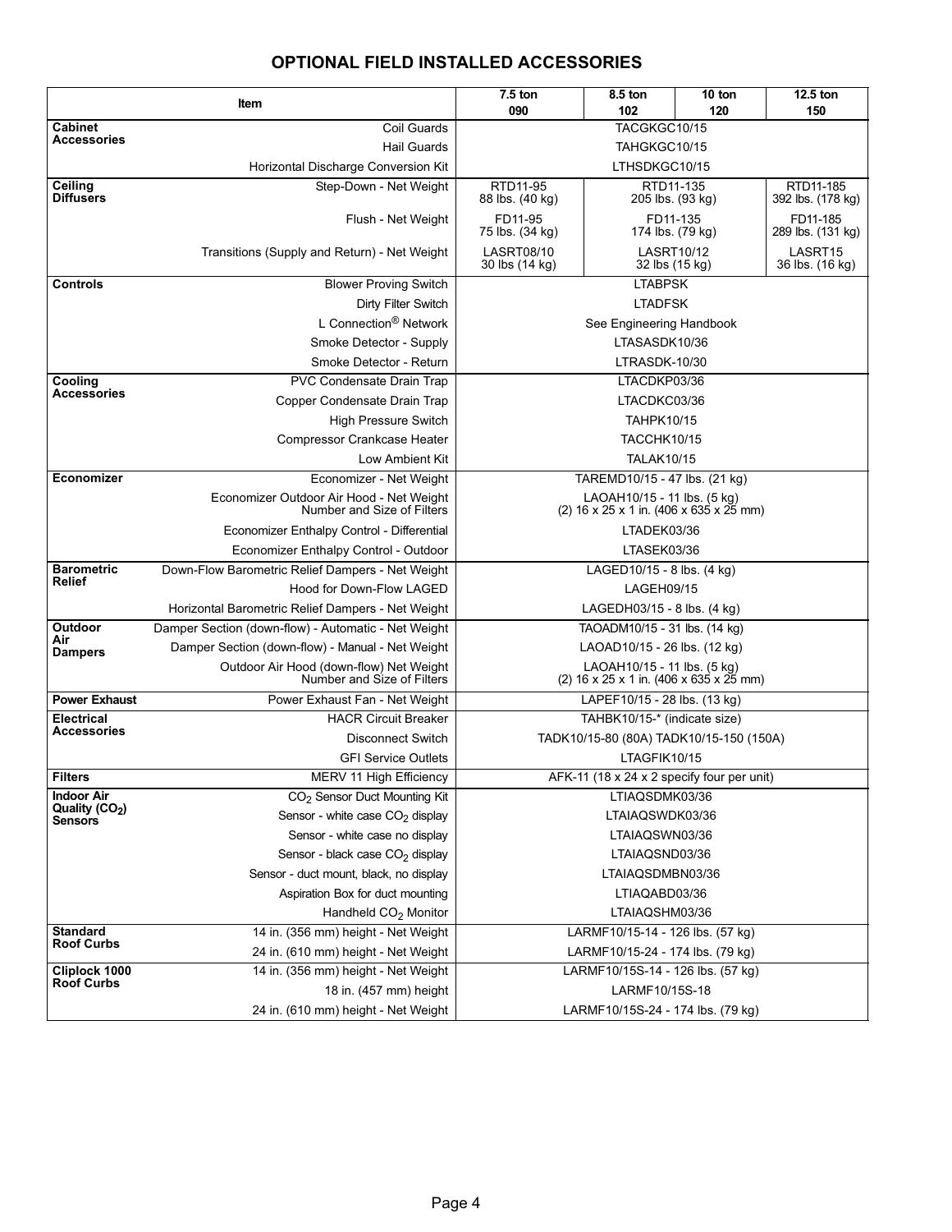## OPTIONAL FIELD INSTALLED ACCESSORIES

| Item | | 7.5 ton 090 | 8.5 ton 102 | 10 ton 120 | 12.5 ton 150 |
|---|---|---|---|---|---|
| **Cabinet Accessories** | Coil Guards | TACGKGC10/15 | | | |
| | Hail Guards | TAHGKGC10/15 | | | |
| | Horizontal Discharge Conversion Kit | LTHSDKGC10/15 | | | |
| **Ceiling Diffusers** | Step-Down - Net Weight | RTD11-95 88 lbs. (40 kg) | RTD11-135 205 lbs. (93 kg) | | RTD11-185 392 lbs. (178 kg) |
| | Flush - Net Weight | FD11-95 75 lbs. (34 kg) | FD11-135 174 lbs. (79 kg) | | FD11-185 289 lbs. (131 kg) |
| | Transitions (Supply and Return) - Net Weight | LASRT08/10 30 lbs (14 kg) | LASRT10/12 32 lbs (15 kg) | | LASRT15 36 lbs. (16 kg) |
| **Controls** | Blower Proving Switch | LTABPSK | | | |
| | Dirty Filter Switch | LTADFSK | | | |
| | L Connection® Network | See Engineering Handbook | | | |
| | Smoke Detector - Supply | LTASASDK10/36 | | | |
| | Smoke Detector - Return | LTRASDK-10/30 | | | |
| **Cooling Accessories** | PVC Condensate Drain Trap | LTACDKP03/36 | | | |
| | Copper Condensate Drain Trap | LTACDKC03/36 | | | |
| | High Pressure Switch | TAHPK10/15 | | | |
| | Compressor Crankcase Heater | TACCHK10/15 | | | |
| | Low Ambient Kit | TALAK10/15 | | | |
| **Economizer** | Economizer - Net Weight | TAREMD10/15 - 47 lbs. (21 kg) | | | |
| | Economizer Outdoor Air Hood - Net Weight Number and Size of Filters | LAOAH10/15 - 11 lbs. (5 kg) (2) 16 x 25 x 1 in. (406 x 635 x 25 mm) | | | |
| | Economizer Enthalpy Control - Differential | LTADEK03/36 | | | |
| | Economizer Enthalpy Control - Outdoor | LTASEK03/36 | | | |
| **Barometric Relief** | Down-Flow Barometric Relief Dampers - Net Weight | LAGED10/15 - 8 lbs. (4 kg) | | | |
| | Hood for Down-Flow LAGED | LAGEH09/15 | | | |
| | Horizontal Barometric Relief Dampers - Net Weight | LAGEDH03/15 - 8 lbs. (4 kg) | | | |
| **Outdoor Air Dampers** | Damper Section (down-flow) - Automatic - Net Weight | TAOADM10/15 - 31 lbs. (14 kg) | | | |
| | Damper Section (down-flow) - Manual - Net Weight | LAOAD10/15 - 26 lbs. (12 kg) | | | |
| | Outdoor Air Hood (down-flow) Net Weight Number and Size of Filters | LAOAH10/15 - 11 lbs. (5 kg) (2) 16 x 25 x 1 in. (406 x 635 x 25 mm) | | | |
| **Power Exhaust** | Power Exhaust Fan - Net Weight | LAPEF10/15 - 28 lbs. (13 kg) | | | |
| **Electrical Accessories** | HACR Circuit Breaker | TAHBK10/15-* (indicate size) | | | |
| | Disconnect Switch | TADK10/15-80 (80A) TADK10/15-150 (150A) | | | |
| | GFI Service Outlets | LTAGFIK10/15 | | | |
| **Filters** | MERV 11 High Efficiency | AFK-11 (18 x 24 x 2 specify four per unit) | | | |
| **Indoor Air Quality ($CO_2$) Sensors** | $CO_2$ Sensor Duct Mounting Kit | LTIAQSDMK03/36 | | | |
| | Sensor - white case $CO_2$ display | LTAIAQSWDK03/36 | | | |
| | Sensor - white case no display | LTAIAQSWN03/36 | | | |
| | Sensor - black case $CO_2$ display | LTAIAQSND03/36 | | | |
| | Sensor - duct mount, black, no display | LTAIAQSDMBN03/36 | | | |
| | Aspiration Box for duct mounting | LTIAQABD03/36 | | | |
| | Handheld $CO_2$ Monitor | LTAIAQSHM03/36 | | | |
| **Standard Roof Curbs** | 14 in. (356 mm) height - Net Weight | LARMF10/15-14 - 126 lbs. (57 kg) | | | |
| | 24 in. (610 mm) height - Net Weight | LARMF10/15-24 - 174 lbs. (79 kg) | | | |
| **Cliplock 1000 Roof Curbs** | 14 in. (356 mm) height - Net Weight | LARMF10/15S-14 - 126 lbs. (57 kg) | | | |
| | 18 in. (457 mm) height | LARMF10/15S-18 | | | |
| | 24 in. (610 mm) height - Net Weight | LARMF10/15S-24 - 174 lbs. (79 kg) | | | |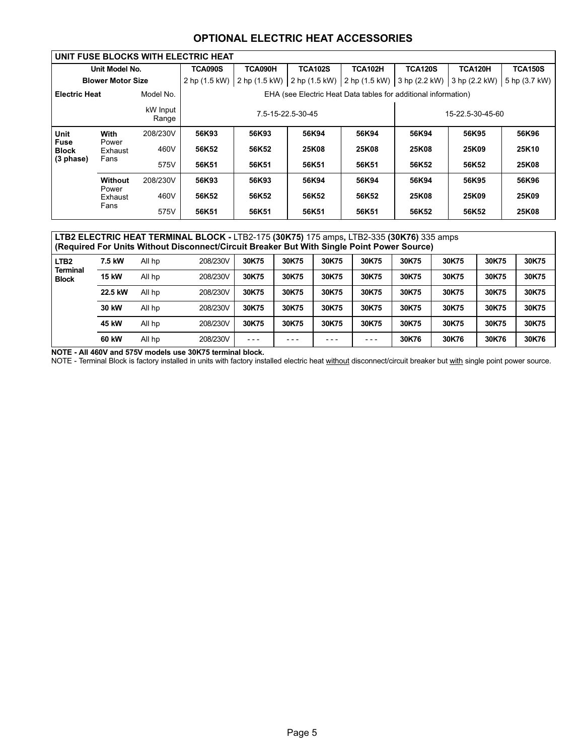## OPTIONAL ELECTRIC HEAT ACCESSORIES

| UNIT FUSE BLOCKS WITH ELECTRIC HEAT | | | | | | | | | |
|---|---|---|---|---|---|---|---|---|---|
| Unit Model No. | | | TCA090S | TCA090H | TCA102S | TCA102H | TCA120S | TCA120H | TCA150S |
| Blower Motor Size | | | 2 hp (1.5 kW) | 2 hp (1.5 kW) | 2 hp (1.5 kW) | 2 hp (1.5 kW) | 3 hp (2.2 kW) | 3 hp (2.2 kW) | 5 hp (3.7 kW) |
| **Electric Heat** | | Model No. | EHA (see Electric Heat Data tables for additional information) | | | | | | |
| | | kW Input Range | 7.5-15-22.5-30-45 | | | | 15-22.5-30-45-60 | | |
| **Unit Fuse Block (3 phase)** | **With** Power Exhaust Fans | 208/230V | 56K93 | 56K93 | 56K94 | 56K94 | 56K94 | 56K95 | 56K96 |
| | | 460V | 56K52 | 56K52 | 25K08 | 25K08 | 25K08 | 25K09 | 25K10 |
| | | 575V | 56K51 | 56K51 | 56K51 | 56K51 | 56K52 | 56K52 | 25K08 |
| | **Without** Power Exhaust Fans | 208/230V | 56K93 | 56K93 | 56K94 | 56K94 | 56K94 | 56K95 | 56K96 |
| | | 460V | 56K52 | 56K52 | 56K52 | 56K52 | 25K08 | 25K09 | 25K09 |
| | | 575V | 56K51 | 56K51 | 56K51 | 56K51 | 56K52 | 56K52 | 25K08 |

| LTB2 ELECTRIC HEAT TERMINAL BLOCK - LTB2-175 (30K75) 175 amps, LTB2-335 (30K76) 335 amps (Required For Units Without Disconnect/Circuit Breaker But With Single Point Power Source) | | | | | | | | | | | |
|---|---|---|---|---|---|---|---|---|---|---|---|
| **LTB2 Terminal Block** | **7.5 kW** | All hp | 208/230V | 30K75 | 30K75 | 30K75 | 30K75 | 30K75 | 30K75 | 30K75 | 30K75 |
| | **15 kW** | All hp | 208/230V | 30K75 | 30K75 | 30K75 | 30K75 | 30K75 | 30K75 | 30K75 | 30K75 |
| | **22.5 kW** | All hp | 208/230V | 30K75 | 30K75 | 30K75 | 30K75 | 30K75 | 30K75 | 30K75 | 30K75 |
| | **30 kW** | All hp | 208/230V | 30K75 | 30K75 | 30K75 | 30K75 | 30K75 | 30K75 | 30K75 | 30K75 |
| | **45 kW** | All hp | 208/230V | 30K75 | 30K75 | 30K75 | 30K75 | 30K75 | 30K75 | 30K75 | 30K75 |
| | **60 kW** | All hp | 208/230V | - - - | - - - | - - - | - - - | 30K76 | 30K76 | 30K76 | 30K76 |

**NOTE - All 460V and 575V models use 30K75 terminal block.**

NOTE - Terminal Block is factory installed in units with factory installed electric heat without disconnect/circuit breaker but with single point power source.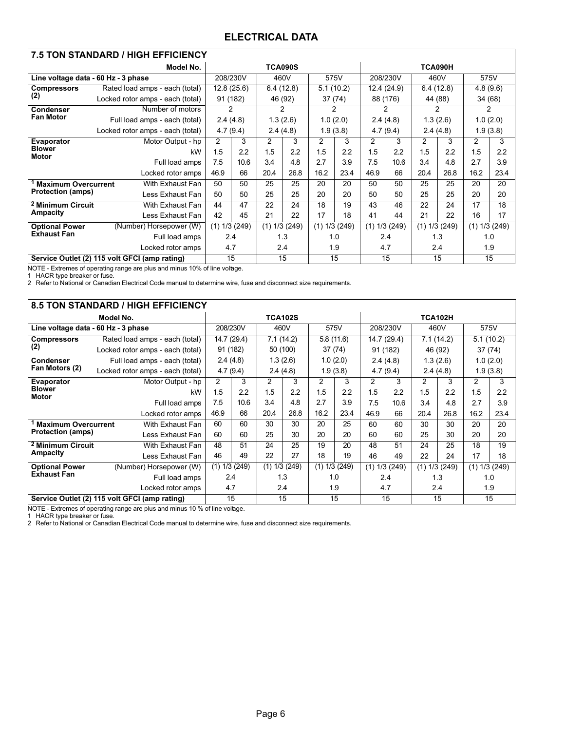# ELECTRICAL DATA

| 7.5 TON STANDARD / HIGH EFFICIENCY | | | | | | | | | | | | | | |
|---|---|---|---|---|---|---|---|---|---|---|---|---|---|---|
| | Model No. | TCA090S | | | | | | TCA090H | | | | | | |
| Line voltage data - 60 Hz - 3 phase | | 208/230V | | 460V | | 575V | | 208/230V | | 460V | | 575V | | |
| Compressors (2) | Rated load amps - each (total) | 12.8 (25.6) | | 6.4 (12.8) | | 5.1 (10.2) | | 12.4 (24.9) | | 6.4 (12.8) | | 4.8 (9.6) | | |
| | Locked rotor amps - each (total) | 91 (182) | | 46 (92) | | 37 (74) | | 88 (176) | | 44 (88) | | 34 (68) | | |
| Condenser Fan Motor | Number of motors | 2 | | 2 | | 2 | | 2 | | 2 | | 2 | | |
| | Full load amps - each (total) | 2.4 (4.8) | | 1.3 (2.6) | | 1.0 (2.0) | | 2.4 (4.8) | | 1.3 (2.6) | | 1.0 (2.0) | | |
| | Locked rotor amps - each (total) | 4.7 (9.4) | | 2.4 (4.8) | | 1.9 (3.8) | | 4.7 (9.4) | | 2.4 (4.8) | | 1.9 (3.8) | | |
| Evaporator Blower Motor | Motor Output - hp | 2 | 3 | 2 | 3 | 2 | 3 | 2 | 3 | 2 | 3 | 2 | 3 | |
| | kW | 1.5 | 2.2 | 1.5 | 2.2 | 1.5 | 2.2 | 1.5 | 2.2 | 1.5 | 2.2 | 1.5 | 2.2 | |
| | Full load amps | 7.5 | 10.6 | 3.4 | 4.8 | 2.7 | 3.9 | 7.5 | 10.6 | 3.4 | 4.8 | 2.7 | 3.9 | |
| | Locked rotor amps | 46.9 | 66 | 20.4 | 26.8 | 16.2 | 23.4 | 46.9 | 66 | 20.4 | 26.8 | 16.2 | 23.4 | |
| 1 Maximum Overcurrent Protection (amps) | With Exhaust Fan | 50 | 50 | 25 | 25 | 20 | 20 | 50 | 50 | 25 | 25 | 20 | 20 | |
| | Less Exhaust Fan | 50 | 50 | 25 | 25 | 20 | 20 | 50 | 50 | 25 | 25 | 20 | 20 | |
| 2 Minimum Circuit Ampacity | With Exhaust Fan | 44 | 47 | 22 | 24 | 18 | 19 | 43 | 46 | 22 | 24 | 17 | 18 | |
| | Less Exhaust Fan | 42 | 45 | 21 | 22 | 17 | 18 | 41 | 44 | 21 | 22 | 16 | 17 | |
| Optional Power Exhaust Fan | (Number) Horsepower (W) | (1) 1/3 (249) | | (1) 1/3 (249) | | (1) 1/3 (249) | | (1) 1/3 (249) | | (1) 1/3 (249) | | (1) 1/3 (249) | | |
| | Full load amps | 2.4 | | 1.3 | | 1.0 | | 2.4 | | 1.3 | | 1.0 | | |
| | Locked rotor amps | 4.7 | | 2.4 | | 1.9 | | 4.7 | | 2.4 | | 1.9 | | |
| Service Outlet (2) 115 volt GFCI (amp rating) | | 15 | | 15 | | 15 | | 15 | | 15 | | 15 | | |

NOTE - Extremes of operating range are plus and minus 10% of line voltage.
1 HACR type breaker or fuse.
2 Refer to National or Canadian Electrical Code manual to determine wire, fuse and disconnect size requirements.

| 8.5 TON STANDARD / HIGH EFFICIENCY | | | | | | | | | | | | | |
|---|---|---|---|---|---|---|---|---|---|---|---|---|---|
| Model No. | | TCA102S | | | | | | TCA102H | | | | | |
| Line voltage data - 60 Hz - 3 phase | | 208/230V | | 460V | | 575V | | 208/230V | | 460V | | 575V | |
| Compressors (2) | Rated load amps - each (total) | 14.7 (29.4) | | 7.1 (14.2) | | 5.8 (11.6) | | 14.7 (29.4) | | 7.1 (14.2) | | 5.1 (10.2) | |
| | Locked rotor amps - each (total) | 91 (182) | | 50 (100) | | 37 (74) | | 91 (182) | | 46 (92) | | 37 (74) | |
| Condenser Fan Motors (2) | Full load amps - each (total) | 2.4 (4.8) | | 1.3 (2.6) | | 1.0 (2.0) | | 2.4 (4.8) | | 1.3 (2.6) | | 1.0 (2.0) | |
| | Locked rotor amps - each (total) | 4.7 (9.4) | | 2.4 (4.8) | | 1.9 (3.8) | | 4.7 (9.4) | | 2.4 (4.8) | | 1.9 (3.8) | |
| Evaporator Blower Motor | Motor Output - hp | 2 | 3 | 2 | 3 | 2 | 3 | 2 | 3 | 2 | 3 | 2 | 3 |
| | kW | 1.5 | 2.2 | 1.5 | 2.2 | 1.5 | 2.2 | 1.5 | 2.2 | 1.5 | 2.2 | 1.5 | 2.2 |
| | Full load amps | 7.5 | 10.6 | 3.4 | 4.8 | 2.7 | 3.9 | 7.5 | 10.6 | 3.4 | 4.8 | 2.7 | 3.9 |
| | Locked rotor amps | 46.9 | 66 | 20.4 | 26.8 | 16.2 | 23.4 | 46.9 | 66 | 20.4 | 26.8 | 16.2 | 23.4 |
| 1 Maximum Overcurrent Protection (amps) | With Exhaust Fan | 60 | 60 | 30 | 30 | 20 | 25 | 60 | 60 | 30 | 30 | 20 | 20 |
| | Less Exhaust Fan | 60 | 60 | 25 | 30 | 20 | 20 | 60 | 60 | 25 | 30 | 20 | 20 |
| 2 Minimum Circuit Ampacity | With Exhaust Fan | 48 | 51 | 24 | 25 | 19 | 20 | 48 | 51 | 24 | 25 | 18 | 19 |
| | Less Exhaust Fan | 46 | 49 | 22 | 27 | 18 | 19 | 46 | 49 | 22 | 24 | 17 | 18 |
| Optional Power Exhaust Fan | (Number) Horsepower (W) | (1) 1/3 (249) | | (1) 1/3 (249) | | (1) 1/3 (249) | | (1) 1/3 (249) | | (1) 1/3 (249) | | (1) 1/3 (249) | |
| | Full load amps | 2.4 | | 1.3 | | 1.0 | | 2.4 | | 1.3 | | 1.0 | |
| | Locked rotor amps | 4.7 | | 2.4 | | 1.9 | | 4.7 | | 2.4 | | 1.9 | |
| Service Outlet (2) 115 volt GFCI (amp rating) | | 15 | | 15 | | 15 | | 15 | | 15 | | 15 | |

NOTE - Extremes of operating range are plus and minus 10 % of line voltage.
1 HACR type breaker or fuse.
2 Refer to National or Canadian Electrical Code manual to determine wire, fuse and disconnect size requirements.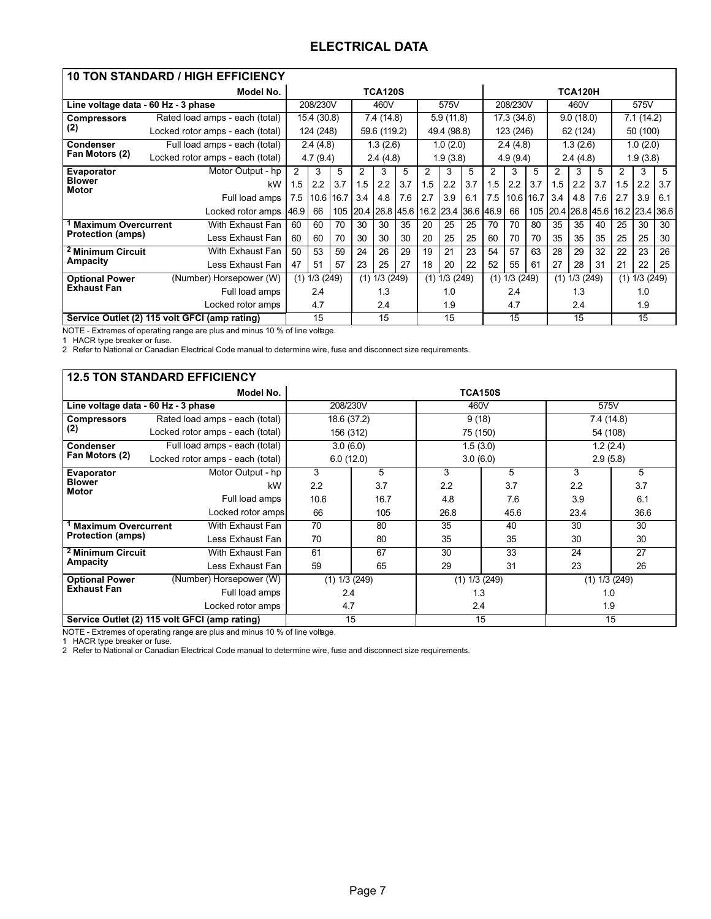## ELECTRICAL DATA

| 10 TON STANDARD / HIGH EFFICIENCY | | | | | | | | | | | | | | | | | | | |
|---|---|---|---|---|---|---|---|---|---|---|---|---|---|---|---|---|---|---|---|
| | Model No. | TCA120S | | | | | | | | | TCA120H | | | | | | | | |
| Line voltage data - 60 Hz - 3 phase | | 208/230V | | | 460V | | | 575V | | | 208/230V | | | 460V | | | 575V | | |
| Compressors (2) | Rated load amps - each (total) | 15.4 (30.8) | | | 7.4 (14.8) | | | 5.9 (11.8) | | | 17.3 (34.6) | | | 9.0 (18.0) | | | 7.1 (14.2) | | |
| | Locked rotor amps - each (total) | 124 (248) | | | 59.6 (119.2) | | | 49.4 (98.8) | | | 123 (246) | | | 62 (124) | | | 50 (100) | | |
| Condenser Fan Motors (2) | Full load amps - each (total) | 2.4 (4.8) | | | 1.3 (2.6) | | | 1.0 (2.0) | | | 2.4 (4.8) | | | 1.3 (2.6) | | | 1.0 (2.0) | | |
| | Locked rotor amps - each (total) | 4.7 (9.4) | | | 2.4 (4.8) | | | 1.9 (3.8) | | | 4.9 (9.4) | | | 2.4 (4.8) | | | 1.9 (3.8) | | |
| Evaporator Blower Motor | Motor Output - hp | 2 | 3 | 5 | 2 | 3 | 5 | 2 | 3 | 5 | 2 | 3 | 5 | 2 | 3 | 5 | 2 | 3 | 5 |
| | kW | 1.5 | 2.2 | 3.7 | 1.5 | 2.2 | 3.7 | 1.5 | 2.2 | 3.7 | 1.5 | 2.2 | 3.7 | 1.5 | 2.2 | 3.7 | 1.5 | 2.2 | 3.7 |
| | Full load amps | 7.5 | 10.6 | 16.7 | 3.4 | 4.8 | 7.6 | 2.7 | 3.9 | 6.1 | 7.5 | 10.6 | 16.7 | 3.4 | 4.8 | 7.6 | 2.7 | 3.9 | 6.1 |
| | Locked rotor amps | 46.9 | 66 | 105 | 20.4 | 26.8 | 45.6 | 16.2 | 23.4 | 36.6 | 46.9 | 66 | 105 | 20.4 | 26.8 | 45.6 | 16.2 | 23.4 | 36.6 |
| [1] Maximum Overcurrent Protection (amps) | With Exhaust Fan | 60 | 60 | 70 | 30 | 30 | 35 | 20 | 25 | 25 | 70 | 70 | 80 | 35 | 35 | 40 | 25 | 30 | 30 |
| | Less Exhaust Fan | 60 | 60 | 70 | 30 | 30 | 30 | 20 | 25 | 25 | 60 | 70 | 70 | 35 | 35 | 35 | 25 | 25 | 30 |
| [2] Minimum Circuit Ampacity | With Exhaust Fan | 50 | 53 | 59 | 24 | 26 | 29 | 19 | 21 | 23 | 54 | 57 | 63 | 28 | 29 | 32 | 22 | 23 | 26 |
| | Less Exhaust Fan | 47 | 51 | 57 | 23 | 25 | 27 | 18 | 20 | 22 | 52 | 55 | 61 | 27 | 28 | 31 | 21 | 22 | 25 |
| Optional Power Exhaust Fan | (Number) Horsepower (W) | (1) 1/3 (249) | | | (1) 1/3 (249) | | | (1) 1/3 (249) | | | (1) 1/3 (249) | | | (1) 1/3 (249) | | | (1) 1/3 (249) | | |
| | Full load amps | 2.4 | | | 1.3 | | | 1.0 | | | 2.4 | | | 1.3 | | | 1.0 | | |
| | Locked rotor amps | 4.7 | | | 2.4 | | | 1.9 | | | 4.7 | | | 2.4 | | | 1.9 | | |
| Service Outlet (2) 115 volt GFCI (amp rating) | | 15 | | | 15 | | | 15 | | | 15 | | | 15 | | | 15 | | |

NOTE - Extremes of operating range are plus and minus 10 % of line voltage.
1 HACR type breaker or fuse.
2 Refer to National or Canadian Electrical Code manual to determine wire, fuse and disconnect size requirements.

| 12.5 TON STANDARD EFFICIENCY | | | | | | | |
|---|---|---|---|---|---|---|---|
| | Model No. | TCA150S | | | | | |
| Line voltage data - 60 Hz - 3 phase | | 208/230V | | 460V | | 575V | |
| Compressors (2) | Rated load amps - each (total) | 18.6 (37.2) | | 9 (18) | | 7.4 (14.8) | |
| | Locked rotor amps - each (total) | 156 (312) | | 75 (150) | | 54 (108) | |
| Condenser Fan Motors (2) | Full load amps - each (total) | 3.0 (6.0) | | 1.5 (3.0) | | 1.2 (2.4) | |
| | Locked rotor amps - each (total) | 6.0 (12.0) | | 3.0 (6.0) | | 2.9 (5.8) | |
| Evaporator Blower Motor | Motor Output - hp | 3 | 5 | 3 | 5 | 3 | 5 |
| | kW | 2.2 | 3.7 | 2.2 | 3.7 | 2.2 | 3.7 |
| | Full load amps | 10.6 | 16.7 | 4.8 | 7.6 | 3.9 | 6.1 |
| | Locked rotor amps | 66 | 105 | 26.8 | 45.6 | 23.4 | 36.6 |
| [1] Maximum Overcurrent Protection (amps) | With Exhaust Fan | 70 | 80 | 35 | 40 | 30 | 30 |
| | Less Exhaust Fan | 70 | 80 | 35 | 35 | 30 | 30 |
| [2] Minimum Circuit Ampacity | With Exhaust Fan | 61 | 67 | 30 | 33 | 24 | 27 |
| | Less Exhaust Fan | 59 | 65 | 29 | 31 | 23 | 26 |
| Optional Power Exhaust Fan | (Number) Horsepower (W) | (1) 1/3 (249) | | (1) 1/3 (249) | | (1) 1/3 (249) | |
| | Full load amps | 2.4 | | 1.3 | | 1.0 | |
| | Locked rotor amps | 4.7 | | 2.4 | | 1.9 | |
| Service Outlet (2) 115 volt GFCI (amp rating) | | 15 | | 15 | | 15 | |

NOTE - Extremes of operating range are plus and minus 10 % of line voltage.
1 HACR type breaker or fuse.
2 Refer to National or Canadian Electrical Code manual to determine wire, fuse and disconnect size requirements.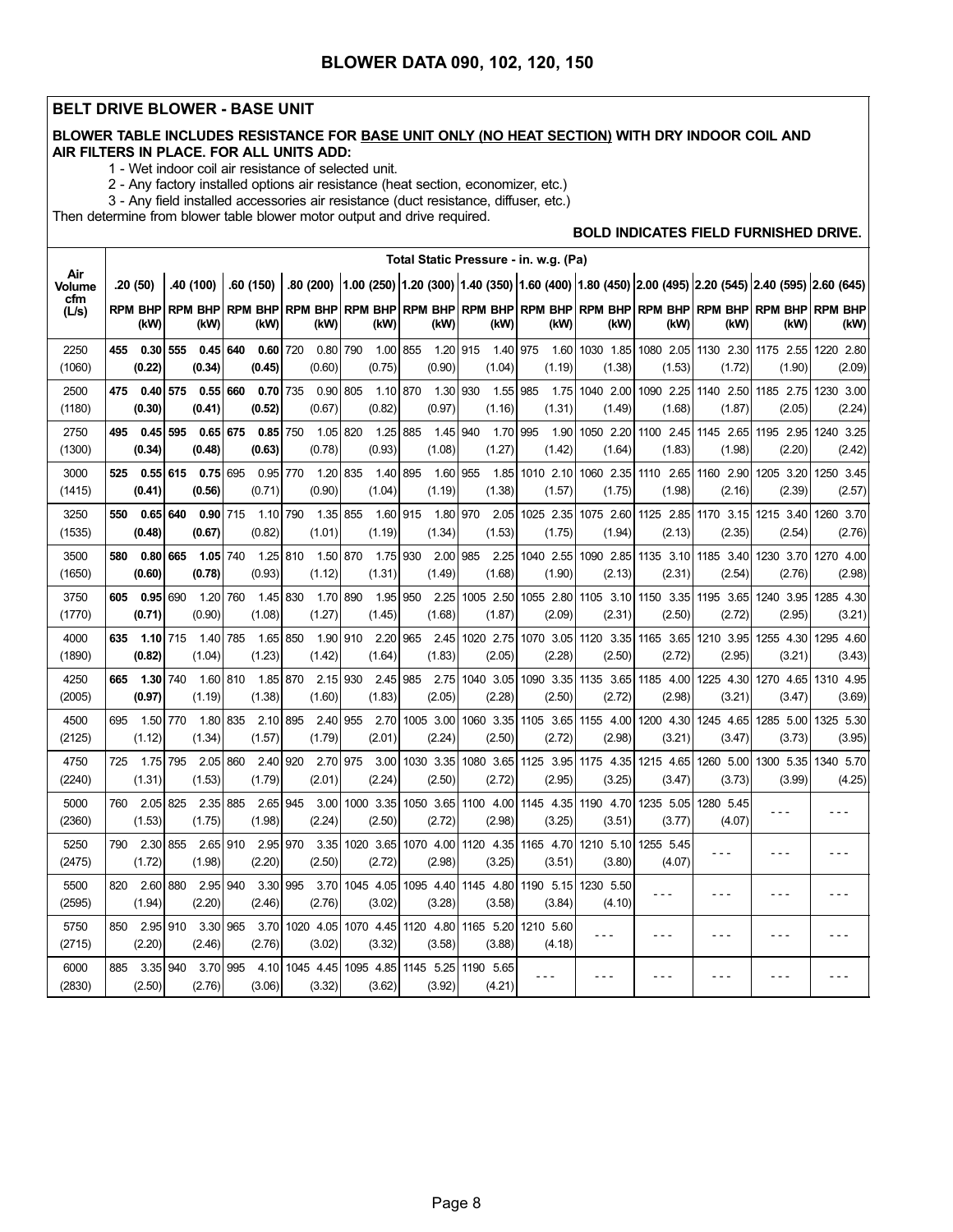# BLOWER DATA 090, 102, 120, 150

## BELT DRIVE BLOWER - BASE UNIT

**BLOWER TABLE INCLUDES RESISTANCE FOR BASE UNIT ONLY (NO HEAT SECTION) WITH DRY INDOOR COIL AND AIR FILTERS IN PLACE. FOR ALL UNITS ADD:**

1 - Wet indoor coil air resistance of selected unit.

2 - Any factory installed options air resistance (heat section, economizer, etc.)

3 - Any field installed accessories air resistance (duct resistance, diffuser, etc.)

Then determine from blower table blower motor output and drive required.

**BOLD INDICATES FIELD FURNISHED DRIVE.**

| Air Volume cfm (L/s) | .20 (50) RPM | .20 (50) BHP (kW) | .40 (100) RPM | .40 (100) BHP (kW) | .60 (150) RPM | .60 (150) BHP (kW) | .80 (200) RPM | .80 (200) BHP (kW) | 1.00 (250) RPM | 1.00 (250) BHP (kW) | 1.20 (300) RPM | 1.20 (300) BHP (kW) | 1.40 (350) RPM | 1.40 (350) BHP (kW) | 1.60 (400) RPM | 1.60 (400) BHP (kW) | 1.80 (450) RPM | 1.80 (450) BHP (kW) | 2.00 (495) RPM | 2.00 (495) BHP (kW) | 2.20 (545) RPM | 2.20 (545) BHP (kW) | 2.40 (595) RPM | 2.40 (595) BHP (kW) | 2.60 (645) RPM | 2.60 (645) BHP (kW) |
|---|---|---|---|---|---|---|---|---|---|---|---|---|---|---|---|---|---|---|---|---|---|---|---|---|---|---|
| 2250 (1060) | **455** | **0.30 (0.22)** | **555** | **0.45 (0.34)** | **640** | **0.60 (0.45)** | 720 | 0.80 (0.60) | 790 | 1.00 (0.75) | 855 | 1.20 (0.90) | 915 | 1.40 (1.04) | 975 | 1.60 (1.19) | 1030 | 1.85 (1.38) | 1080 | 2.05 (1.53) | 1130 | 2.30 (1.72) | 1175 | 2.55 (1.90) | 1220 | 2.80 (2.09) |
| 2500 (1180) | **475** | **0.40 (0.30)** | **575** | **0.55 (0.41)** | **660** | **0.70 (0.52)** | 735 | 0.90 (0.67) | 805 | 1.10 (0.82) | 870 | 1.30 (0.97) | 930 | 1.55 (1.16) | 985 | 1.75 (1.31) | 1040 | 2.00 (1.49) | 1090 | 2.25 (1.68) | 1140 | 2.50 (1.87) | 1185 | 2.75 (2.05) | 1230 | 3.00 (2.24) |
| 2750 (1300) | **495** | **0.45 (0.34)** | **595** | **0.65 (0.48)** | **675** | **0.85 (0.63)** | 750 | 1.05 (0.78) | 820 | 1.25 (0.93) | 885 | 1.45 (1.08) | 940 | 1.70 (1.27) | 995 | 1.90 (1.42) | 1050 | 2.20 (1.64) | 1100 | 2.45 (1.83) | 1145 | 2.65 (1.98) | 1195 | 2.95 (2.20) | 1240 | 3.25 (2.42) |
| 3000 (1415) | **525** | **0.55 (0.41)** | **615** | **0.75 (0.56)** | 695 | 0.95 (0.71) | 770 | 1.20 (0.90) | 835 | 1.40 (1.04) | 895 | 1.60 (1.19) | 955 | 1.85 (1.38) | 1010 | 2.10 (1.57) | 1060 | 2.35 (1.75) | 1110 | 2.65 (1.98) | 1160 | 2.90 (2.16) | 1205 | 3.20 (2.39) | 1250 | 3.45 (2.57) |
| 3250 (1535) | **550** | **0.65 (0.48)** | **640** | **0.90 (0.67)** | 715 | 1.10 (0.82) | 790 | 1.35 (1.01) | 855 | 1.60 (1.19) | 915 | 1.80 (1.34) | 970 | 2.05 (1.53) | 1025 | 2.35 (1.75) | 1075 | 2.60 (1.94) | 1125 | 2.85 (2.13) | 1170 | 3.15 (2.35) | 1215 | 3.40 (2.54) | 1260 | 3.70 (2.76) |
| 3500 (1650) | **580** | **0.80 (0.60)** | **665** | **1.05 (0.78)** | 740 | 1.25 (0.93) | 810 | 1.50 (1.12) | 870 | 1.75 (1.31) | 930 | 2.00 (1.49) | 985 | 2.25 (1.68) | 1040 | 2.55 (1.90) | 1090 | 2.85 (2.13) | 1135 | 3.10 (2.31) | 1185 | 3.40 (2.54) | 1230 | 3.70 (2.76) | 1270 | 4.00 (2.98) |
| 3750 (1770) | **605** | **0.95 (0.71)** | 690 | 1.20 (0.90) | 760 | 1.45 (1.08) | 830 | 1.70 (1.27) | 890 | 1.95 (1.45) | 950 | 2.25 (1.68) | 1005 | 2.50 (1.87) | 1055 | 2.80 (2.09) | 1105 | 3.10 (2.31) | 1150 | 3.35 (2.50) | 1195 | 3.65 (2.72) | 1240 | 3.95 (2.95) | 1285 | 4.30 (3.21) |
| 4000 (1890) | **635** | **1.10 (0.82)** | 715 | 1.40 (1.04) | 785 | 1.65 (1.23) | 850 | 1.90 (1.42) | 910 | 2.20 (1.64) | 965 | 2.45 (1.83) | 1020 | 2.75 (2.05) | 1070 | 3.05 (2.28) | 1120 | 3.35 (2.50) | 1165 | 3.65 (2.72) | 1210 | 3.95 (2.95) | 1255 | 4.30 (3.21) | 1295 | 4.60 (3.43) |
| 4250 (2005) | **665** | **1.30 (0.97)** | 740 | 1.60 (1.19) | 810 | 1.85 (1.38) | 870 | 2.15 (1.60) | 930 | 2.45 (1.83) | 985 | 2.75 (2.05) | 1040 | 3.05 (2.28) | 1090 | 3.35 (2.50) | 1135 | 3.65 (2.72) | 1185 | 4.00 (2.98) | 1225 | 4.30 (3.21) | 1270 | 4.65 (3.47) | 1310 | 4.95 (3.69) |
| 4500 (2125) | 695 | 1.50 (1.12) | 770 | 1.80 (1.34) | 835 | 2.10 (1.57) | 895 | 2.40 (1.79) | 955 | 2.70 (2.01) | 1005 | 3.00 (2.24) | 1060 | 3.35 (2.50) | 1105 | 3.65 (2.72) | 1155 | 4.00 (2.98) | 1200 | 4.30 (3.21) | 1245 | 4.65 (3.47) | 1285 | 5.00 (3.73) | 1325 | 5.30 (3.95) |
| 4750 (2240) | 725 | 1.75 (1.31) | 795 | 2.05 (1.53) | 860 | 2.40 (1.79) | 920 | 2.70 (2.01) | 975 | 3.00 (2.24) | 1030 | 3.35 (2.50) | 1080 | 3.65 (2.72) | 1125 | 3.95 (2.95) | 1175 | 4.35 (3.25) | 1215 | 4.65 (3.47) | 1260 | 5.00 (3.73) | 1300 | 5.35 (3.99) | 1340 | 5.70 (4.25) |
| 5000 (2360) | 760 | 2.05 (1.53) | 825 | 2.35 (1.75) | 885 | 2.65 (1.98) | 945 | 3.00 (2.24) | 1000 | 3.35 (2.50) | 1050 | 3.65 (2.72) | 1100 | 4.00 (2.98) | 1145 | 4.35 (3.25) | 1190 | 4.70 (3.51) | 1235 | 5.05 (3.77) | 1280 | 5.45 (4.07) | - - - | - - - | - - - | - - - |
| 5250 (2475) | 790 | 2.30 (1.72) | 855 | 2.65 (1.98) | 910 | 2.95 (2.20) | 970 | 3.35 (2.50) | 1020 | 3.65 (2.72) | 1070 | 4.00 (2.98) | 1120 | 4.35 (3.25) | 1165 | 4.70 (3.51) | 1210 | 5.10 (3.80) | 1255 | 5.45 (4.07) | - - - | - - - | - - - | - - - | - - - | - - - |
| 5500 (2595) | 820 | 2.60 (1.94) | 880 | 2.95 (2.20) | 940 | 3.30 (2.46) | 995 | 3.70 (2.76) | 1045 | 4.05 (3.02) | 1095 | 4.40 (3.28) | 1145 | 4.80 (3.58) | 1190 | 5.15 (3.84) | 1230 | 5.50 (4.10) | - - - | - - - | - - - | - - - | - - - | - - - | - - - | - - - |
| 5750 (2715) | 850 | 2.95 (2.20) | 910 | 3.30 (2.46) | 965 | 3.70 (2.76) | 1020 | 4.05 (3.02) | 1070 | 4.45 (3.32) | 1120 | 4.80 (3.58) | 1165 | 5.20 (3.88) | 1210 | 5.60 (4.18) | - - - | - - - | - - - | - - - | - - - | - - - | - - - | - - - | - - - | - - - |
| 6000 (2830) | 885 | 3.35 (2.50) | 940 | 3.70 (2.76) | 995 | 4.10 (3.06) | 1045 | 4.45 (3.32) | 1095 | 4.85 (3.62) | 1145 | 5.25 (3.92) | 1190 | 5.65 (4.21) | - - - | - - - | - - - | - - - | - - - | - - - | - - - | - - - | - - - | - - - | - - - | - - - |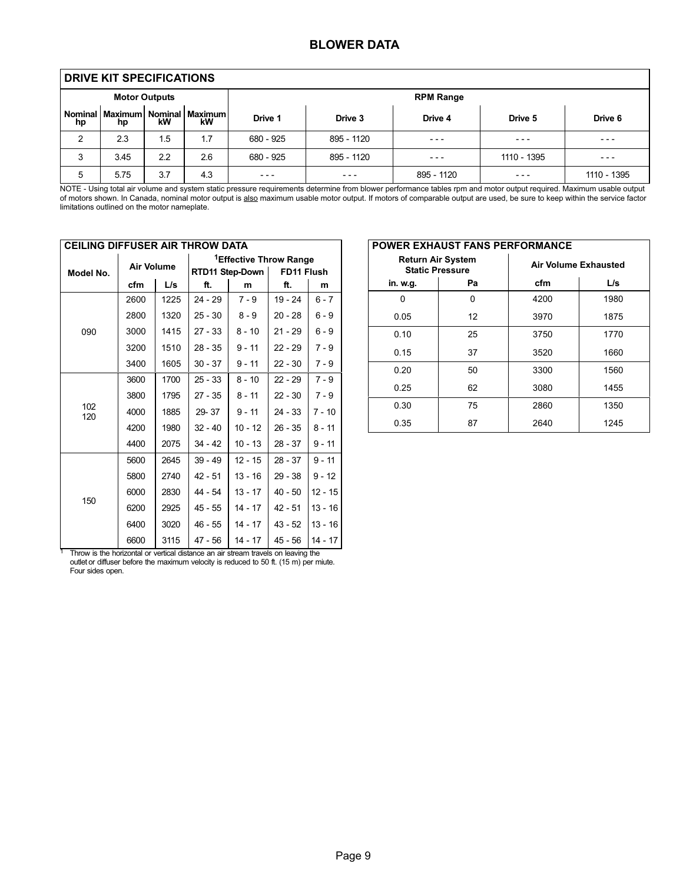# BLOWER DATA

## DRIVE KIT SPECIFICATIONS

| Motor Outputs | | | | RPM Range | | | | |
|---|---|---|---|---|---|---|---|---|
| Nominal hp | Maximum hp | Nominal kW | Maximum kW | Drive 1 | Drive 3 | Drive 4 | Drive 5 | Drive 6 |
| 2 | 2.3 | 1.5 | 1.7 | 680 - 925 | 895 - 1120 | - - - | - - - | - - - |
| 3 | 3.45 | 2.2 | 2.6 | 680 - 925 | 895 - 1120 | - - - | 1110 - 1395 | - - - |
| 5 | 5.75 | 3.7 | 4.3 | - - - | - - - | 895 - 1120 | - - - | 1110 - 1395 |

NOTE - Using total air volume and system static pressure requirements determine from blower performance tables rpm and motor output required. Maximum usable output of motors shown. In Canada, nominal motor output is also maximum usable motor output. If motors of comparable output are used, be sure to keep within the service factor limitations outlined on the motor nameplate.

## CEILING DIFFUSER AIR THROW DATA

| Model No. | Air Volume | | [1]Effective Throw Range | | | |
|---|---|---|---|---|---|---|
| | | | RTD11 Step-Down | | FD11 Flush | |
| | cfm | L/s | ft. | m | ft. | m |
| 090 | 2600 | 1225 | 24 - 29 | 7 - 9 | 19 - 24 | 6 - 7 |
| | 2800 | 1320 | 25 - 30 | 8 - 9 | 20 - 28 | 6 - 9 |
| | 3000 | 1415 | 27 - 33 | 8 - 10 | 21 - 29 | 6 - 9 |
| | 3200 | 1510 | 28 - 35 | 9 - 11 | 22 - 29 | 7 - 9 |
| | 3400 | 1605 | 30 - 37 | 9 - 11 | 22 - 30 | 7 - 9 |
| 102 120 | 3600 | 1700 | 25 - 33 | 8 - 10 | 22 - 29 | 7 - 9 |
| | 3800 | 1795 | 27 - 35 | 8 - 11 | 22 - 30 | 7 - 9 |
| | 4000 | 1885 | 29- 37 | 9 - 11 | 24 - 33 | 7 - 10 |
| | 4200 | 1980 | 32 - 40 | 10 - 12 | 26 - 35 | 8 - 11 |
| | 4400 | 2075 | 34 - 42 | 10 - 13 | 28 - 37 | 9 - 11 |
| 150 | 5600 | 2645 | 39 - 49 | 12 - 15 | 28 - 37 | 9 - 11 |
| | 5800 | 2740 | 42 - 51 | 13 - 16 | 29 - 38 | 9 - 12 |
| | 6000 | 2830 | 44 - 54 | 13 - 17 | 40 - 50 | 12 - 15 |
| | 6200 | 2925 | 45 - 55 | 14 - 17 | 42 - 51 | 13 - 16 |
| | 6400 | 3020 | 46 - 55 | 14 - 17 | 43 - 52 | 13 - 16 |
| | 6600 | 3115 | 47 - 56 | 14 - 17 | 45 - 56 | 14 - 17 |

[1] Throw is the horizontal or vertical distance an air stream travels on leaving the outlet or diffuser before the maximum velocity is reduced to 50 ft. (15 m) per miute. Four sides open.

## POWER EXHAUST FANS PERFORMANCE

| Return Air System Static Pressure | | Air Volume Exhausted | |
|---|---|---|---|
| in. w.g. | Pa | cfm | L/s |
| 0 | 0 | 4200 | 1980 |
| 0.05 | 12 | 3970 | 1875 |
| 0.10 | 25 | 3750 | 1770 |
| 0.15 | 37 | 3520 | 1660 |
| 0.20 | 50 | 3300 | 1560 |
| 0.25 | 62 | 3080 | 1455 |
| 0.30 | 75 | 2860 | 1350 |
| 0.35 | 87 | 2640 | 1245 |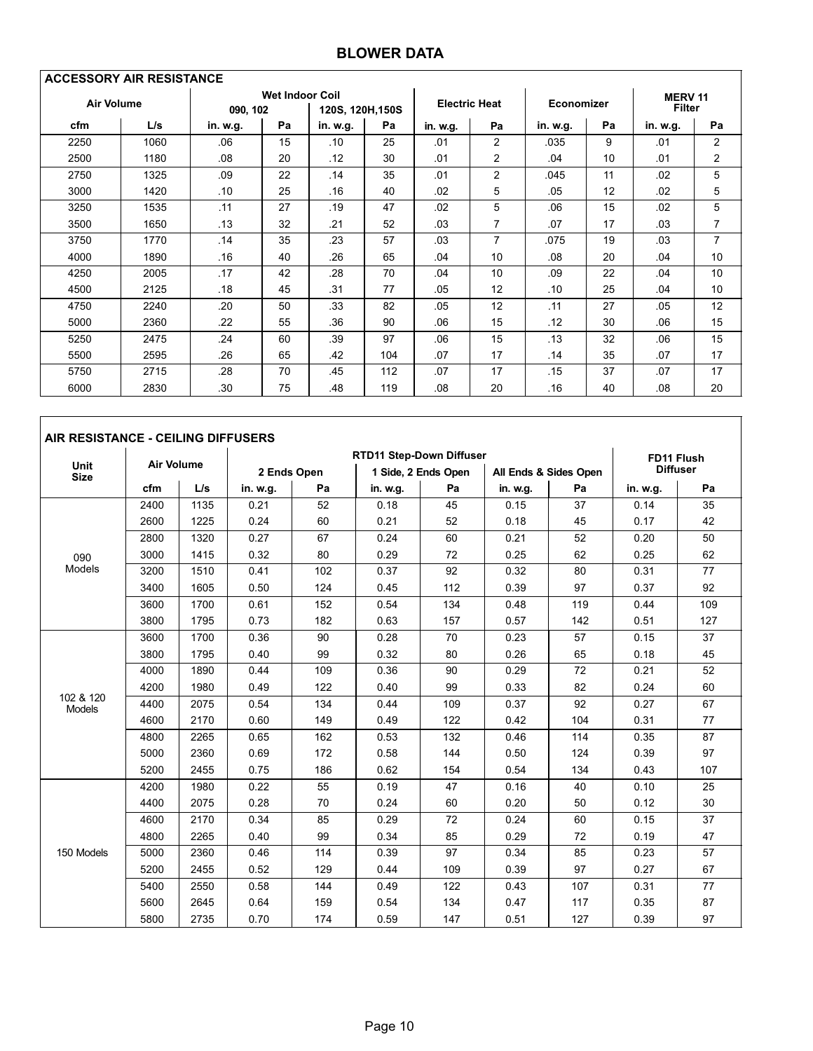# BLOWER DATA

| ACCESSORY AIR RESISTANCE | | | | | | | | | | | |
|---|---|---|---|---|---|---|---|---|---|---|---|
| Air Volume | | Wet Indoor Coil | | | | Electric Heat | | Economizer | | MERV 11 Filter | |
| | | 090, 102 | | 120S, 120H,150S | | | | | | | |
| cfm | L/s | in. w.g. | Pa | in. w.g. | Pa | in. w.g. | Pa | in. w.g. | Pa | in. w.g. | Pa |
| 2250 | 1060 | .06 | 15 | .10 | 25 | .01 | 2 | .035 | 9 | .01 | 2 |
| 2500 | 1180 | .08 | 20 | .12 | 30 | .01 | 2 | .04 | 10 | .01 | 2 |
| 2750 | 1325 | .09 | 22 | .14 | 35 | .01 | 2 | .045 | 11 | .02 | 5 |
| 3000 | 1420 | .10 | 25 | .16 | 40 | .02 | 5 | .05 | 12 | .02 | 5 |
| 3250 | 1535 | .11 | 27 | .19 | 47 | .02 | 5 | .06 | 15 | .02 | 5 |
| 3500 | 1650 | .13 | 32 | .21 | 52 | .03 | 7 | .07 | 17 | .03 | 7 |
| 3750 | 1770 | .14 | 35 | .23 | 57 | .03 | 7 | .075 | 19 | .03 | 7 |
| 4000 | 1890 | .16 | 40 | .26 | 65 | .04 | 10 | .08 | 20 | .04 | 10 |
| 4250 | 2005 | .17 | 42 | .28 | 70 | .04 | 10 | .09 | 22 | .04 | 10 |
| 4500 | 2125 | .18 | 45 | .31 | 77 | .05 | 12 | .10 | 25 | .04 | 10 |
| 4750 | 2240 | .20 | 50 | .33 | 82 | .05 | 12 | .11 | 27 | .05 | 12 |
| 5000 | 2360 | .22 | 55 | .36 | 90 | .06 | 15 | .12 | 30 | .06 | 15 |
| 5250 | 2475 | .24 | 60 | .39 | 97 | .06 | 15 | .13 | 32 | .06 | 15 |
| 5500 | 2595 | .26 | 65 | .42 | 104 | .07 | 17 | .14 | 35 | .07 | 17 |
| 5750 | 2715 | .28 | 70 | .45 | 112 | .07 | 17 | .15 | 37 | .07 | 17 |
| 6000 | 2830 | .30 | 75 | .48 | 119 | .08 | 20 | .16 | 40 | .08 | 20 |

| AIR RESISTANCE - CEILING DIFFUSERS | | | | | | | | | | |
|---|---|---|---|---|---|---|---|---|---|---|
| Unit Size | Air Volume | | RTD11 Step-Down Diffuser | | | | | | FD11 Flush Diffuser | |
| | | | 2 Ends Open | | 1 Side, 2 Ends Open | | All Ends & Sides Open | | | |
| | cfm | L/s | in. w.g. | Pa | in. w.g. | Pa | in. w.g. | Pa | in. w.g. | Pa |
| 090 Models | 2400 | 1135 | 0.21 | 52 | 0.18 | 45 | 0.15 | 37 | 0.14 | 35 |
| | 2600 | 1225 | 0.24 | 60 | 0.21 | 52 | 0.18 | 45 | 0.17 | 42 |
| | 2800 | 1320 | 0.27 | 67 | 0.24 | 60 | 0.21 | 52 | 0.20 | 50 |
| | 3000 | 1415 | 0.32 | 80 | 0.29 | 72 | 0.25 | 62 | 0.25 | 62 |
| | 3200 | 1510 | 0.41 | 102 | 0.37 | 92 | 0.32 | 80 | 0.31 | 77 |
| | 3400 | 1605 | 0.50 | 124 | 0.45 | 112 | 0.39 | 97 | 0.37 | 92 |
| | 3600 | 1700 | 0.61 | 152 | 0.54 | 134 | 0.48 | 119 | 0.44 | 109 |
| | 3800 | 1795 | 0.73 | 182 | 0.63 | 157 | 0.57 | 142 | 0.51 | 127 |
| 102 & 120 Models | 3600 | 1700 | 0.36 | 90 | 0.28 | 70 | 0.23 | 57 | 0.15 | 37 |
| | 3800 | 1795 | 0.40 | 99 | 0.32 | 80 | 0.26 | 65 | 0.18 | 45 |
| | 4000 | 1890 | 0.44 | 109 | 0.36 | 90 | 0.29 | 72 | 0.21 | 52 |
| | 4200 | 1980 | 0.49 | 122 | 0.40 | 99 | 0.33 | 82 | 0.24 | 60 |
| | 4400 | 2075 | 0.54 | 134 | 0.44 | 109 | 0.37 | 92 | 0.27 | 67 |
| | 4600 | 2170 | 0.60 | 149 | 0.49 | 122 | 0.42 | 104 | 0.31 | 77 |
| | 4800 | 2265 | 0.65 | 162 | 0.53 | 132 | 0.46 | 114 | 0.35 | 87 |
| | 5000 | 2360 | 0.69 | 172 | 0.58 | 144 | 0.50 | 124 | 0.39 | 97 |
| | 5200 | 2455 | 0.75 | 186 | 0.62 | 154 | 0.54 | 134 | 0.43 | 107 |
| 150 Models | 4200 | 1980 | 0.22 | 55 | 0.19 | 47 | 0.16 | 40 | 0.10 | 25 |
| | 4400 | 2075 | 0.28 | 70 | 0.24 | 60 | 0.20 | 50 | 0.12 | 30 |
| | 4600 | 2170 | 0.34 | 85 | 0.29 | 72 | 0.24 | 60 | 0.15 | 37 |
| | 4800 | 2265 | 0.40 | 99 | 0.34 | 85 | 0.29 | 72 | 0.19 | 47 |
| | 5000 | 2360 | 0.46 | 114 | 0.39 | 97 | 0.34 | 85 | 0.23 | 57 |
| | 5200 | 2455 | 0.52 | 129 | 0.44 | 109 | 0.39 | 97 | 0.27 | 67 |
| | 5400 | 2550 | 0.58 | 144 | 0.49 | 122 | 0.43 | 107 | 0.31 | 77 |
| | 5600 | 2645 | 0.64 | 159 | 0.54 | 134 | 0.47 | 117 | 0.35 | 87 |
| | 5800 | 2735 | 0.70 | 174 | 0.59 | 147 | 0.51 | 127 | 0.39 | 97 |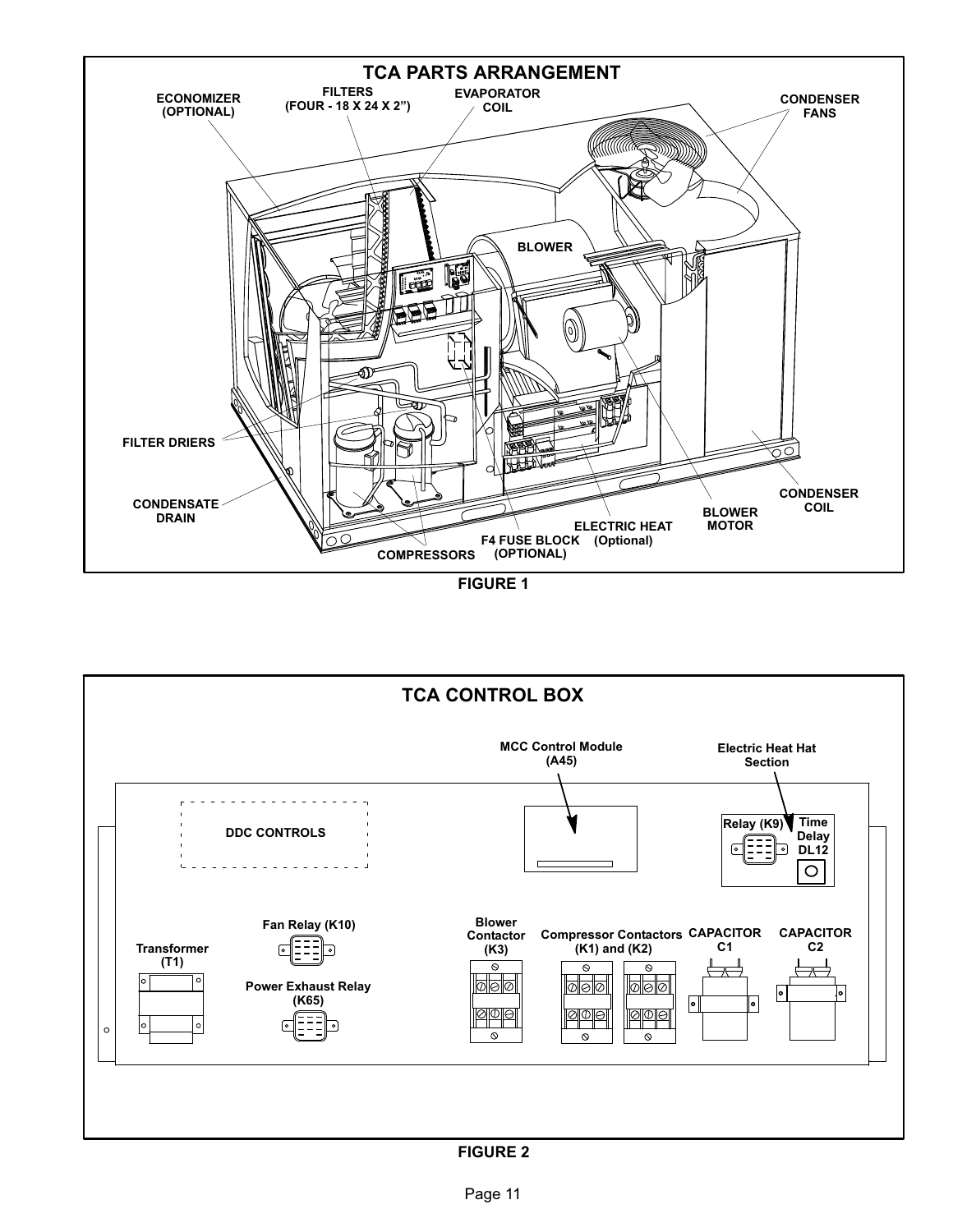## TCA PARTS ARRANGEMENT

ECONOMIZER (OPTIONAL)

FILTERS (FOUR - 18 X 24 X 2")

EVAPORATOR COIL

CONDENSER FANS

BLOWER

FILTER DRIERS

CONDENSATE DRAIN

COMPRESSORS

F4 FUSE BLOCK (OPTIONAL)

ELECTRIC HEAT (Optional)

BLOWER MOTOR

CONDENSER COIL

FIGURE 1

## TCA CONTROL BOX

MCC Control Module (A45)

Electric Heat Hat Section

DDC CONTROLS

Relay (K9)

Time Delay DL12

Fan Relay (K10)

Power Exhaust Relay (K65)

Transformer (T1)

Blower Contactor (K3)

Compressor Contactors (K1) and (K2)

CAPACITOR C1

CAPACITOR C2

FIGURE 2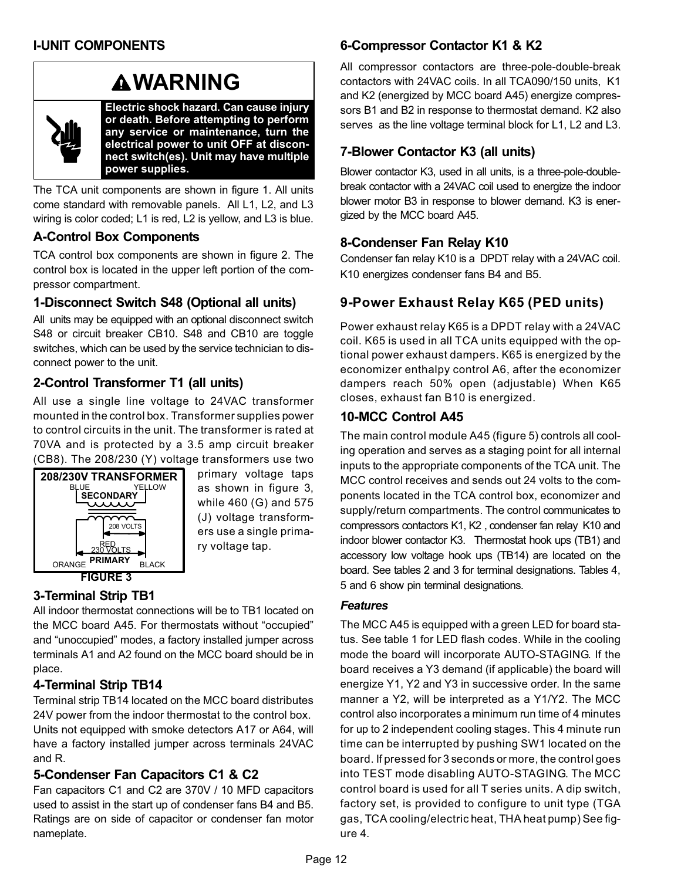# I-UNIT COMPONENTS

**WARNING**

**Electric shock hazard. Can cause injury or death. Before attempting to perform any service or maintenance, turn the electrical power to unit OFF at disconnect switch(es). Unit may have multiple power supplies.**

The TCA unit components are shown in figure 1. All units come standard with removable panels. All L1, L2, and L3 wiring is color coded; L1 is red, L2 is yellow, and L3 is blue.

## A-Control Box Components

TCA control box components are shown in figure 2. The control box is located in the upper left portion of the compressor compartment.

### 1-Disconnect Switch S48 (Optional all units)

All units may be equipped with an optional disconnect switch S48 or circuit breaker CB10. S48 and CB10 are toggle switches, which can be used by the service technician to disconnect power to the unit.

### 2-Control Transformer T1 (all units)

All use a single line voltage to 24VAC transformer mounted in the control box. Transformer supplies power to control circuits in the unit. The transformer is rated at 70VA and is protected by a 3.5 amp circuit breaker (CB8). The 208/230 (Y) voltage transformers use two primary voltage taps as shown in figure 3, while 460 (G) and 575 (J) voltage transformers use a single primary voltage tap.

208/230V TRANSFORMER
BLUE YELLOW
SECONDARY
208 VOLTS
RED
230 VOLTS
PRIMARY
ORANGE BLACK

FIGURE 3

### 3-Terminal Strip TB1

All indoor thermostat connections will be to TB1 located on the MCC board A45. For thermostats without "occupied" and "unoccupied" modes, a factory installed jumper across terminals A1 and A2 found on the MCC board should be in place.

### 4-Terminal Strip TB14

Terminal strip TB14 located on the MCC board distributes 24V power from the indoor thermostat to the control box. Units not equipped with smoke detectors A17 or A64, will have a factory installed jumper across terminals 24VAC and R.

### 5-Condenser Fan Capacitors C1 & C2

Fan capacitors C1 and C2 are 370V / 10 MFD capacitors used to assist in the start up of condenser fans B4 and B5. Ratings are on side of capacitor or condenser fan motor nameplate.

### 6-Compressor Contactor K1 & K2

All compressor contactors are three-pole-double-break contactors with 24VAC coils. In all TCA090/150 units, K1 and K2 (energized by MCC board A45) energize compressors B1 and B2 in response to thermostat demand. K2 also serves as the line voltage terminal block for L1, L2 and L3.

### 7-Blower Contactor K3 (all units)

Blower contactor K3, used in all units, is a three-pole-double-break contactor with a 24VAC coil used to energize the indoor blower motor B3 in response to blower demand. K3 is energized by the MCC board A45.

### 8-Condenser Fan Relay K10

Condenser fan relay K10 is a DPDT relay with a 24VAC coil. K10 energizes condenser fans B4 and B5.

### 9-Power Exhaust Relay K65 (PED units)

Power exhaust relay K65 is a DPDT relay with a 24VAC coil. K65 is used in all TCA units equipped with the optional power exhaust dampers. K65 is energized by the economizer enthalpy control A6, after the economizer dampers reach 50% open (adjustable) When K65 closes, exhaust fan B10 is energized.

### 10-MCC Control A45

The main control module A45 (figure 5) controls all cooling operation and serves as a staging point for all internal inputs to the appropriate components of the TCA unit. The MCC control receives and sends out 24 volts to the components located in the TCA control box, economizer and supply/return compartments. The control communicates to compressors contactors K1, K2 , condenser fan relay K10 and indoor blower contactor K3. Thermostat hook ups (TB1) and accessory low voltage hook ups (TB14) are located on the board. See tables 2 and 3 for terminal designations. Tables 4, 5 and 6 show pin terminal designations.

***Features***

The MCC A45 is equipped with a green LED for board status. See table 1 for LED flash codes. While in the cooling mode the board will incorporate AUTO-STAGING. If the board receives a Y3 demand (if applicable) the board will energize Y1, Y2 and Y3 in successive order. In the same manner a Y2, will be interpreted as a Y1/Y2. The MCC control also incorporates a minimum run time of 4 minutes for up to 2 independent cooling stages. This 4 minute run time can be interrupted by pushing SW1 located on the board. If pressed for 3 seconds or more, the control goes into TEST mode disabling AUTO-STAGING. The MCC control board is used for all T series units. A dip switch, factory set, is provided to configure to unit type (TGA gas, TCA cooling/electric heat, THA heat pump) See figure 4.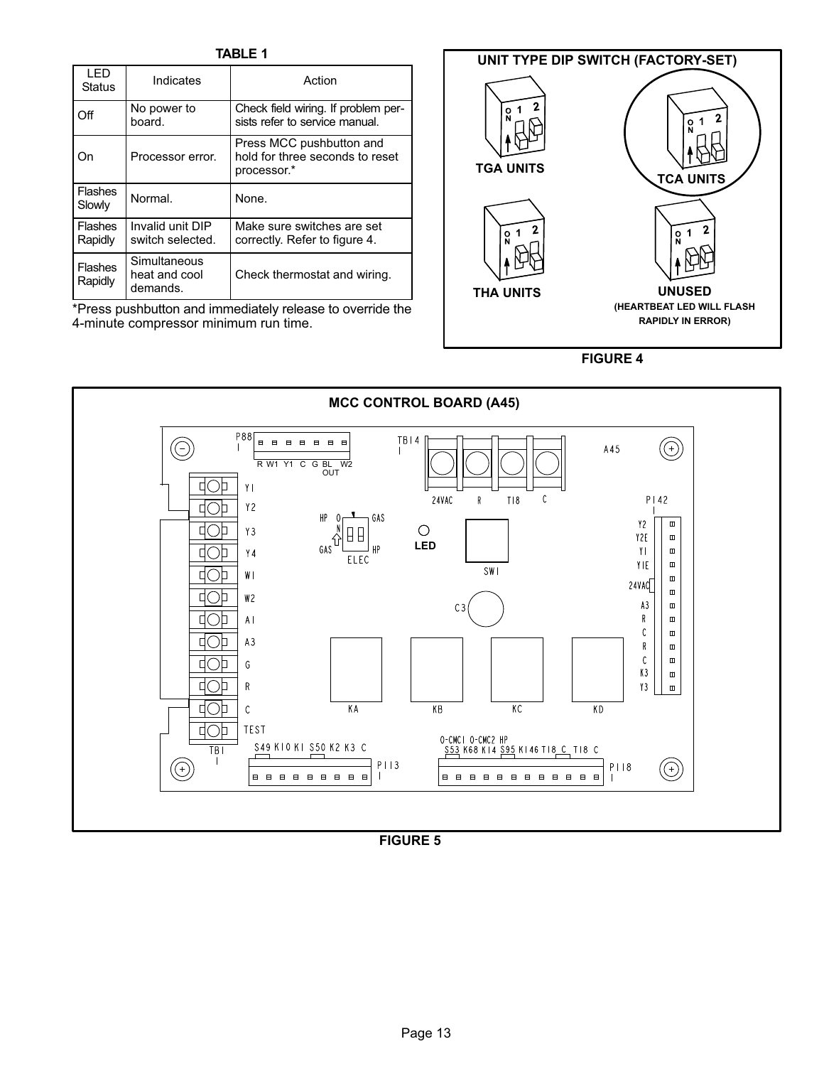**TABLE 1**

| LED Status | Indicates | Action |
|---|---|---|
| Off | No power to board. | Check field wiring. If problem persists refer to service manual. |
| On | Processor error. | Press MCC pushbutton and hold for three seconds to reset processor.* |
| Flashes Slowly | Normal. | None. |
| Flashes Rapidly | Invalid unit DIP switch selected. | Make sure switches are set correctly. Refer to figure 4. |
| Flashes Rapidly | Simultaneous heat and cool demands. | Check thermostat and wiring. |

*Press pushbutton and immediately release to override the 4-minute compressor minimum run time.

**UNIT TYPE DIP SWITCH (FACTORY-SET)**

TGA UNITS

TCA UNITS

THA UNITS

UNUSED (HEARTBEAT LED WILL FLASH RAPIDLY IN ERROR)

**FIGURE 4**

**MCC CONTROL BOARD (A45)**

**FIGURE 5**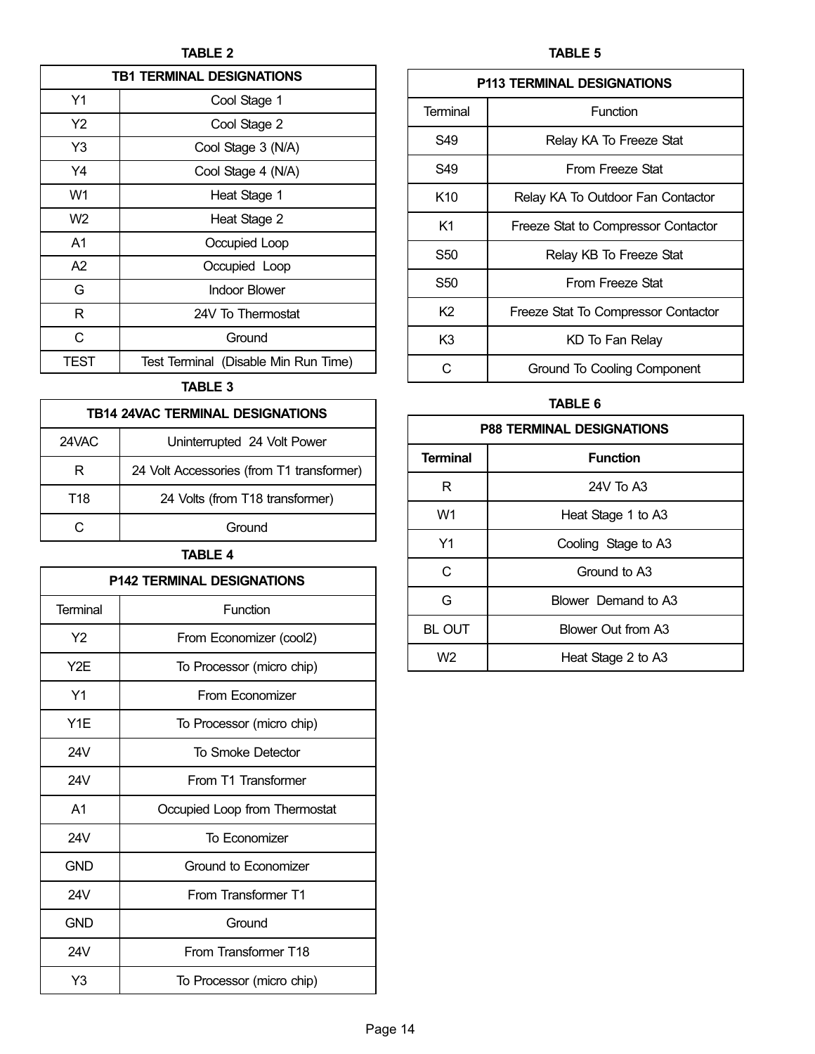**TABLE 2**

| TB1 TERMINAL DESIGNATIONS | |
|---|---|
| Y1 | Cool Stage 1 |
| Y2 | Cool Stage 2 |
| Y3 | Cool Stage 3 (N/A) |
| Y4 | Cool Stage 4 (N/A) |
| W1 | Heat Stage 1 |
| W2 | Heat Stage 2 |
| A1 | Occupied Loop |
| A2 | Occupied Loop |
| G | Indoor Blower |
| R | 24V To Thermostat |
| C | Ground |
| TEST | Test Terminal (Disable Min Run Time) |

**TABLE 3**

| TB14 24VAC TERMINAL DESIGNATIONS | |
|---|---|
| 24VAC | Uninterrupted 24 Volt Power |
| R | 24 Volt Accessories (from T1 transformer) |
| T18 | 24 Volts (from T18 transformer) |
| C | Ground |

**TABLE 4**

| P142 TERMINAL DESIGNATIONS | |
|---|---|
| Terminal | Function |
| Y2 | From Economizer (cool2) |
| Y2E | To Processor (micro chip) |
| Y1 | From Economizer |
| Y1E | To Processor (micro chip) |
| 24V | To Smoke Detector |
| 24V | From T1 Transformer |
| A1 | Occupied Loop from Thermostat |
| 24V | To Economizer |
| GND | Ground to Economizer |
| 24V | From Transformer T1 |
| GND | Ground |
| 24V | From Transformer T18 |
| Y3 | To Processor (micro chip) |

**TABLE 5**

| P113 TERMINAL DESIGNATIONS | |
|---|---|
| Terminal | Function |
| S49 | Relay KA To Freeze Stat |
| S49 | From Freeze Stat |
| K10 | Relay KA To Outdoor Fan Contactor |
| K1 | Freeze Stat to Compressor Contactor |
| S50 | Relay KB To Freeze Stat |
| S50 | From Freeze Stat |
| K2 | Freeze Stat To Compressor Contactor |
| K3 | KD To Fan Relay |
| C | Ground To Cooling Component |

**TABLE 6**

| P88 TERMINAL DESIGNATIONS | |
|---|---|
| **Terminal** | **Function** |
| R | 24V To A3 |
| W1 | Heat Stage 1 to A3 |
| Y1 | Cooling Stage to A3 |
| C | Ground to A3 |
| G | Blower Demand to A3 |
| BL OUT | Blower Out from A3 |
| W2 | Heat Stage 2 to A3 |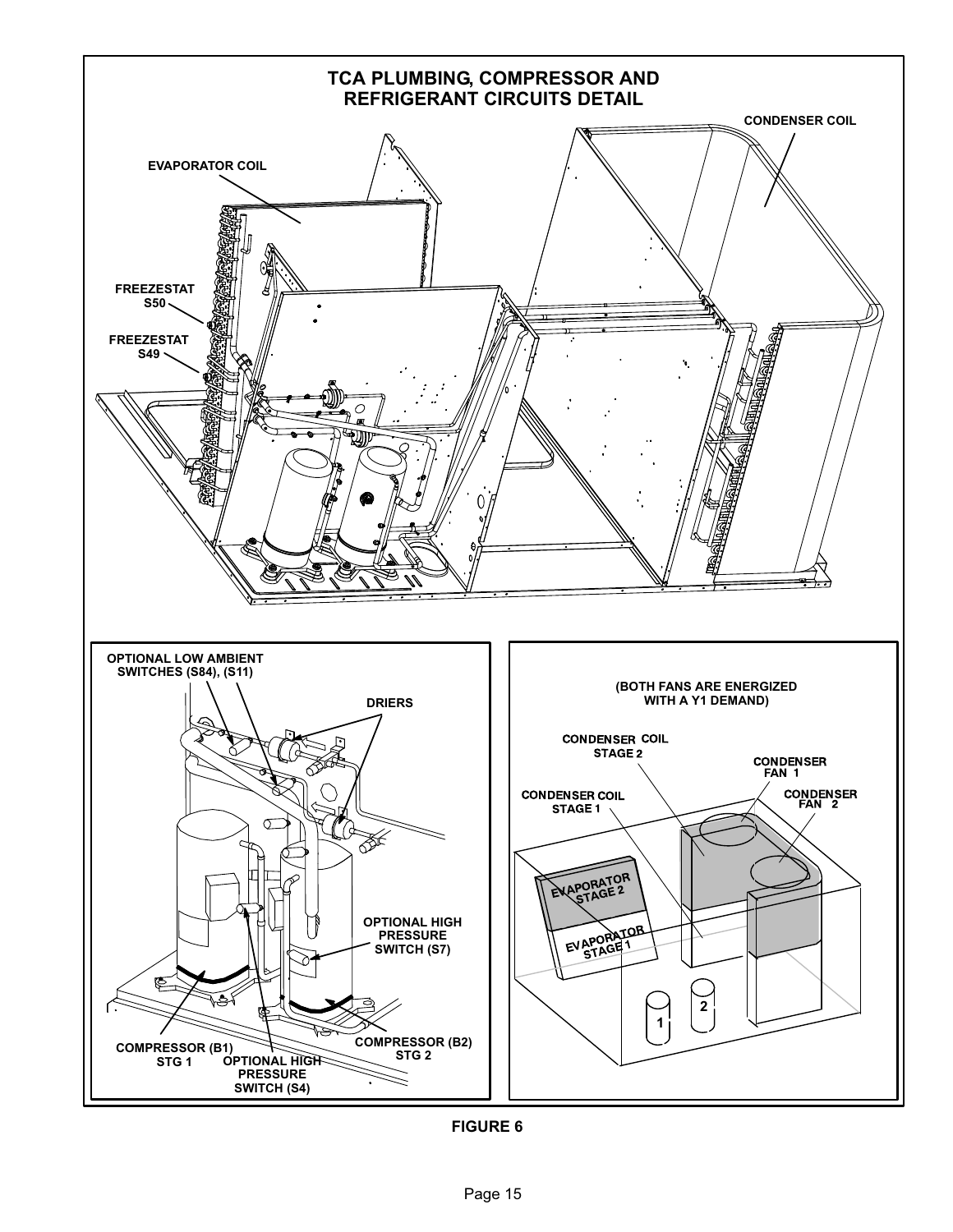## TCA PLUMBING, COMPRESSOR AND REFRIGERANT CIRCUITS DETAIL

CONDENSER COIL

EVAPORATOR COIL

FREEZESTAT S50

FREEZESTAT S49

OPTIONAL LOW AMBIENT SWITCHES (S84), (S11)

DRIERS

OPTIONAL HIGH PRESSURE SWITCH (S7)

COMPRESSOR (B1) STG 1

OPTIONAL HIGH PRESSURE SWITCH (S4)

COMPRESSOR (B2) STG 2

(BOTH FANS ARE ENERGIZED WITH A Y1 DEMAND)

CONDENSER COIL STAGE 2

CONDENSER FAN 1

CONDENSER COIL STAGE 1

CONDENSER FAN 2

EVAPORATOR STAGE 2

EVAPORATOR STAGE 1

1

2

**FIGURE 6**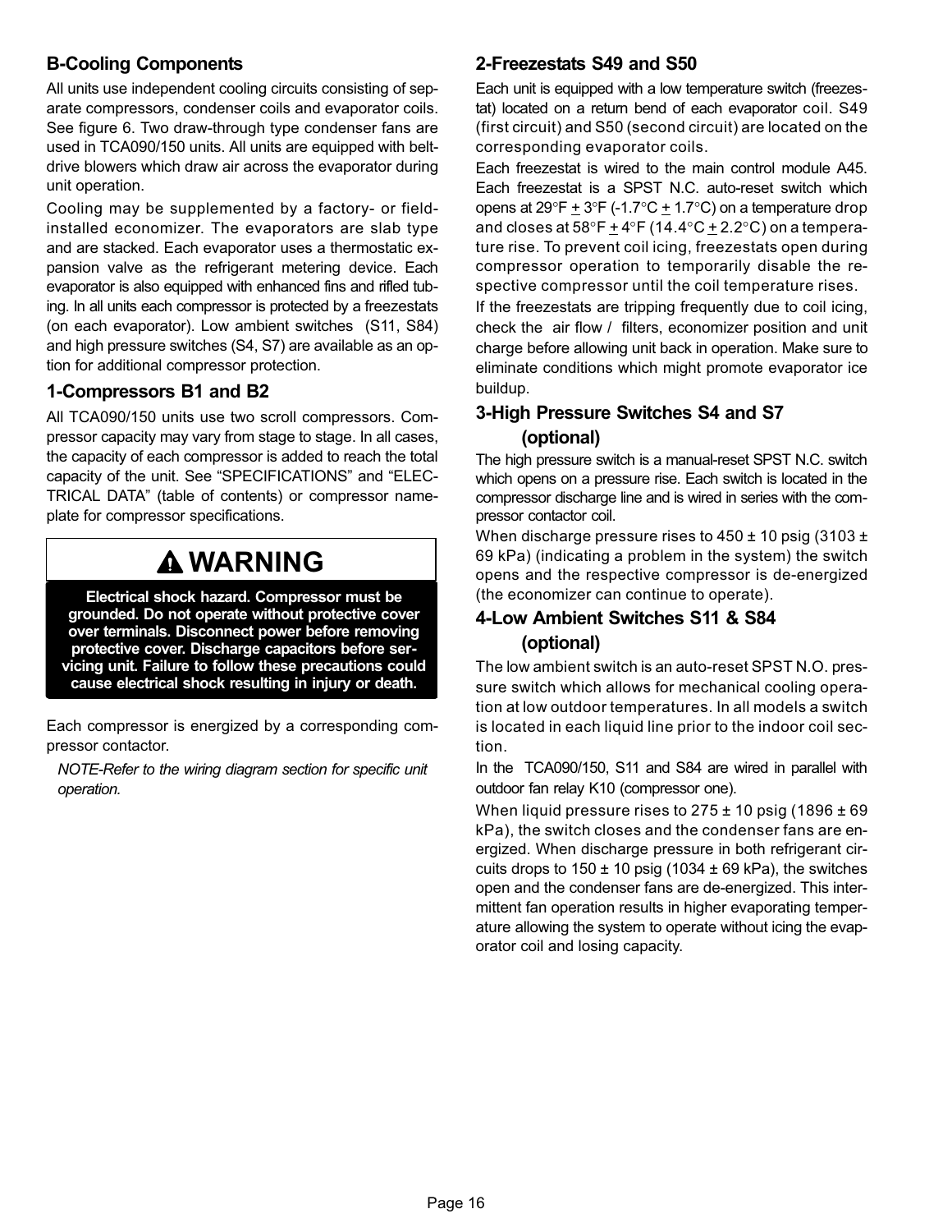## B-Cooling Components

All units use independent cooling circuits consisting of separate compressors, condenser coils and evaporator coils. See figure 6. Two draw-through type condenser fans are used in TCA090/150 units. All units are equipped with belt-drive blowers which draw air across the evaporator during unit operation.

Cooling may be supplemented by a factory- or field-installed economizer. The evaporators are slab type and are stacked. Each evaporator uses a thermostatic expansion valve as the refrigerant metering device. Each evaporator is also equipped with enhanced fins and rifled tubing. In all units each compressor is protected by a freezestats (on each evaporator). Low ambient switches (S11, S84) and high pressure switches (S4, S7) are available as an option for additional compressor protection.

### 1-Compressors B1 and B2

All TCA090/150 units use two scroll compressors. Compressor capacity may vary from stage to stage. In all cases, the capacity of each compressor is added to reach the total capacity of the unit. See "SPECIFICATIONS" and "ELECTRICAL DATA" (table of contents) or compressor nameplate for compressor specifications.

> **⚠ WARNING**
>
> **Electrical shock hazard. Compressor must be grounded. Do not operate without protective cover over terminals. Disconnect power before removing protective cover. Discharge capacitors before servicing unit. Failure to follow these precautions could cause electrical shock resulting in injury or death.**

Each compressor is energized by a corresponding compressor contactor.

*NOTE-Refer to the wiring diagram section for specific unit operation.*

### 2-Freezestats S49 and S50

Each unit is equipped with a low temperature switch (freezestat) located on a return bend of each evaporator coil. S49 (first circuit) and S50 (second circuit) are located on the corresponding evaporator coils.

Each freezestat is wired to the main control module A45. Each freezestat is a SPST N.C. auto-reset switch which opens at 29°F ± 3°F (-1.7°C ± 1.7°C) on a temperature drop and closes at 58°F ± 4°F (14.4°C ± 2.2°C) on a temperature rise. To prevent coil icing, freezestats open during compressor operation to temporarily disable the respective compressor until the coil temperature rises.

If the freezestats are tripping frequently due to coil icing, check the air flow / filters, economizer position and unit charge before allowing unit back in operation. Make sure to eliminate conditions which might promote evaporator ice buildup.

### 3-High Pressure Switches S4 and S7 (optional)

The high pressure switch is a manual-reset SPST N.C. switch which opens on a pressure rise. Each switch is located in the compressor discharge line and is wired in series with the compressor contactor coil.

When discharge pressure rises to 450 ± 10 psig (3103 ± 69 kPa) (indicating a problem in the system) the switch opens and the respective compressor is de-energized (the economizer can continue to operate).

### 4-Low Ambient Switches S11 & S84 (optional)

The low ambient switch is an auto-reset SPST N.O. pressure switch which allows for mechanical cooling operation at low outdoor temperatures. In all models a switch is located in each liquid line prior to the indoor coil section.

In the TCA090/150, S11 and S84 are wired in parallel with outdoor fan relay K10 (compressor one).

When liquid pressure rises to 275 ± 10 psig (1896 ± 69 kPa), the switch closes and the condenser fans are energized. When discharge pressure in both refrigerant circuits drops to 150 ± 10 psig (1034 ± 69 kPa), the switches open and the condenser fans are de-energized. This intermittent fan operation results in higher evaporating temperature allowing the system to operate without icing the evaporator coil and losing capacity.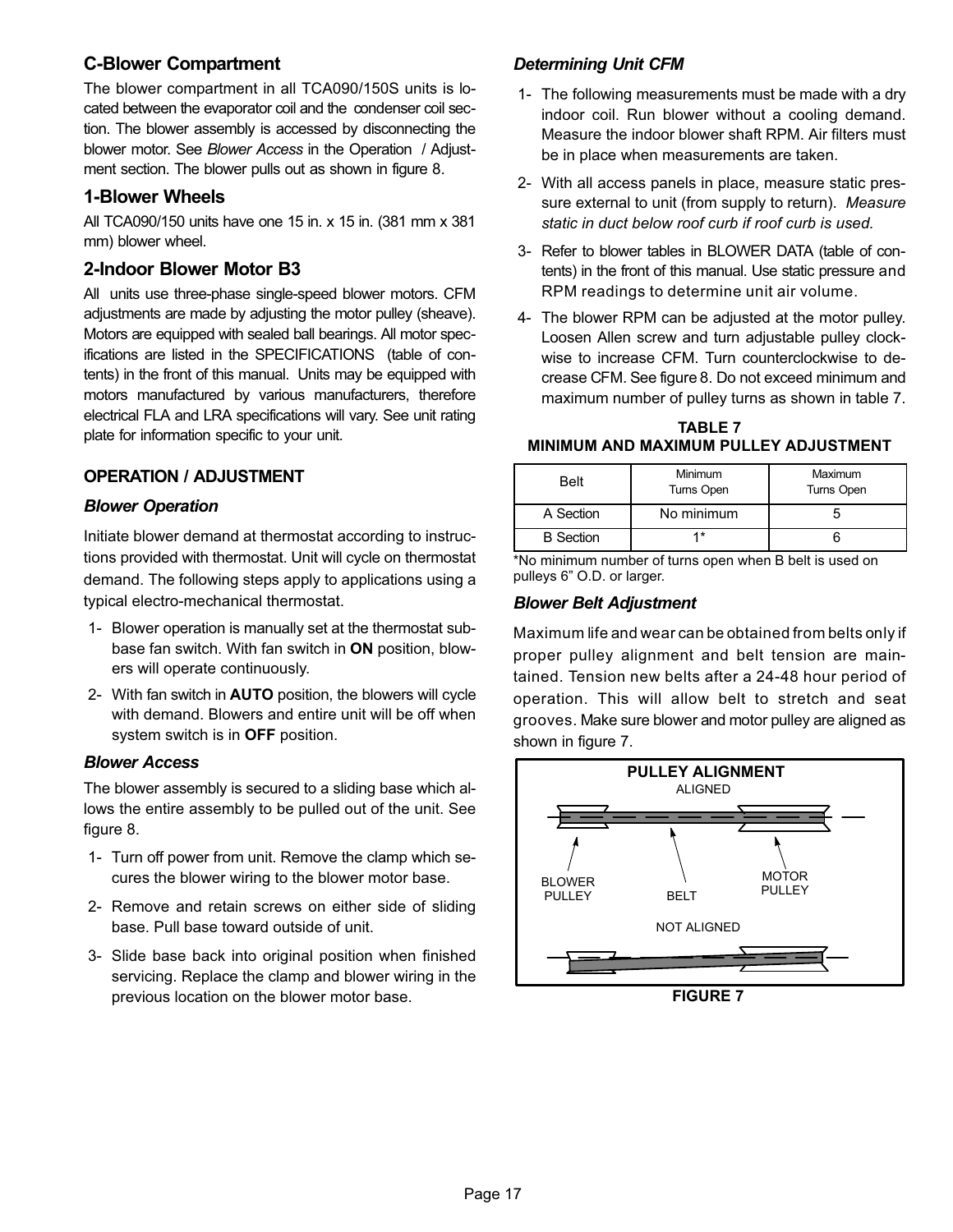## C-Blower Compartment

The blower compartment in all TCA090/150S units is located between the evaporator coil and the condenser coil section. The blower assembly is accessed by disconnecting the blower motor. See *Blower Access* in the Operation / Adjustment section. The blower pulls out as shown in figure 8.

### 1-Blower Wheels

All TCA090/150 units have one 15 in. x 15 in. (381 mm x 381 mm) blower wheel.

### 2-Indoor Blower Motor B3

All units use three-phase single-speed blower motors. CFM adjustments are made by adjusting the motor pulley (sheave). Motors are equipped with sealed ball bearings. All motor specifications are listed in the SPECIFICATIONS (table of contents) in the front of this manual. Units may be equipped with motors manufactured by various manufacturers, therefore electrical FLA and LRA specifications will vary. See unit rating plate for information specific to your unit.

## OPERATION / ADJUSTMENT

### *Blower Operation*

Initiate blower demand at thermostat according to instructions provided with thermostat. Unit will cycle on thermostat demand. The following steps apply to applications using a typical electro-mechanical thermostat.

1- Blower operation is manually set at the thermostat subbase fan switch. With fan switch in **ON** position, blowers will operate continuously.
2- With fan switch in **AUTO** position, the blowers will cycle with demand. Blowers and entire unit will be off when system switch is in **OFF** position.

### *Blower Access*

The blower assembly is secured to a sliding base which allows the entire assembly to be pulled out of the unit. See figure 8.

1- Turn off power from unit. Remove the clamp which secures the blower wiring to the blower motor base.
2- Remove and retain screws on either side of sliding base. Pull base toward outside of unit.
3- Slide base back into original position when finished servicing. Replace the clamp and blower wiring in the previous location on the blower motor base.

### *Determining Unit CFM*

1- The following measurements must be made with a dry indoor coil. Run blower without a cooling demand. Measure the indoor blower shaft RPM. Air filters must be in place when measurements are taken.
2- With all access panels in place, measure static pressure external to unit (from supply to return). *Measure static in duct below roof curb if roof curb is used.*
3- Refer to blower tables in BLOWER DATA (table of contents) in the front of this manual. Use static pressure and RPM readings to determine unit air volume.
4- The blower RPM can be adjusted at the motor pulley. Loosen Allen screw and turn adjustable pulley clockwise to increase CFM. Turn counterclockwise to decrease CFM. See figure 8. Do not exceed minimum and maximum number of pulley turns as shown in table 7.

**TABLE 7**
**MINIMUM AND MAXIMUM PULLEY ADJUSTMENT**

| Belt | Minimum Turns Open | Maximum Turns Open |
|---|---|---|
| A Section | No minimum | 5 |
| B Section | 1* | 6 |

*No minimum number of turns open when B belt is used on pulleys 6" O.D. or larger.

### *Blower Belt Adjustment*

Maximum life and wear can be obtained from belts only if proper pulley alignment and belt tension are maintained. Tension new belts after a 24-48 hour period of operation. This will allow belt to stretch and seat grooves. Make sure blower and motor pulley are aligned as shown in figure 7.

**PULLEY ALIGNMENT**

ALIGNED

BLOWER PULLEY — BELT — MOTOR PULLEY

NOT ALIGNED

**FIGURE 7**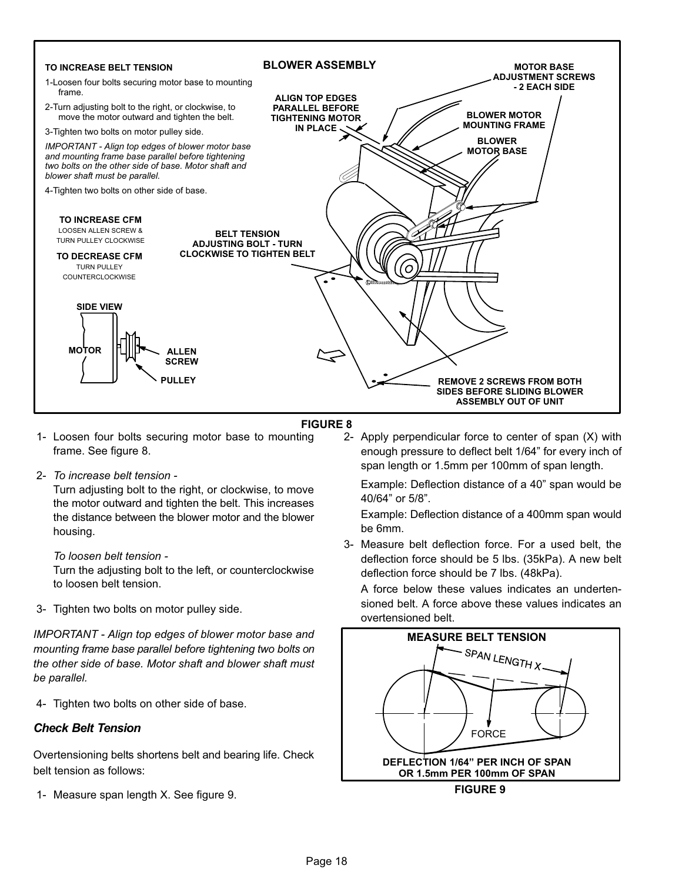**TO INCREASE BELT TENSION**

1-Loosen four bolts securing motor base to mounting frame.

2-Turn adjusting bolt to the right, or clockwise, to move the motor outward and tighten the belt.

3-Tighten two bolts on motor pulley side.

*IMPORTANT - Align top edges of blower motor base and mounting frame base parallel before tightening two bolts on the other side of base. Motor shaft and blower shaft must be parallel.*

4-Tighten two bolts on other side of base.

**TO INCREASE CFM**
LOOSEN ALLEN SCREW & TURN PULLEY CLOCKWISE

**TO DECREASE CFM**
TURN PULLEY COUNTERCLOCKWISE

**BLOWER ASSEMBLY**

ALIGN TOP EDGES PARALLEL BEFORE TIGHTENING MOTOR IN PLACE

MOTOR BASE ADJUSTMENT SCREWS - 2 EACH SIDE

BLOWER MOTOR MOUNTING FRAME

BLOWER MOTOR BASE

BELT TENSION ADJUSTING BOLT - TURN CLOCKWISE TO TIGHTEN BELT

SIDE VIEW

MOTOR

ALLEN SCREW

PULLEY

REMOVE 2 SCREWS FROM BOTH SIDES BEFORE SLIDING BLOWER ASSEMBLY OUT OF UNIT

**FIGURE 8**

1- Loosen four bolts securing motor base to mounting frame. See figure 8.

2- *To increase belt tension -*
Turn adjusting bolt to the right, or clockwise, to move the motor outward and tighten the belt. This increases the distance between the blower motor and the blower housing.

*To loosen belt tension -*
Turn the adjusting bolt to the left, or counterclockwise to loosen belt tension.

3- Tighten two bolts on motor pulley side.

*IMPORTANT - Align top edges of blower motor base and mounting frame base parallel before tightening two bolts on the other side of base. Motor shaft and blower shaft must be parallel.*

4- Tighten two bolts on other side of base.

### Check Belt Tension

Overtensioning belts shortens belt and bearing life. Check belt tension as follows:

1- Measure span length X. See figure 9.

2- Apply perpendicular force to center of span (X) with enough pressure to deflect belt 1/64" for every inch of span length or 1.5mm per 100mm of span length.

Example: Deflection distance of a 40" span would be 40/64" or 5/8".

Example: Deflection distance of a 400mm span would be 6mm.

3- Measure belt deflection force. For a used belt, the deflection force should be 5 lbs. (35kPa). A new belt deflection force should be 7 lbs. (48kPa).

A force below these values indicates an undertensioned belt. A force above these values indicates an overtensioned belt.

**MEASURE BELT TENSION**

SPAN LENGTH X

FORCE

DEFLECTION 1/64" PER INCH OF SPAN OR 1.5mm PER 100mm OF SPAN

**FIGURE 9**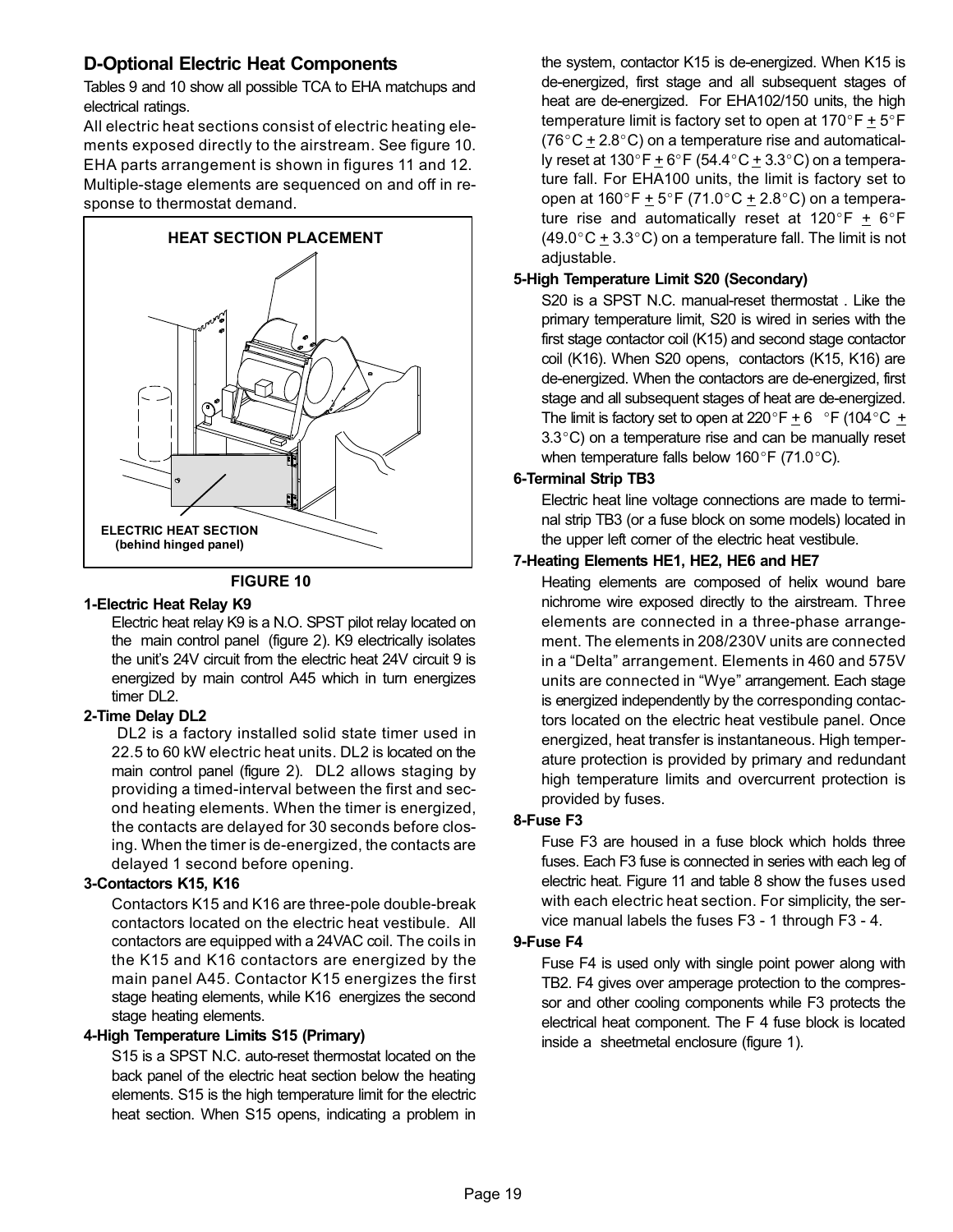## D-Optional Electric Heat Components

Tables 9 and 10 show all possible TCA to EHA matchups and electrical ratings.

All electric heat sections consist of electric heating elements exposed directly to the airstream. See figure 10. EHA parts arrangement is shown in figures 11 and 12. Multiple-stage elements are sequenced on and off in response to thermostat demand.

HEAT SECTION PLACEMENT

ELECTRIC HEAT SECTION (behind hinged panel)

FIGURE 10

### 1-Electric Heat Relay K9

Electric heat relay K9 is a N.O. SPST pilot relay located on the main control panel (figure 2). K9 electrically isolates the unit's 24V circuit from the electric heat 24V circuit 9 is energized by main control A45 which in turn energizes timer DL2.

### 2-Time Delay DL2

DL2 is a factory installed solid state timer used in 22.5 to 60 kW electric heat units. DL2 is located on the main control panel (figure 2). DL2 allows staging by providing a timed-interval between the first and second heating elements. When the timer is energized, the contacts are delayed for 30 seconds before closing. When the timer is de-energized, the contacts are delayed 1 second before opening.

### 3-Contactors K15, K16

Contactors K15 and K16 are three-pole double-break contactors located on the electric heat vestibule. All contactors are equipped with a 24VAC coil. The coils in the K15 and K16 contactors are energized by the main panel A45. Contactor K15 energizes the first stage heating elements, while K16 energizes the second stage heating elements.

### 4-High Temperature Limits S15 (Primary)

S15 is a SPST N.C. auto-reset thermostat located on the back panel of the electric heat section below the heating elements. S15 is the high temperature limit for the electric heat section. When S15 opens, indicating a problem in the system, contactor K15 is de-energized. When K15 is de-energized, first stage and all subsequent stages of heat are de-energized. For EHA102/150 units, the high temperature limit is factory set to open at 170°F ± 5°F (76°C ± 2.8°C) on a temperature rise and automatically reset at 130°F ± 6°F (54.4°C ± 3.3°C) on a temperature fall. For EHA100 units, the limit is factory set to open at 160°F ± 5°F (71.0°C ± 2.8°C) on a temperature rise and automatically reset at 120°F ± 6°F (49.0°C ± 3.3°C) on a temperature fall. The limit is not adjustable.

### 5-High Temperature Limit S20 (Secondary)

S20 is a SPST N.C. manual-reset thermostat . Like the primary temperature limit, S20 is wired in series with the first stage contactor coil (K15) and second stage contactor coil (K16). When S20 opens, contactors (K15, K16) are de-energized. When the contactors are de-energized, first stage and all subsequent stages of heat are de-energized. The limit is factory set to open at 220°F ± 6 °F (104°C ± 3.3°C) on a temperature rise and can be manually reset when temperature falls below 160°F (71.0°C).

### 6-Terminal Strip TB3

Electric heat line voltage connections are made to terminal strip TB3 (or a fuse block on some models) located in the upper left corner of the electric heat vestibule.

### 7-Heating Elements HE1, HE2, HE6 and HE7

Heating elements are composed of helix wound bare nichrome wire exposed directly to the airstream. Three elements are connected in a three-phase arrangement. The elements in 208/230V units are connected in a "Delta" arrangement. Elements in 460 and 575V units are connected in "Wye" arrangement. Each stage is energized independently by the corresponding contactors located on the electric heat vestibule panel. Once energized, heat transfer is instantaneous. High temperature protection is provided by primary and redundant high temperature limits and overcurrent protection is provided by fuses.

### 8-Fuse F3

Fuse F3 are housed in a fuse block which holds three fuses. Each F3 fuse is connected in series with each leg of electric heat. Figure 11 and table 8 show the fuses used with each electric heat section. For simplicity, the service manual labels the fuses F3 - 1 through F3 - 4.

### 9-Fuse F4

Fuse F4 is used only with single point power along with TB2. F4 gives over amperage protection to the compressor and other cooling components while F3 protects the electrical heat component. The F 4 fuse block is located inside a sheetmetal enclosure (figure 1).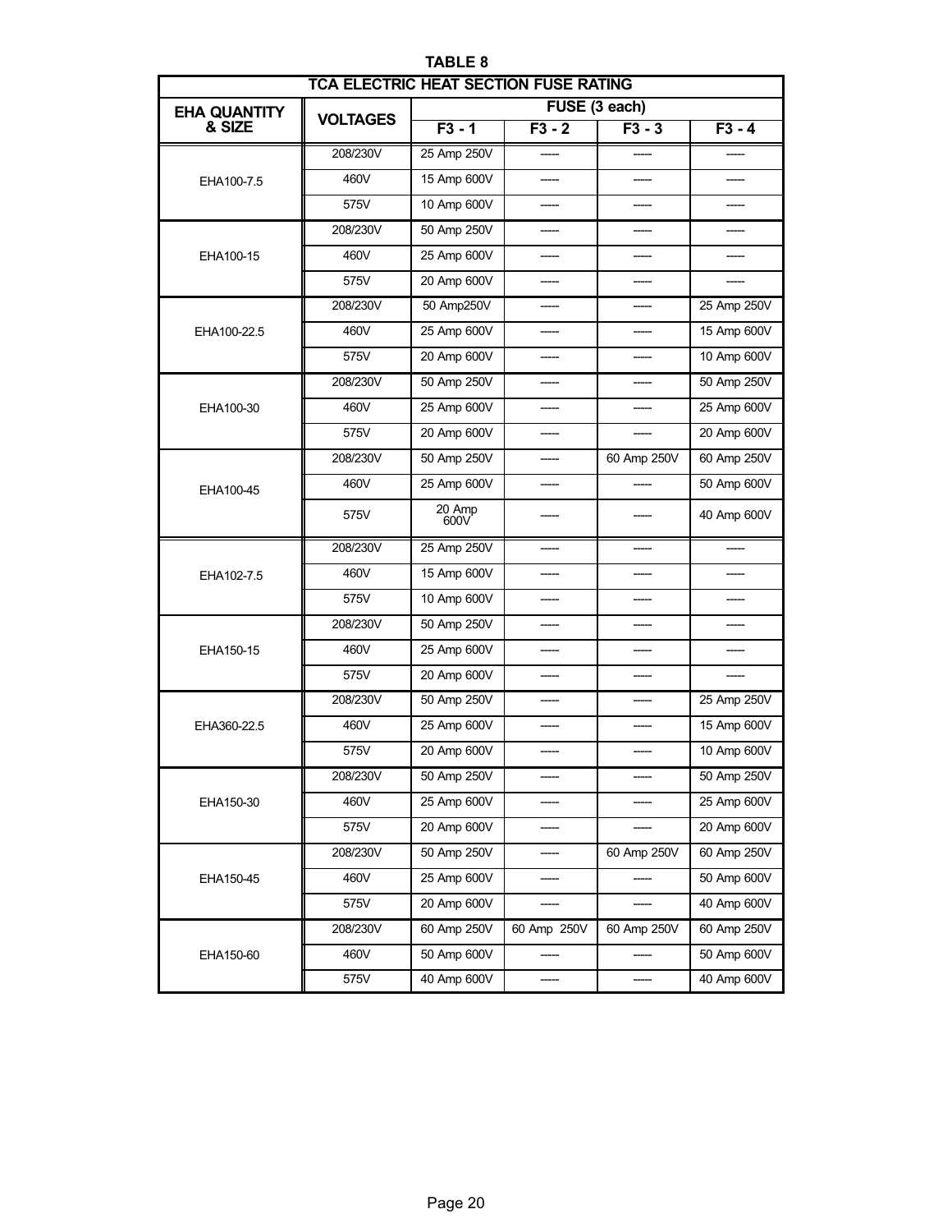**TABLE 8**

| TCA ELECTRIC HEAT SECTION FUSE RATING | | | | | |
|---|---|---|---|---|---|
| EHA QUANTITY & SIZE | VOLTAGES | FUSE (3 each) | | | |
| | | F3 - 1 | F3 - 2 | F3 - 3 | F3 - 4 |
| EHA100-7.5 | 208/230V | 25 Amp 250V | ----- | ----- | ----- |
| | 460V | 15 Amp 600V | ----- | ----- | ----- |
| | 575V | 10 Amp 600V | ----- | ----- | ----- |
| EHA100-15 | 208/230V | 50 Amp 250V | ----- | ----- | ----- |
| | 460V | 25 Amp 600V | ----- | ----- | ----- |
| | 575V | 20 Amp 600V | ----- | ----- | ----- |
| EHA100-22.5 | 208/230V | 50 Amp250V | ----- | ----- | 25 Amp 250V |
| | 460V | 25 Amp 600V | ----- | ----- | 15 Amp 600V |
| | 575V | 20 Amp 600V | ----- | ----- | 10 Amp 600V |
| EHA100-30 | 208/230V | 50 Amp 250V | ----- | ----- | 50 Amp 250V |
| | 460V | 25 Amp 600V | ----- | ----- | 25 Amp 600V |
| | 575V | 20 Amp 600V | ----- | ----- | 20 Amp 600V |
| EHA100-45 | 208/230V | 50 Amp 250V | ----- | 60 Amp 250V | 60 Amp 250V |
| | 460V | 25 Amp 600V | ----- | ----- | 50 Amp 600V |
| | 575V | 20 Amp 600V | ----- | ----- | 40 Amp 600V |
| EHA102-7.5 | 208/230V | 25 Amp 250V | ----- | ----- | ----- |
| | 460V | 15 Amp 600V | ----- | ----- | ----- |
| | 575V | 10 Amp 600V | ----- | ----- | ----- |
| EHA150-15 | 208/230V | 50 Amp 250V | ----- | ----- | ----- |
| | 460V | 25 Amp 600V | ----- | ----- | ----- |
| | 575V | 20 Amp 600V | ----- | ----- | ----- |
| EHA360-22.5 | 208/230V | 50 Amp 250V | ----- | ----- | 25 Amp 250V |
| | 460V | 25 Amp 600V | ----- | ----- | 15 Amp 600V |
| | 575V | 20 Amp 600V | ----- | ----- | 10 Amp 600V |
| EHA150-30 | 208/230V | 50 Amp 250V | ----- | ----- | 50 Amp 250V |
| | 460V | 25 Amp 600V | ----- | ----- | 25 Amp 600V |
| | 575V | 20 Amp 600V | ----- | ----- | 20 Amp 600V |
| EHA150-45 | 208/230V | 50 Amp 250V | ----- | 60 Amp 250V | 60 Amp 250V |
| | 460V | 25 Amp 600V | ----- | ----- | 50 Amp 600V |
| | 575V | 20 Amp 600V | ----- | ----- | 40 Amp 600V |
| EHA150-60 | 208/230V | 60 Amp 250V | 60 Amp 250V | 60 Amp 250V | 60 Amp 250V |
| | 460V | 50 Amp 600V | ----- | ----- | 50 Amp 600V |
| | 575V | 40 Amp 600V | ----- | ----- | 40 Amp 600V |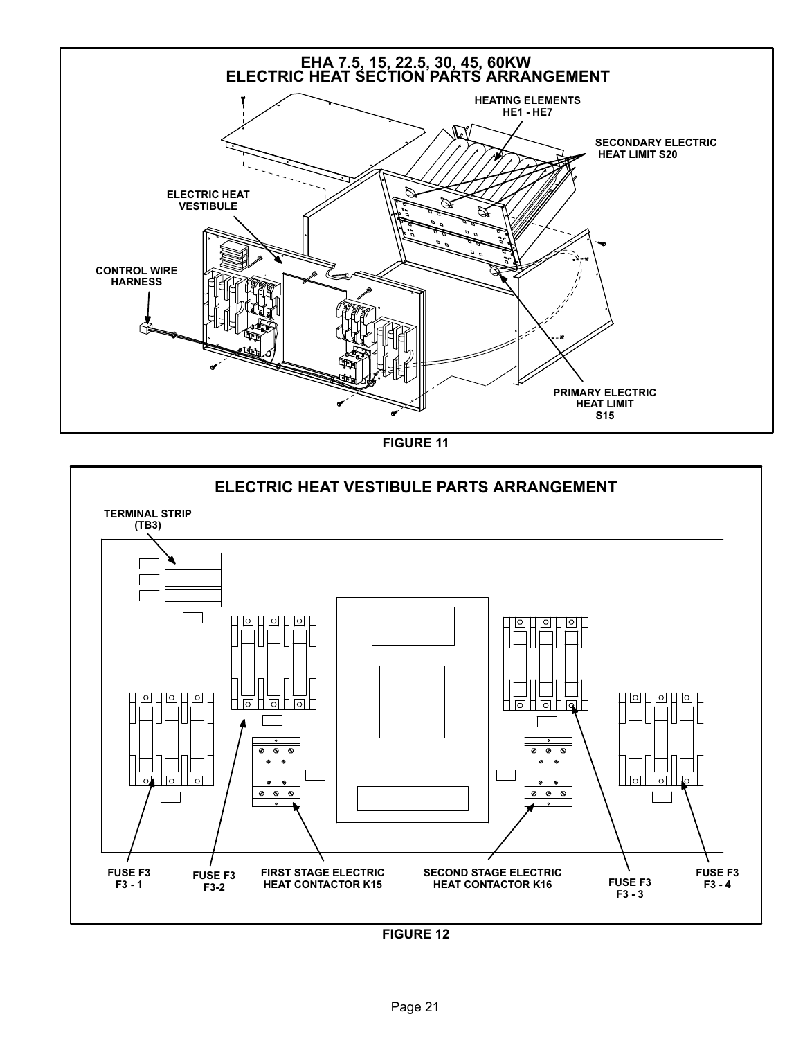## EHA 7.5, 15, 22.5, 30, 45, 60KW ELECTRIC HEAT SECTION PARTS ARRANGEMENT

HEATING ELEMENTS HE1 - HE7

SECONDARY ELECTRIC HEAT LIMIT S20

ELECTRIC HEAT VESTIBULE

CONTROL WIRE HARNESS

PRIMARY ELECTRIC HEAT LIMIT S15

FIGURE 11

## ELECTRIC HEAT VESTIBULE PARTS ARRANGEMENT

TERMINAL STRIP (TB3)

FUSE F3 F3 - 1

FUSE F3 F3-2

FIRST STAGE ELECTRIC HEAT CONTACTOR K15

SECOND STAGE ELECTRIC HEAT CONTACTOR K16

FUSE F3 F3 - 3

FUSE F3 F3 - 4

FIGURE 12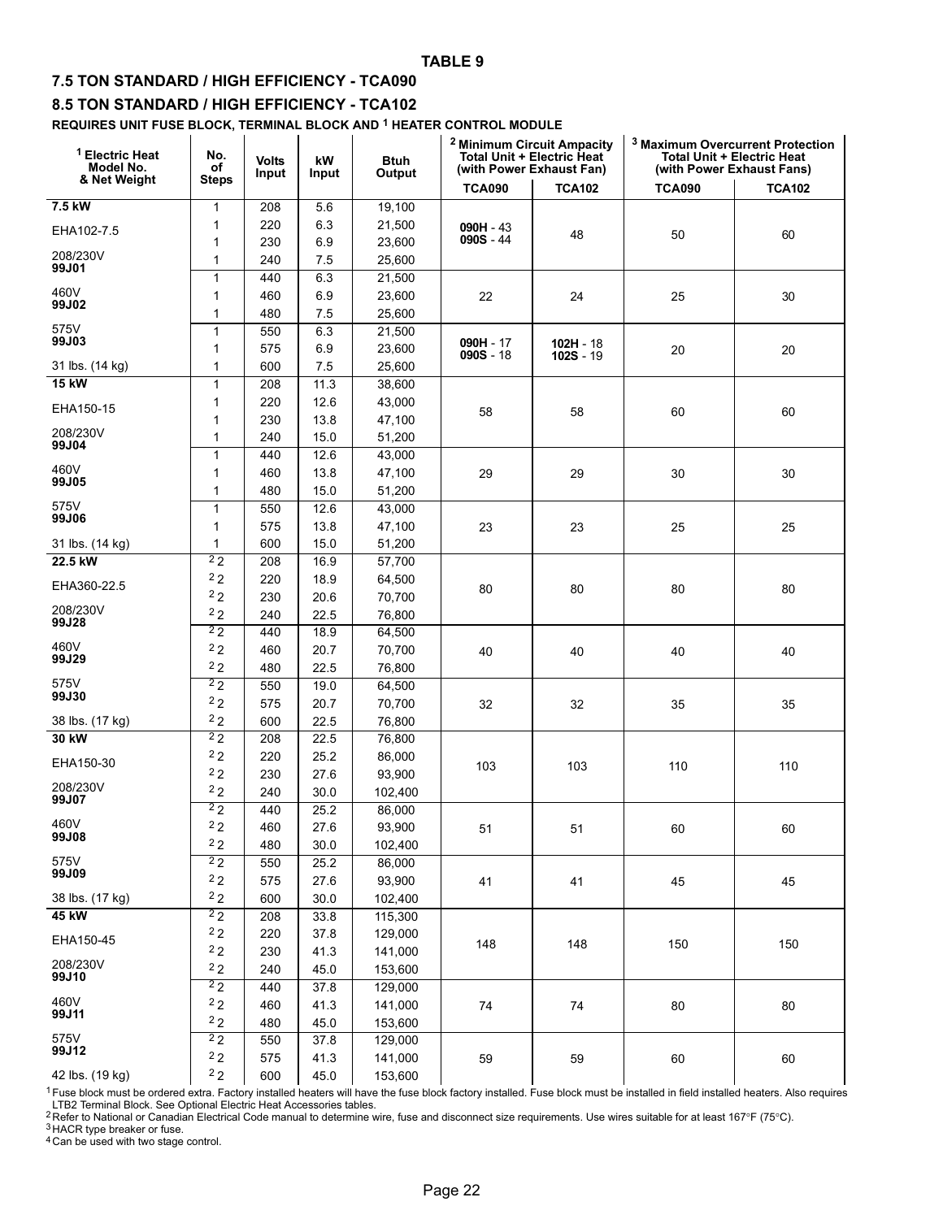**TABLE 9**

## 7.5 TON STANDARD / HIGH EFFICIENCY - TCA090

## 8.5 TON STANDARD / HIGH EFFICIENCY - TCA102

**REQUIRES UNIT FUSE BLOCK, TERMINAL BLOCK AND [1] HEATER CONTROL MODULE**

| [1] Electric Heat Model No. & Net Weight | No. of Steps | Volts Input | kW Input | Btuh Output | [2] Minimum Circuit Ampacity Total Unit + Electric Heat (with Power Exhaust Fan) | | [3] Maximum Overcurrent Protection Total Unit + Electric Heat (with Power Exhaust Fans) | |
|---|---|---|---|---|---|---|---|---|
| | | | | | TCA090 | TCA102 | TCA090 | TCA102 |
| **7.5 kW** | 1 | 208 | 5.6 | 19,100 | **090H** - 43<br>**090S** - 44 | 48 | 50 | 60 |
| EHA102-7.5 | 1 | 220 | 6.3 | 21,500 | | | | |
| | 1 | 230 | 6.9 | 23,600 | | | | |
| 208/230V **99J01** | 1 | 240 | 7.5 | 25,600 | | | | |
| | 1 | 440 | 6.3 | 21,500 | 22 | 24 | 25 | 30 |
| 460V **99J02** | 1 | 460 | 6.9 | 23,600 | | | | |
| | 1 | 480 | 7.5 | 25,600 | | | | |
| 575V **99J03** | 1 | 550 | 6.3 | 21,500 | **090H** - 17<br>**090S** - 18 | **102H** - 18<br>**102S** - 19 | 20 | 20 |
| | 1 | 575 | 6.9 | 23,600 | | | | |
| 31 lbs. (14 kg) | 1 | 600 | 7.5 | 25,600 | | | | |
| **15 kW** | 1 | 208 | 11.3 | 38,600 | 58 | 58 | 60 | 60 |
| EHA150-15 | 1 | 220 | 12.6 | 43,000 | | | | |
| | 1 | 230 | 13.8 | 47,100 | | | | |
| 208/230V **99J04** | 1 | 240 | 15.0 | 51,200 | | | | |
| | 1 | 440 | 12.6 | 43,000 | 29 | 29 | 30 | 30 |
| 460V **99J05** | 1 | 460 | 13.8 | 47,100 | | | | |
| | 1 | 480 | 15.0 | 51,200 | | | | |
| 575V **99J06** | 1 | 550 | 12.6 | 43,000 | 23 | 23 | 25 | 25 |
| | 1 | 575 | 13.8 | 47,100 | | | | |
| 31 lbs. (14 kg) | 1 | 600 | 15.0 | 51,200 | | | | |
| **22.5 kW** | [2] 2 | 208 | 16.9 | 57,700 | 80 | 80 | 80 | 80 |
| EHA360-22.5 | [2] 2 | 220 | 18.9 | 64,500 | | | | |
| | [2] 2 | 230 | 20.6 | 70,700 | | | | |
| 208/230V **99J28** | [2] 2 | 240 | 22.5 | 76,800 | | | | |
| | [2] 2 | 440 | 18.9 | 64,500 | 40 | 40 | 40 | 40 |
| 460V **99J29** | [2] 2 | 460 | 20.7 | 70,700 | | | | |
| | [2] 2 | 480 | 22.5 | 76,800 | | | | |
| 575V **99J30** | [2] 2 | 550 | 19.0 | 64,500 | 32 | 32 | 35 | 35 |
| | [2] 2 | 575 | 20.7 | 70,700 | | | | |
| 38 lbs. (17 kg) | [2] 2 | 600 | 22.5 | 76,800 | | | | |
| **30 kW** | [2] 2 | 208 | 22.5 | 76,800 | 103 | 103 | 110 | 110 |
| EHA150-30 | [2] 2 | 220 | 25.2 | 86,000 | | | | |
| | [2] 2 | 230 | 27.6 | 93,900 | | | | |
| 208/230V **99J07** | [2] 2 | 240 | 30.0 | 102,400 | | | | |
| | [2] 2 | 440 | 25.2 | 86,000 | 51 | 51 | 60 | 60 |
| 460V **99J08** | [2] 2 | 460 | 27.6 | 93,900 | | | | |
| | [2] 2 | 480 | 30.0 | 102,400 | | | | |
| 575V **99J09** | [2] 2 | 550 | 25.2 | 86,000 | 41 | 41 | 45 | 45 |
| | [2] 2 | 575 | 27.6 | 93,900 | | | | |
| 38 lbs. (17 kg) | [2] 2 | 600 | 30.0 | 102,400 | | | | |
| **45 kW** | [2] 2 | 208 | 33.8 | 115,300 | 148 | 148 | 150 | 150 |
| EHA150-45 | [2] 2 | 220 | 37.8 | 129,000 | | | | |
| | [2] 2 | 230 | 41.3 | 141,000 | | | | |
| 208/230V **99J10** | [2] 2 | 240 | 45.0 | 153,600 | | | | |
| | [2] 2 | 440 | 37.8 | 129,000 | 74 | 74 | 80 | 80 |
| 460V **99J11** | [2] 2 | 460 | 41.3 | 141,000 | | | | |
| | [2] 2 | 480 | 45.0 | 153,600 | | | | |
| 575V **99J12** | [2] 2 | 550 | 37.8 | 129,000 | 59 | 59 | 60 | 60 |
| | [2] 2 | 575 | 41.3 | 141,000 | | | | |
| 42 lbs. (19 kg) | [2] 2 | 600 | 45.0 | 153,600 | | | | |

[1] Fuse block must be ordered extra. Factory installed heaters will have the fuse block factory installed. Fuse block must be installed in field installed heaters. Also requires LTB2 Terminal Block. See Optional Electric Heat Accessories tables.
[2] Refer to National or Canadian Electrical Code manual to determine wire, fuse and disconnect size requirements. Use wires suitable for at least 167°F (75°C).
[3] HACR type breaker or fuse.
[4] Can be used with two stage control.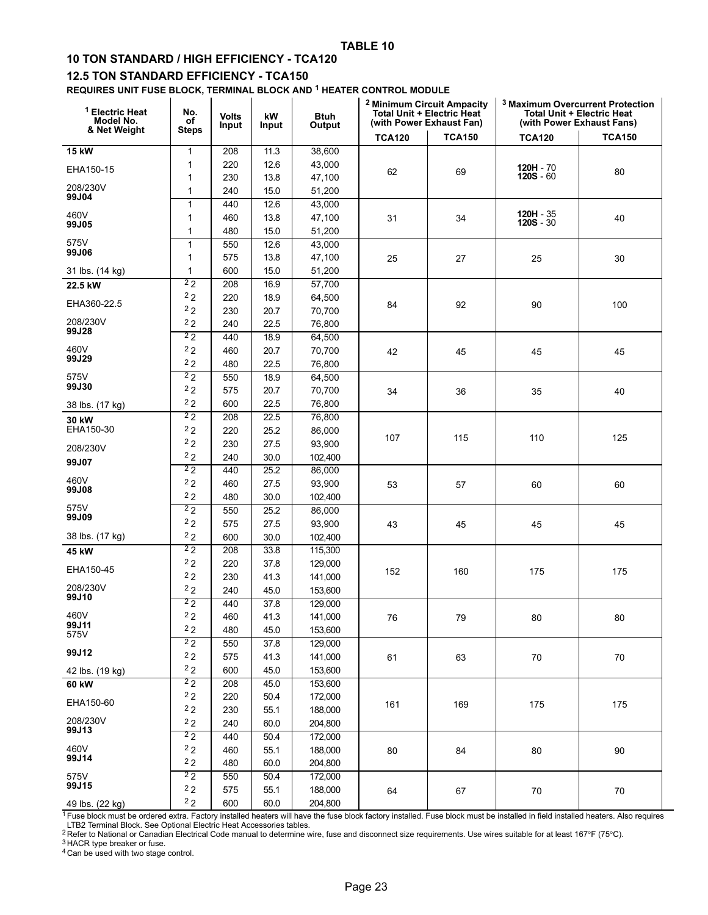**TABLE 10**

**10 TON STANDARD / HIGH EFFICIENCY - TCA120**

**12.5 TON STANDARD EFFICIENCY - TCA150**

**REQUIRES UNIT FUSE BLOCK, TERMINAL BLOCK AND [1] HEATER CONTROL MODULE**

| [1] Electric Heat Model No. & Net Weight | No. of Steps | Volts Input | kW Input | Btuh Output | [2] Minimum Circuit Ampacity Total Unit + Electric Heat (with Power Exhaust Fan) | | [3] Maximum Overcurrent Protection Total Unit + Electric Heat (with Power Exhaust Fans) | |
|---|---|---|---|---|---|---|---|---|
| | | | | | TCA120 | TCA150 | TCA120 | TCA150 |
| **15 kW** | 1 | 208 | 11.3 | 38,600 | 62 | 69 | **120H** - 70 **120S** - 60 | 80 |
| EHA150-15 | 1 | 220 | 12.6 | 43,000 | | | | |
| | 1 | 230 | 13.8 | 47,100 | | | | |
| 208/230V **99J04** | 1 | 240 | 15.0 | 51,200 | | | | |
| | 1 | 440 | 12.6 | 43,000 | 31 | 34 | **120H** - 35 **120S** - 30 | 40 |
| 460V **99J05** | 1 | 460 | 13.8 | 47,100 | | | | |
| | 1 | 480 | 15.0 | 51,200 | | | | |
| 575V **99J06** | 1 | 550 | 12.6 | 43,000 | 25 | 27 | 25 | 30 |
| | 1 | 575 | 13.8 | 47,100 | | | | |
| 31 lbs. (14 kg) | 1 | 600 | 15.0 | 51,200 | | | | |
| **22.5 kW** | [2] 2 | 208 | 16.9 | 57,700 | 84 | 92 | 90 | 100 |
| EHA360-22.5 | [2] 2 | 220 | 18.9 | 64,500 | | | | |
| | [2] 2 | 230 | 20.7 | 70,700 | | | | |
| 208/230V **99J28** | [2] 2 | 240 | 22.5 | 76,800 | | | | |
| | [2] 2 | 440 | 18.9 | 64,500 | 42 | 45 | 45 | 45 |
| 460V **99J29** | [2] 2 | 460 | 20.7 | 70,700 | | | | |
| | [2] 2 | 480 | 22.5 | 76,800 | | | | |
| 575V **99J30** | [2] 2 | 550 | 18.9 | 64,500 | 34 | 36 | 35 | 40 |
| | [2] 2 | 575 | 20.7 | 70,700 | | | | |
| 38 lbs. (17 kg) | [2] 2 | 600 | 22.5 | 76,800 | | | | |
| **30 kW** EHA150-30 | [2] 2 | 208 | 22.5 | 76,800 | 107 | 115 | 110 | 125 |
| | [2] 2 | 220 | 25.2 | 86,000 | | | | |
| 208/230V | [2] 2 | 230 | 27.5 | 93,900 | | | | |
| **99J07** | [2] 2 | 240 | 30.0 | 102,400 | | | | |
| | [2] 2 | 440 | 25.2 | 86,000 | 53 | 57 | 60 | 60 |
| 460V **99J08** | [2] 2 | 460 | 27.5 | 93,900 | | | | |
| | [2] 2 | 480 | 30.0 | 102,400 | | | | |
| 575V **99J09** | [2] 2 | 550 | 25.2 | 86,000 | 43 | 45 | 45 | 45 |
| | [2] 2 | 575 | 27.5 | 93,900 | | | | |
| 38 lbs. (17 kg) | [2] 2 | 600 | 30.0 | 102,400 | | | | |
| **45 kW** | [2] 2 | 208 | 33.8 | 115,300 | 152 | 160 | 175 | 175 |
| EHA150-45 | [2] 2 | 220 | 37.8 | 129,000 | | | | |
| | [2] 2 | 230 | 41.3 | 141,000 | | | | |
| 208/230V **99J10** | [2] 2 | 240 | 45.0 | 153,600 | | | | |
| | [2] 2 | 440 | 37.8 | 129,000 | 76 | 79 | 80 | 80 |
| 460V **99J11** | [2] 2 | 460 | 41.3 | 141,000 | | | | |
| 575V | [2] 2 | 480 | 45.0 | 153,600 | | | | |
| | [2] 2 | 550 | 37.8 | 129,000 | 61 | 63 | 70 | 70 |
| **99J12** | [2] 2 | 575 | 41.3 | 141,000 | | | | |
| 42 lbs. (19 kg) | [2] 2 | 600 | 45.0 | 153,600 | | | | |
| **60 kW** | [2] 2 | 208 | 45.0 | 153,600 | 161 | 169 | 175 | 175 |
| EHA150-60 | [2] 2 | 220 | 50.4 | 172,000 | | | | |
| | [2] 2 | 230 | 55.1 | 188,000 | | | | |
| 208/230V **99J13** | [2] 2 | 240 | 60.0 | 204,800 | | | | |
| | [2] 2 | 440 | 50.4 | 172,000 | 80 | 84 | 80 | 90 |
| 460V **99J14** | [2] 2 | 460 | 55.1 | 188,000 | | | | |
| | [2] 2 | 480 | 60.0 | 204,800 | | | | |
| 575V **99J15** | [2] 2 | 550 | 50.4 | 172,000 | 64 | 67 | 70 | 70 |
| | [2] 2 | 575 | 55.1 | 188,000 | | | | |
| 49 lbs. (22 kg) | [2] 2 | 600 | 60.0 | 204,800 | | | | |

[1] Fuse block must be ordered extra. Factory installed heaters will have the fuse block factory installed. Fuse block must be installed in field installed heaters. Also requires LTB2 Terminal Block. See Optional Electric Heat Accessories tables.
[2] Refer to National or Canadian Electrical Code manual to determine wire, fuse and disconnect size requirements. Use wires suitable for at least 167°F (75°C).
[3] HACR type breaker or fuse.
[4] Can be used with two stage control.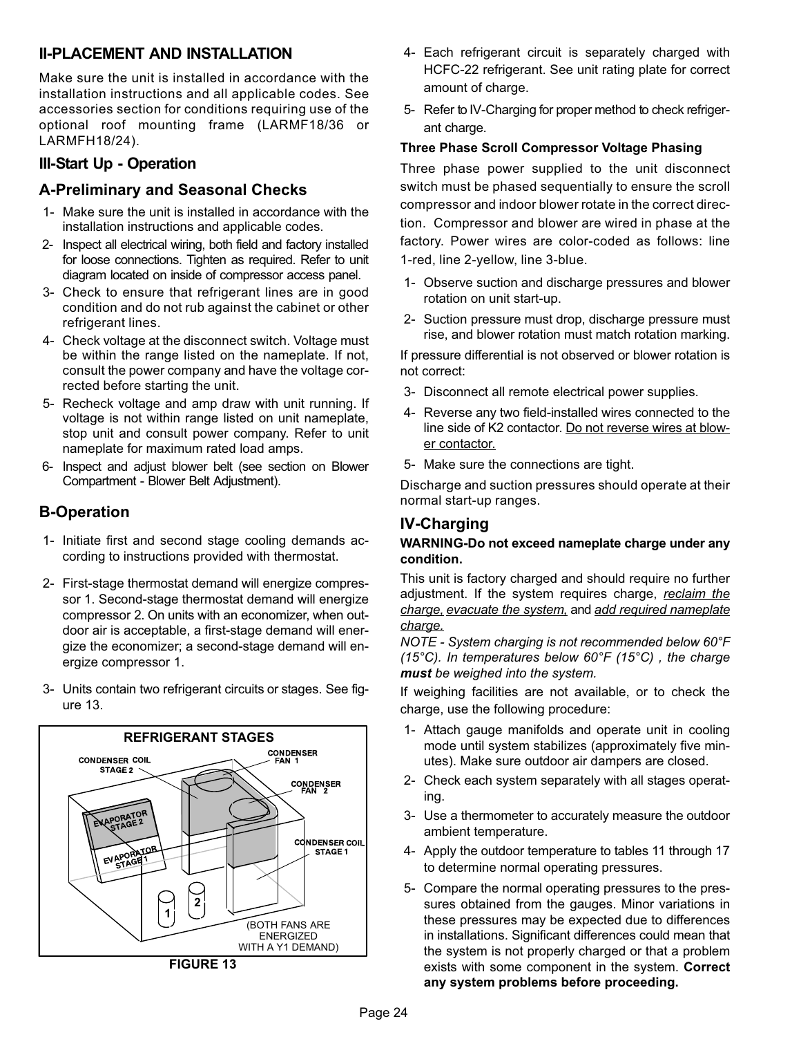## II-PLACEMENT AND INSTALLATION

Make sure the unit is installed in accordance with the installation instructions and all applicable codes. See accessories section for conditions requiring use of the optional roof mounting frame (LARMF18/36 or LARMFH18/24).

## III-Start Up - Operation

### A-Preliminary and Seasonal Checks

1- Make sure the unit is installed in accordance with the installation instructions and applicable codes.

2- Inspect all electrical wiring, both field and factory installed for loose connections. Tighten as required. Refer to unit diagram located on inside of compressor access panel.

3- Check to ensure that refrigerant lines are in good condition and do not rub against the cabinet or other refrigerant lines.

4- Check voltage at the disconnect switch. Voltage must be within the range listed on the nameplate. If not, consult the power company and have the voltage corrected before starting the unit.

5- Recheck voltage and amp draw with unit running. If voltage is not within range listed on unit nameplate, stop unit and consult power company. Refer to unit nameplate for maximum rated load amps.

6- Inspect and adjust blower belt (see section on Blower Compartment - Blower Belt Adjustment).

### B-Operation

1- Initiate first and second stage cooling demands according to instructions provided with thermostat.

2- First-stage thermostat demand will energize compressor 1. Second-stage thermostat demand will energize compressor 2. On units with an economizer, when outdoor air is acceptable, a first-stage demand will energize the economizer; a second-stage demand will energize compressor 1.

3- Units contain two refrigerant circuits or stages. See figure 13.

REFRIGERANT STAGES

CONDENSER COIL STAGE 2; CONDENSER FAN 1; CONDENSER FAN 2; EVAPORATOR STAGE 2; EVAPORATOR STAGE 1; CONDENSER COIL STAGE 1; 1; 2; (BOTH FANS ARE ENERGIZED WITH A Y1 DEMAND)

FIGURE 13

4- Each refrigerant circuit is separately charged with HCFC-22 refrigerant. See unit rating plate for correct amount of charge.

5- Refer to IV-Charging for proper method to check refrigerant charge.

**Three Phase Scroll Compressor Voltage Phasing**

Three phase power supplied to the unit disconnect switch must be phased sequentially to ensure the scroll compressor and indoor blower rotate in the correct direction. Compressor and blower are wired in phase at the factory. Power wires are color-coded as follows: line 1-red, line 2-yellow, line 3-blue.

1- Observe suction and discharge pressures and blower rotation on unit start-up.

2- Suction pressure must drop, discharge pressure must rise, and blower rotation must match rotation marking.

If pressure differential is not observed or blower rotation is not correct:

3- Disconnect all remote electrical power supplies.

4- Reverse any two field-installed wires connected to the line side of K2 contactor. <u>Do not reverse wires at blower contactor.</u>

5- Make sure the connections are tight.

Discharge and suction pressures should operate at their normal start-up ranges.

## IV-Charging

**WARNING-Do not exceed nameplate charge under any condition.**

This unit is factory charged and should require no further adjustment. If the system requires charge, *<u>reclaim the charge</u>*, *<u>evacuate the system,</u>* and *<u>add required nameplate charge.</u>*

*NOTE - System charging is not recommended below 60°F (15°C). In temperatures below 60°F (15°C) , the charge **must** be weighed into the system.*

If weighing facilities are not available, or to check the charge, use the following procedure:

1- Attach gauge manifolds and operate unit in cooling mode until system stabilizes (approximately five minutes). Make sure outdoor air dampers are closed.

2- Check each system separately with all stages operating.

3- Use a thermometer to accurately measure the outdoor ambient temperature.

4- Apply the outdoor temperature to tables 11 through 17 to determine normal operating pressures.

5- Compare the normal operating pressures to the pressures obtained from the gauges. Minor variations in these pressures may be expected due to differences in installations. Significant differences could mean that the system is not properly charged or that a problem exists with some component in the system. **Correct any system problems before proceeding.**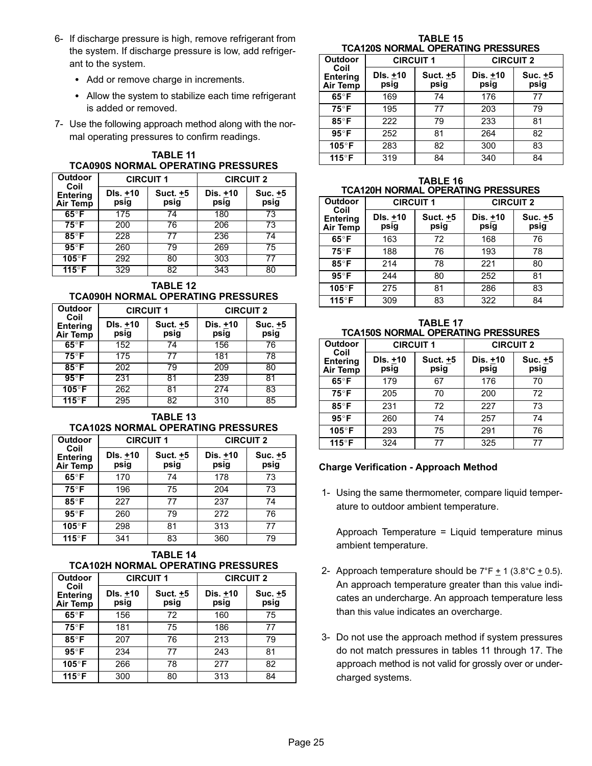6- If discharge pressure is high, remove refrigerant from the system. If discharge pressure is low, add refrigerant to the system.

- Add or remove charge in increments.
- Allow the system to stabilize each time refrigerant is added or removed.

7- Use the following approach method along with the normal operating pressures to confirm readings.

**TABLE 11**
**TCA090S NORMAL OPERATING PRESSURES**

| Outdoor Coil Entering Air Temp | CIRCUIT 1 | | CIRCUIT 2 | |
|---|---|---|---|---|
| | Dls. ±10 psig | Suct. ±5 psig | Dls. ±10 psig | Suc. ±5 psig |
| 65°F | 175 | 74 | 180 | 73 |
| 75°F | 200 | 76 | 206 | 73 |
| 85°F | 228 | 77 | 236 | 74 |
| 95°F | 260 | 79 | 269 | 75 |
| 105°F | 292 | 80 | 303 | 77 |
| 115°F | 329 | 82 | 343 | 80 |

**TABLE 12**
**TCA090H NORMAL OPERATING PRESSURES**

| Outdoor Coil Entering Air Temp | CIRCUIT 1 | | CIRCUIT 2 | |
|---|---|---|---|---|
| | Dls. ±10 psig | Suct. ±5 psig | Dls. ±10 psig | Suc. ±5 psig |
| 65°F | 152 | 74 | 156 | 76 |
| 75°F | 175 | 77 | 181 | 78 |
| 85°F | 202 | 79 | 209 | 80 |
| 95°F | 231 | 81 | 239 | 81 |
| 105°F | 262 | 81 | 274 | 83 |
| 115°F | 295 | 82 | 310 | 85 |

**TABLE 13**
**TCA102S NORMAL OPERATING PRESSURES**

| Outdoor Coil Entering Air Temp | CIRCUIT 1 | | CIRCUIT 2 | |
|---|---|---|---|---|
| | Dls. ±10 psig | Suct. ±5 psig | Dls. ±10 psig | Suc. ±5 psig |
| 65°F | 170 | 74 | 178 | 73 |
| 75°F | 196 | 75 | 204 | 73 |
| 85°F | 227 | 77 | 237 | 74 |
| 95°F | 260 | 79 | 272 | 76 |
| 105°F | 298 | 81 | 313 | 77 |
| 115°F | 341 | 83 | 360 | 79 |

**TABLE 14**
**TCA102H NORMAL OPERATING PRESSURES**

| Outdoor Coil Entering Air Temp | CIRCUIT 1 | | CIRCUIT 2 | |
|---|---|---|---|---|
| | Dls. ±10 psig | Suct. ±5 psig | Dls. ±10 psig | Suc. ±5 psig |
| 65°F | 156 | 72 | 160 | 75 |
| 75°F | 181 | 75 | 186 | 77 |
| 85°F | 207 | 76 | 213 | 79 |
| 95°F | 234 | 77 | 243 | 81 |
| 105°F | 266 | 78 | 277 | 82 |
| 115°F | 300 | 80 | 313 | 84 |

**TABLE 15**
**TCA120S NORMAL OPERATING PRESSURES**

| Outdoor Coil Entering Air Temp | CIRCUIT 1 | | CIRCUIT 2 | |
|---|---|---|---|---|
| | Dls. ±10 psig | Suct. ±5 psig | Dis. ±10 psig | Suc. ±5 psig |
| 65°F | 169 | 74 | 176 | 77 |
| 75°F | 195 | 77 | 203 | 79 |
| 85°F | 222 | 79 | 233 | 81 |
| 95°F | 252 | 81 | 264 | 82 |
| 105°F | 283 | 82 | 300 | 83 |
| 115°F | 319 | 84 | 340 | 84 |

**TABLE 16**
**TCA120H NORMAL OPERATING PRESSURES**

| Outdoor Coil Entering Air Temp | CIRCUIT 1 | | CIRCUIT 2 | |
|---|---|---|---|---|
| | Dls. ±10 psig | Suct. ±5 psig | Dis. ±10 psig | Suc. ±5 psig |
| 65°F | 163 | 72 | 168 | 76 |
| 75°F | 188 | 76 | 193 | 78 |
| 85°F | 214 | 78 | 221 | 80 |
| 95°F | 244 | 80 | 252 | 81 |
| 105°F | 275 | 81 | 286 | 83 |
| 115°F | 309 | 83 | 322 | 84 |

**TABLE 17**
**TCA150S NORMAL OPERATING PRESSURES**

| Outdoor Coil Entering Air Temp | CIRCUIT 1 | | CIRCUIT 2 | |
|---|---|---|---|---|
| | Dls. ±10 psig | Suct. ±5 psig | Dis. ±10 psig | Suc. ±5 psig |
| 65°F | 179 | 67 | 176 | 70 |
| 75°F | 205 | 70 | 200 | 72 |
| 85°F | 231 | 72 | 227 | 73 |
| 95°F | 260 | 74 | 257 | 74 |
| 105°F | 293 | 75 | 291 | 76 |
| 115°F | 324 | 77 | 325 | 77 |

**Charge Verification - Approach Method**

1- Using the same thermometer, compare liquid temperature to outdoor ambient temperature.

Approach Temperature = Liquid temperature minus ambient temperature.

2- Approach temperature should be 7°F ± 1 (3.8°C ± 0.5). An approach temperature greater than this value indicates an undercharge. An approach temperature less than this value indicates an overcharge.

3- Do not use the approach method if system pressures do not match pressures in tables 11 through 17. The approach method is not valid for grossly over or undercharged systems.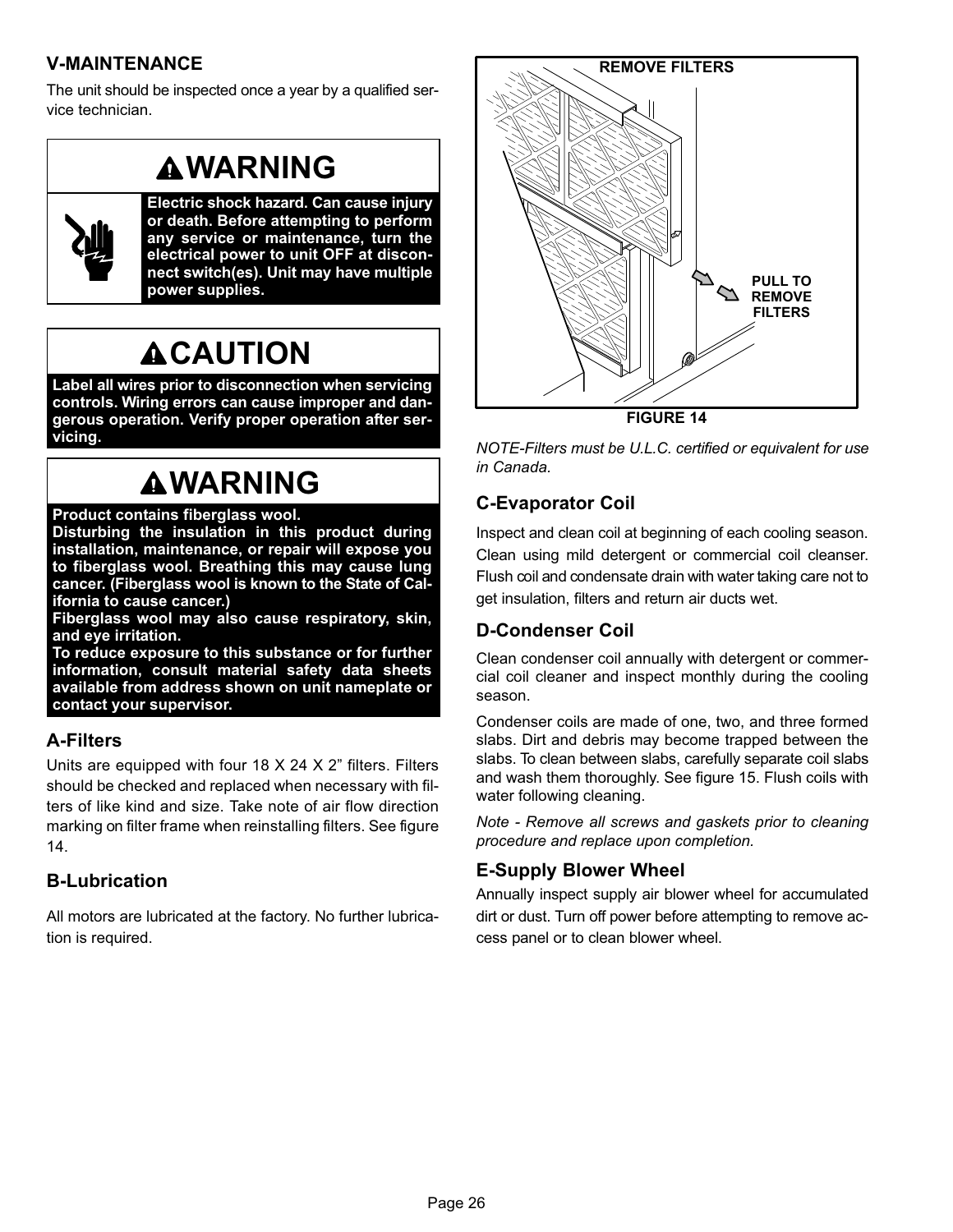## V-MAINTENANCE

The unit should be inspected once a year by a qualified service technician.

**WARNING**

**Electric shock hazard. Can cause injury or death. Before attempting to perform any service or maintenance, turn the electrical power to unit OFF at disconnect switch(es). Unit may have multiple power supplies.**

**CAUTION**

**Label all wires prior to disconnection when servicing controls. Wiring errors can cause improper and dangerous operation. Verify proper operation after servicing.**

**WARNING**

**Product contains fiberglass wool.**
**Disturbing the insulation in this product during installation, maintenance, or repair will expose you to fiberglass wool. Breathing this may cause lung cancer. (Fiberglass wool is known to the State of California to cause cancer.)**
**Fiberglass wool may also cause respiratory, skin, and eye irritation.**
**To reduce exposure to this substance or for further information, consult material safety data sheets available from address shown on unit nameplate or contact your supervisor.**

### A-Filters

Units are equipped with four 18 X 24 X 2” filters. Filters should be checked and replaced when necessary with filters of like kind and size. Take note of air flow direction marking on filter frame when reinstalling filters. See figure 14.

### B-Lubrication

All motors are lubricated at the factory. No further lubrication is required.

REMOVE FILTERS

PULL TO REMOVE FILTERS

FIGURE 14

*NOTE-Filters must be U.L.C. certified or equivalent for use in Canada.*

### C-Evaporator Coil

Inspect and clean coil at beginning of each cooling season. Clean using mild detergent or commercial coil cleanser. Flush coil and condensate drain with water taking care not to get insulation, filters and return air ducts wet.

### D-Condenser Coil

Clean condenser coil annually with detergent or commercial coil cleaner and inspect monthly during the cooling season.

Condenser coils are made of one, two, and three formed slabs. Dirt and debris may become trapped between the slabs. To clean between slabs, carefully separate coil slabs and wash them thoroughly. See figure 15. Flush coils with water following cleaning.

*Note - Remove all screws and gaskets prior to cleaning procedure and replace upon completion.*

### E-Supply Blower Wheel

Annually inspect supply air blower wheel for accumulated dirt or dust. Turn off power before attempting to remove access panel or to clean blower wheel.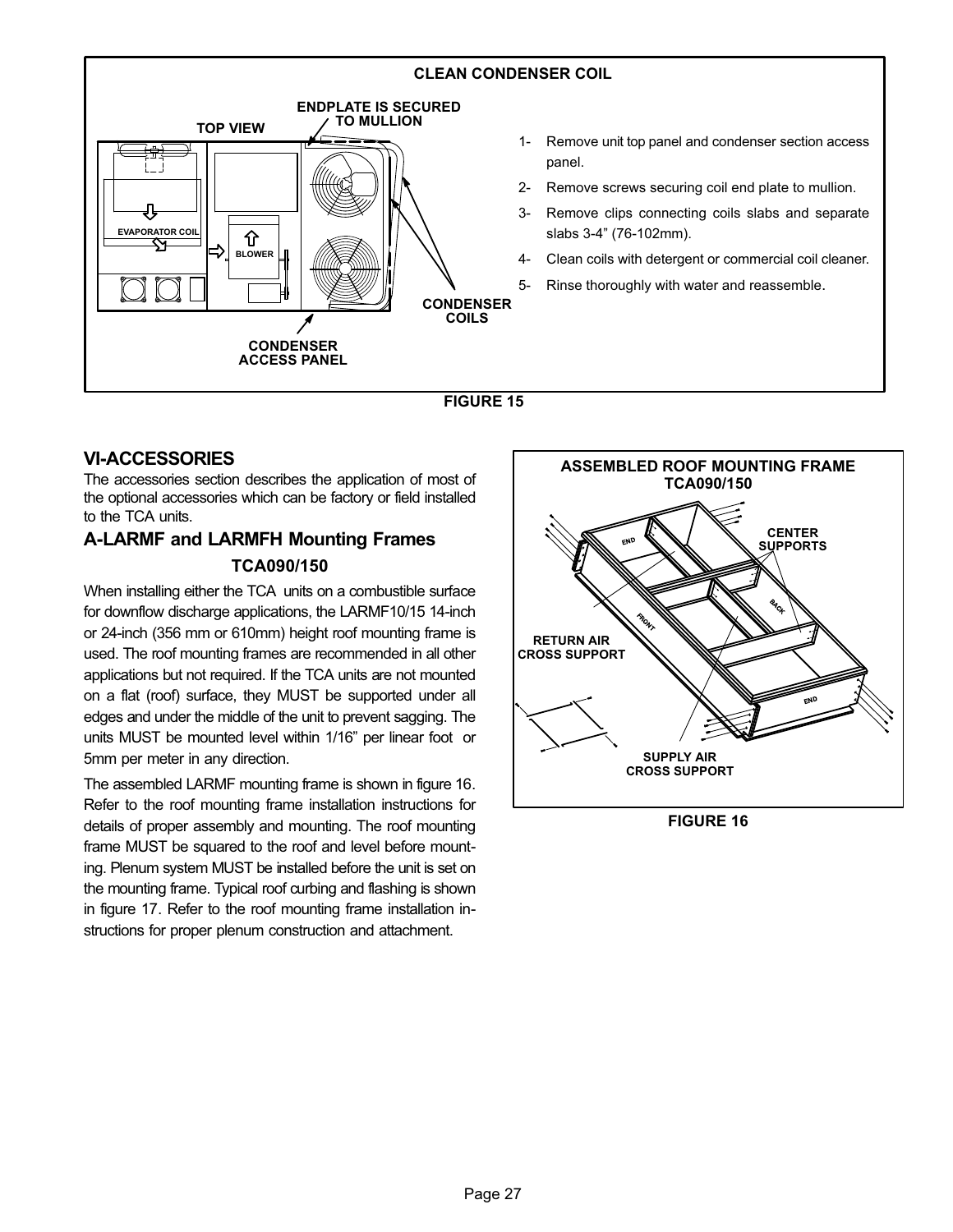**CLEAN CONDENSER COIL**

1- Remove unit top panel and condenser section access panel.

2- Remove screws securing coil end plate to mullion.

3- Remove clips connecting coils slabs and separate slabs 3-4” (76-102mm).

4- Clean coils with detergent or commercial coil cleaner.

5- Rinse thoroughly with water and reassemble.

FIGURE 15

## VI-ACCESSORIES

The accessories section describes the application of most of the optional accessories which can be factory or field installed to the TCA units.

### A-LARMF and LARMFH Mounting Frames

**TCA090/150**

When installing either the TCA units on a combustible surface for downflow discharge applications, the LARMF10/15 14-inch or 24-inch (356 mm or 610mm) height roof mounting frame is used. The roof mounting frames are recommended in all other applications but not required. If the TCA units are not mounted on a flat (roof) surface, they MUST be supported under all edges and under the middle of the unit to prevent sagging. The units MUST be mounted level within 1/16” per linear foot or 5mm per meter in any direction.

The assembled LARMF mounting frame is shown in figure 16. Refer to the roof mounting frame installation instructions for details of proper assembly and mounting. The roof mounting frame MUST be squared to the roof and level before mounting. Plenum system MUST be installed before the unit is set on the mounting frame. Typical roof curbing and flashing is shown in figure 17. Refer to the roof mounting frame installation instructions for proper plenum construction and attachment.

**ASSEMBLED ROOF MOUNTING FRAME TCA090/150**

FIGURE 16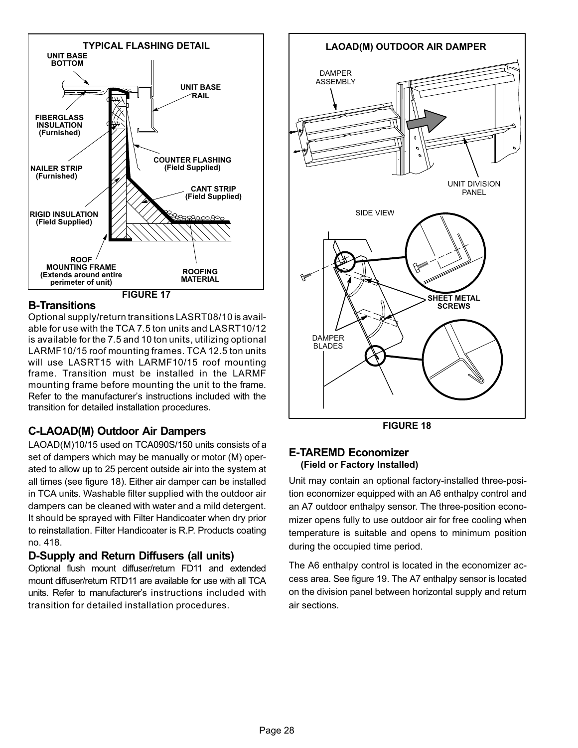FIGURE 17

## B-Transitions

Optional supply/return transitions LASRT08/10 is available for use with the TCA 7.5 ton units and LASRT10/12 is available for the 7.5 and 10 ton units, utilizing optional LARMF10/15 roof mounting frames. TCA 12.5 ton units will use LASRT15 with LARMF10/15 roof mounting frame. Transition must be installed in the LARMF mounting frame before mounting the unit to the frame. Refer to the manufacturer's instructions included with the transition for detailed installation procedures.

## C-LAOAD(M) Outdoor Air Dampers

LAOAD(M)10/15 used on TCA090S/150 units consists of a set of dampers which may be manually or motor (M) operated to allow up to 25 percent outside air into the system at all times (see figure 18). Either air damper can be installed in TCA units. Washable filter supplied with the outdoor air dampers can be cleaned with water and a mild detergent. It should be sprayed with Filter Handicoater when dry prior to reinstallation. Filter Handicoater is R.P. Products coating no. 418.

## D-Supply and Return Diffusers (all units)

Optional flush mount diffuser/return FD11 and extended mount diffuser/return RTD11 are available for use with all TCA units. Refer to manufacturer's instructions included with transition for detailed installation procedures.

FIGURE 18

## E-TAREMD Economizer

**(Field or Factory Installed)**

Unit may contain an optional factory-installed three-position economizer equipped with an A6 enthalpy control and an A7 outdoor enthalpy sensor. The three-position economizer opens fully to use outdoor air for free cooling when temperature is suitable and opens to minimum position during the occupied time period.

The A6 enthalpy control is located in the economizer access area. See figure 19. The A7 enthalpy sensor is located on the division panel between horizontal supply and return air sections.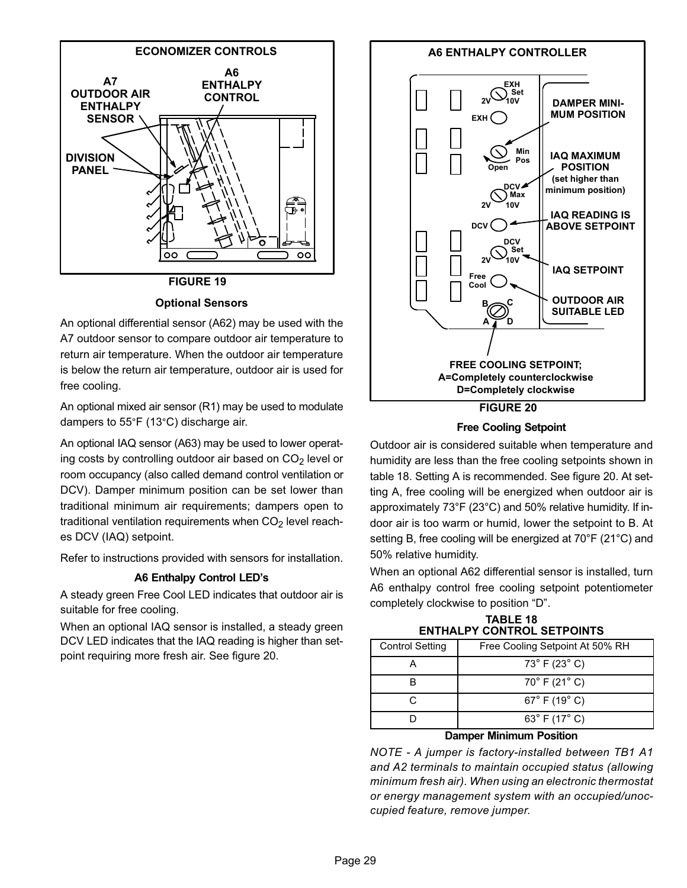ECONOMIZER CONTROLS

FIGURE 19

**Optional Sensors**

An optional differential sensor (A62) may be used with the A7 outdoor sensor to compare outdoor air temperature to return air temperature. When the outdoor air temperature is below the return air temperature, outdoor air is used for free cooling.

An optional mixed air sensor (R1) may be used to modulate dampers to 55°F (13°C) discharge air.

An optional IAQ sensor (A63) may be used to lower operating costs by controlling outdoor air based on $CO_2$ level or room occupancy (also called demand control ventilation or DCV). Damper minimum position can be set lower than traditional minimum air requirements; dampers open to traditional ventilation requirements when $CO_2$ level reaches DCV (IAQ) setpoint.

Refer to instructions provided with sensors for installation.

**A6 Enthalpy Control LED's**

A steady green Free Cool LED indicates that outdoor air is suitable for free cooling.

When an optional IAQ sensor is installed, a steady green DCV LED indicates that the IAQ reading is higher than setpoint requiring more fresh air. See figure 20.

A6 ENTHALPY CONTROLLER

FIGURE 20

**Free Cooling Setpoint**

Outdoor air is considered suitable when temperature and humidity are less than the free cooling setpoints shown in table 18. Setting A is recommended. See figure 20. At setting A, free cooling will be energized when outdoor air is approximately 73°F (23°C) and 50% relative humidity. If indoor air is too warm or humid, lower the setpoint to B. At setting B, free cooling will be energized at 70°F (21°C) and 50% relative humidity.

When an optional A62 differential sensor is installed, turn A6 enthalpy control free cooling setpoint potentiometer completely clockwise to position "D".

**TABLE 18**
**ENTHALPY CONTROL SETPOINTS**

| Control Setting | Free Cooling Setpoint At 50% RH |
|---|---|
| A | 73° F (23° C) |
| B | 70° F (21° C) |
| C | 67° F (19° C) |
| D | 63° F (17° C) |

**Damper Minimum Position**

*NOTE - A jumper is factory-installed between TB1 A1 and A2 terminals to maintain occupied status (allowing minimum fresh air). When using an electronic thermostat or energy management system with an occupied/unoccupied feature, remove jumper.*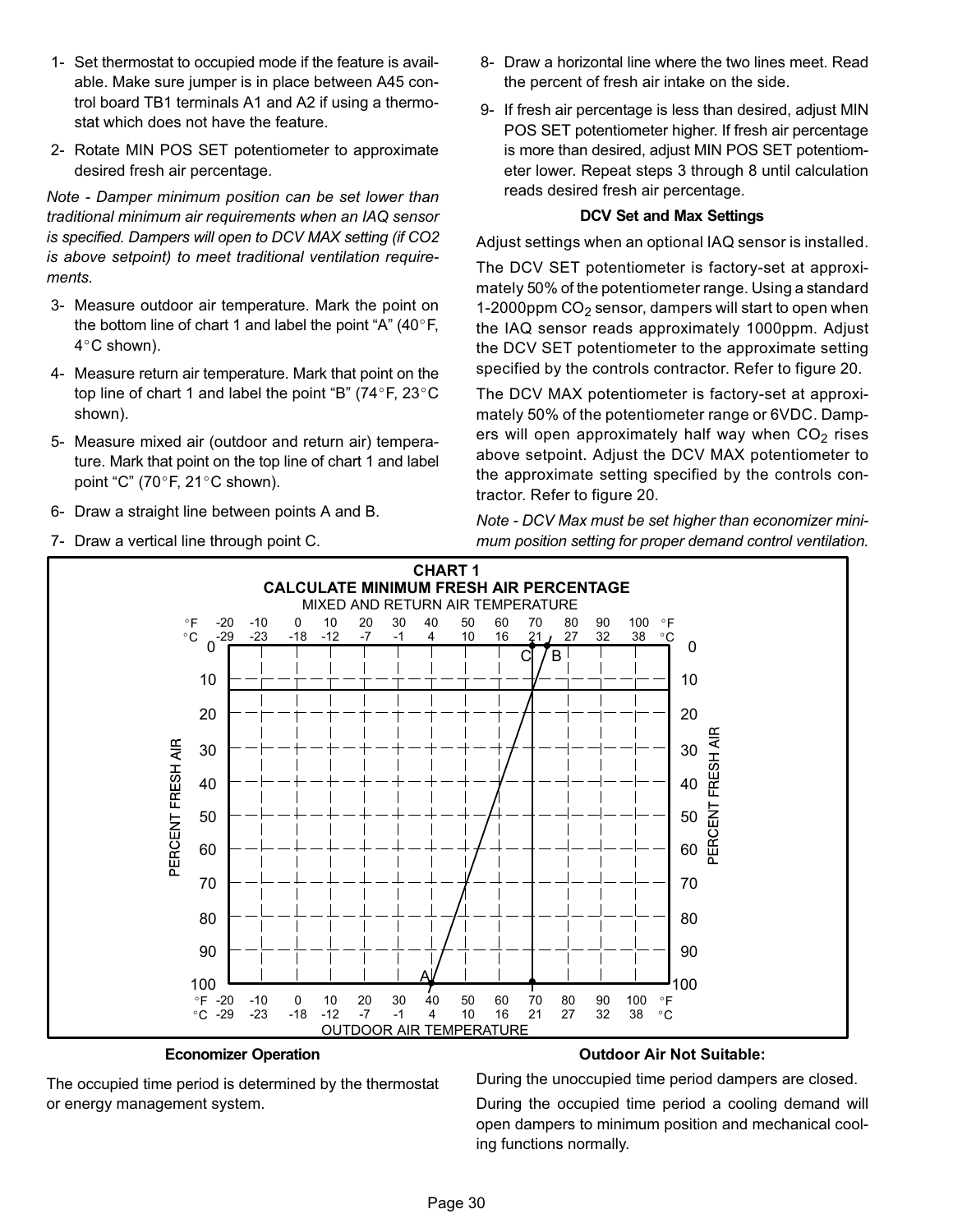1- Set thermostat to occupied mode if the feature is available. Make sure jumper is in place between A45 control board TB1 terminals A1 and A2 if using a thermostat which does not have the feature.

2- Rotate MIN POS SET potentiometer to approximate desired fresh air percentage.

*Note - Damper minimum position can be set lower than traditional minimum air requirements when an IAQ sensor is specified. Dampers will open to DCV MAX setting (if CO2 is above setpoint) to meet traditional ventilation requirements.*

3- Measure outdoor air temperature. Mark the point on the bottom line of chart 1 and label the point "A" (40°F, 4°C shown).

4- Measure return air temperature. Mark that point on the top line of chart 1 and label the point "B" (74°F, 23°C shown).

5- Measure mixed air (outdoor and return air) temperature. Mark that point on the top line of chart 1 and label point "C" (70°F, 21°C shown).

6- Draw a straight line between points A and B.

7- Draw a vertical line through point C.

8- Draw a horizontal line where the two lines meet. Read the percent of fresh air intake on the side.

9- If fresh air percentage is less than desired, adjust MIN POS SET potentiometer higher. If fresh air percentage is more than desired, adjust MIN POS SET potentiometer lower. Repeat steps 3 through 8 until calculation reads desired fresh air percentage.

### DCV Set and Max Settings

Adjust settings when an optional IAQ sensor is installed.

The DCV SET potentiometer is factory-set at approximately 50% of the potentiometer range. Using a standard 1-2000ppm $CO_2$ sensor, dampers will start to open when the IAQ sensor reads approximately 1000ppm. Adjust the DCV SET potentiometer to the approximate setting specified by the controls contractor. Refer to figure 20.

The DCV MAX potentiometer is factory-set at approximately 50% of the potentiometer range or 6VDC. Dampers will open approximately half way when $CO_2$ rises above setpoint. Adjust the DCV MAX potentiometer to the approximate setting specified by the controls contractor. Refer to figure 20.

*Note - DCV Max must be set higher than economizer minimum position setting for proper demand control ventilation.*

**CHART 1**
**CALCULATE MINIMUM FRESH AIR PERCENTAGE**

MIXED AND RETURN AIR TEMPERATURE

| °F | -20 | -10 | 0 | 10 | 20 | 30 | 40 | 50 | 60 | 70 | 80 | 90 | 100 | °F |
|---|---|---|---|---|---|---|---|---|---|---|---|---|---|---|
| °C | -29 | -23 | -18 | -12 | -7 | -1 | 4 | 10 | 16 | 21 | 27 | 32 | 38 | °C |

PERCENT FRESH AIR: 0, 10, 20, 30, 40, 50, 60, 70, 80, 90, 100

Points: A (bottom line, 40°F / 4°C), B (top line, 74°F / 23°C), C (top line, 70°F / 21°C)

OUTDOOR AIR TEMPERATURE

| °F | -20 | -10 | 0 | 10 | 20 | 30 | 40 | 50 | 60 | 70 | 80 | 90 | 100 | °F |
|---|---|---|---|---|---|---|---|---|---|---|---|---|---|---|
| °C | -29 | -23 | -18 | -12 | -7 | -1 | 4 | 10 | 16 | 21 | 27 | 32 | 38 | °C |

### Economizer Operation

The occupied time period is determined by the thermostat or energy management system.

### Outdoor Air Not Suitable:

During the unoccupied time period dampers are closed.

During the occupied time period a cooling demand will open dampers to minimum position and mechanical cooling functions normally.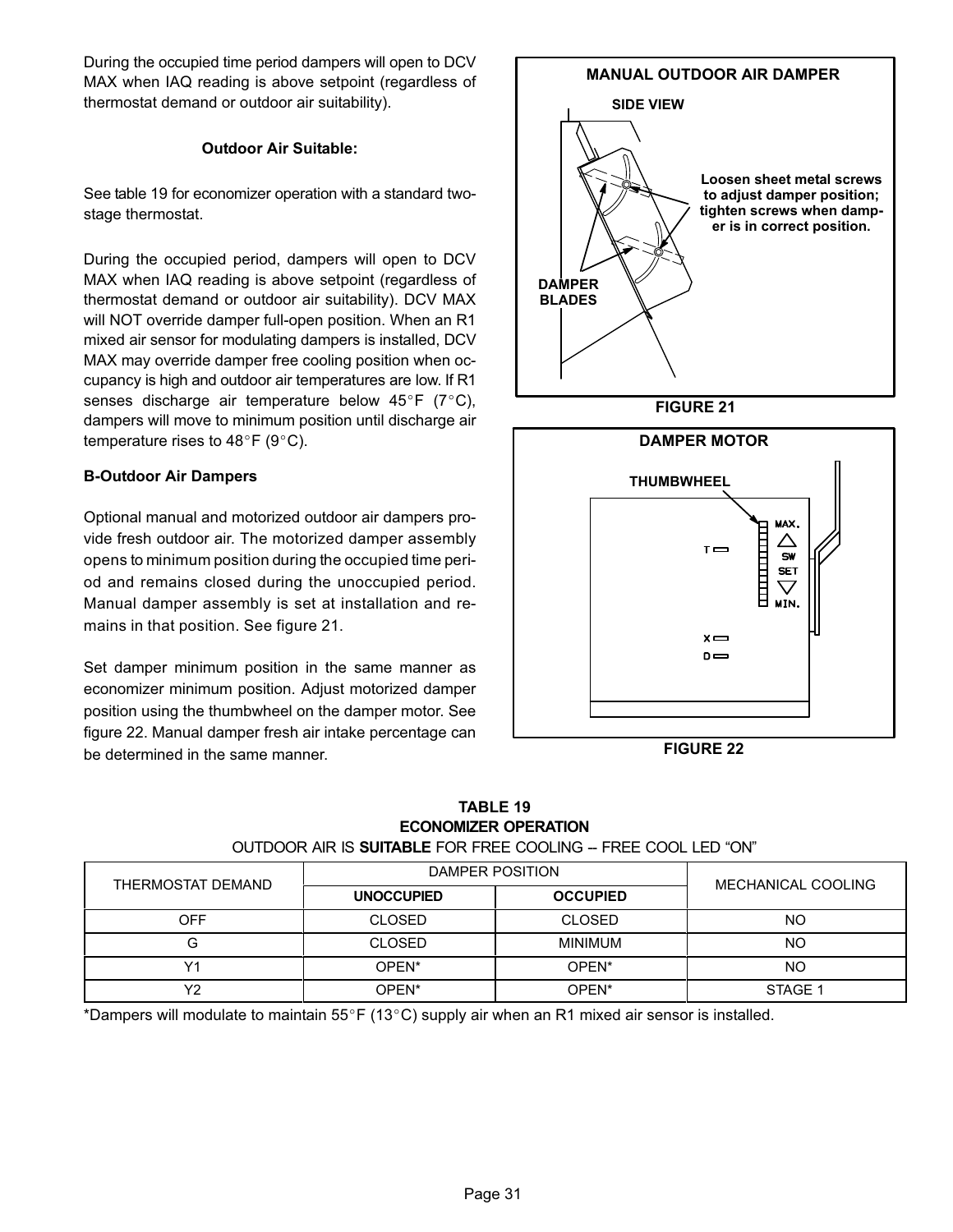During the occupied time period dampers will open to DCV MAX when IAQ reading is above setpoint (regardless of thermostat demand or outdoor air suitability).

**Outdoor Air Suitable:**

See table 19 for economizer operation with a standard two-stage thermostat.

During the occupied period, dampers will open to DCV MAX when IAQ reading is above setpoint (regardless of thermostat demand or outdoor air suitability). DCV MAX will NOT override damper full-open position. When an R1 mixed air sensor for modulating dampers is installed, DCV MAX may override damper free cooling position when occupancy is high and outdoor air temperatures are low. If R1 senses discharge air temperature below 45°F (7°C), dampers will move to minimum position until discharge air temperature rises to 48°F (9°C).

**B-Outdoor Air Dampers**

Optional manual and motorized outdoor air dampers provide fresh outdoor air. The motorized damper assembly opens to minimum position during the occupied time period and remains closed during the unoccupied period. Manual damper assembly is set at installation and remains in that position. See figure 21.

Set damper minimum position in the same manner as economizer minimum position. Adjust motorized damper position using the thumbwheel on the damper motor. See figure 22. Manual damper fresh air intake percentage can be determined in the same manner.

**MANUAL OUTDOOR AIR DAMPER**

SIDE VIEW

Loosen sheet metal screws to adjust damper position; tighten screws when damper is in correct position.

DAMPER BLADES

FIGURE 21

**DAMPER MOTOR**

THUMBWHEEL

FIGURE 22

**TABLE 19**
**ECONOMIZER OPERATION**
OUTDOOR AIR IS **SUITABLE** FOR FREE COOLING -- FREE COOL LED “ON”

| THERMOSTAT DEMAND | DAMPER POSITION | | MECHANICAL COOLING |
|---|---|---|---|
| | **UNOCCUPIED** | **OCCUPIED** | |
| OFF | CLOSED | CLOSED | NO |
| G | CLOSED | MINIMUM | NO |
| Y1 | OPEN* | OPEN* | NO |
| Y2 | OPEN* | OPEN* | STAGE 1 |

*Dampers will modulate to maintain 55°F (13°C) supply air when an R1 mixed air sensor is installed.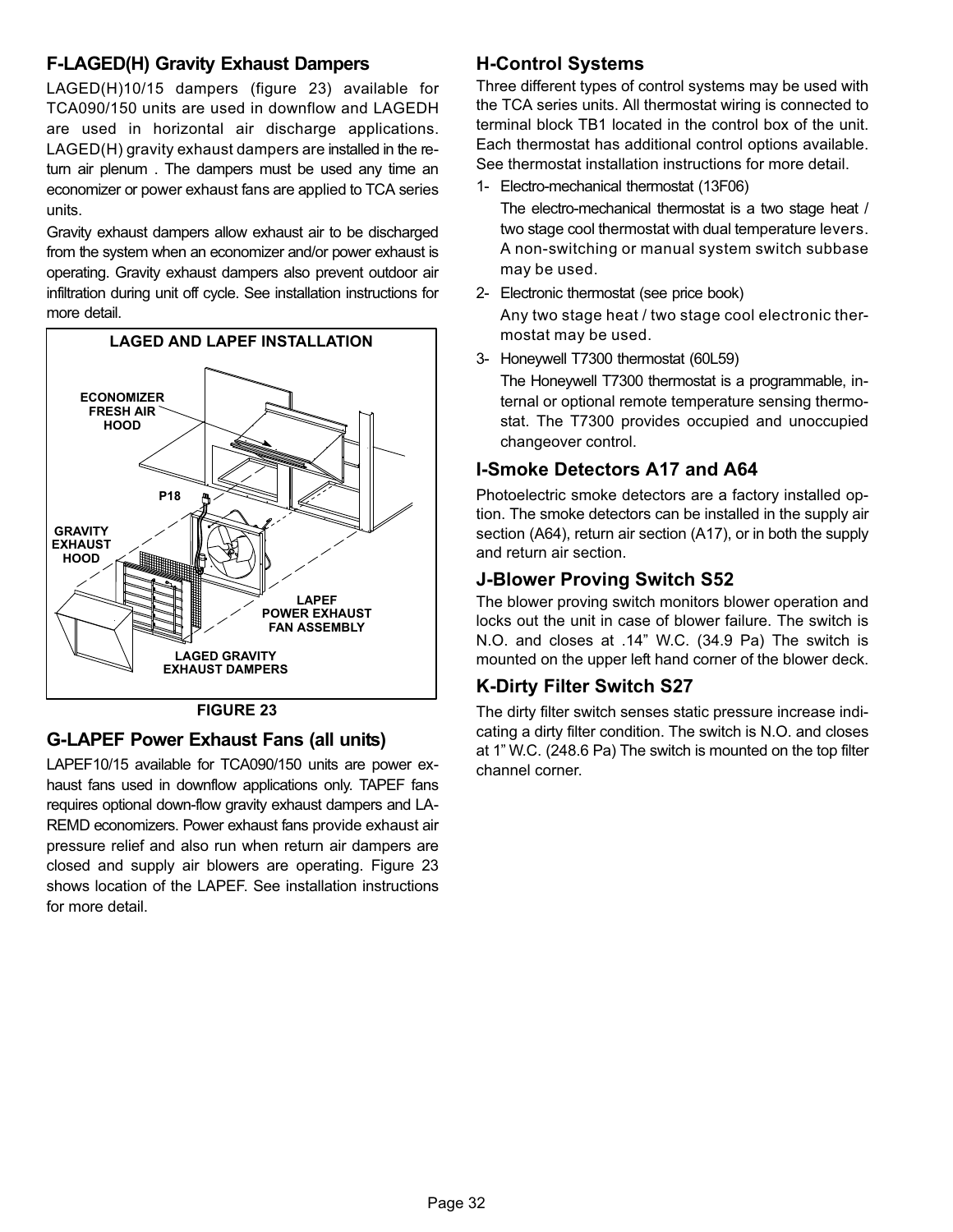## F-LAGED(H) Gravity Exhaust Dampers

LAGED(H)10/15 dampers (figure 23) available for TCA090/150 units are used in downflow and LAGEDH are used in horizontal air discharge applications. LAGED(H) gravity exhaust dampers are installed in the return air plenum . The dampers must be used any time an economizer or power exhaust fans are applied to TCA series units.

Gravity exhaust dampers allow exhaust air to be discharged from the system when an economizer and/or power exhaust is operating. Gravity exhaust dampers also prevent outdoor air infiltration during unit off cycle. See installation instructions for more detail.

LAGED AND LAPEF INSTALLATION

ECONOMIZER FRESH AIR HOOD

P18

GRAVITY EXHAUST HOOD

LAPEF POWER EXHAUST FAN ASSEMBLY

LAGED GRAVITY EXHAUST DAMPERS

FIGURE 23

## G-LAPEF Power Exhaust Fans (all units)

LAPEF10/15 available for TCA090/150 units are power exhaust fans used in downflow applications only. TAPEF fans requires optional down-flow gravity exhaust dampers and LAREMD economizers. Power exhaust fans provide exhaust air pressure relief and also run when return air dampers are closed and supply air blowers are operating. Figure 23 shows location of the LAPEF. See installation instructions for more detail.

## H-Control Systems

Three different types of control systems may be used with the TCA series units. All thermostat wiring is connected to terminal block TB1 located in the control box of the unit. Each thermostat has additional control options available. See thermostat installation instructions for more detail.

1- Electro-mechanical thermostat (13F06)

   The electro-mechanical thermostat is a two stage heat / two stage cool thermostat with dual temperature levers. A non-switching or manual system switch subbase may be used.

2- Electronic thermostat (see price book)

   Any two stage heat / two stage cool electronic thermostat may be used.

3- Honeywell T7300 thermostat (60L59)

   The Honeywell T7300 thermostat is a programmable, internal or optional remote temperature sensing thermostat. The T7300 provides occupied and unoccupied changeover control.

## I-Smoke Detectors A17 and A64

Photoelectric smoke detectors are a factory installed option. The smoke detectors can be installed in the supply air section (A64), return air section (A17), or in both the supply and return air section.

## J-Blower Proving Switch S52

The blower proving switch monitors blower operation and locks out the unit in case of blower failure. The switch is N.O. and closes at .14" W.C. (34.9 Pa) The switch is mounted on the upper left hand corner of the blower deck.

## K-Dirty Filter Switch S27

The dirty filter switch senses static pressure increase indicating a dirty filter condition. The switch is N.O. and closes at 1" W.C. (248.6 Pa) The switch is mounted on the top filter channel corner.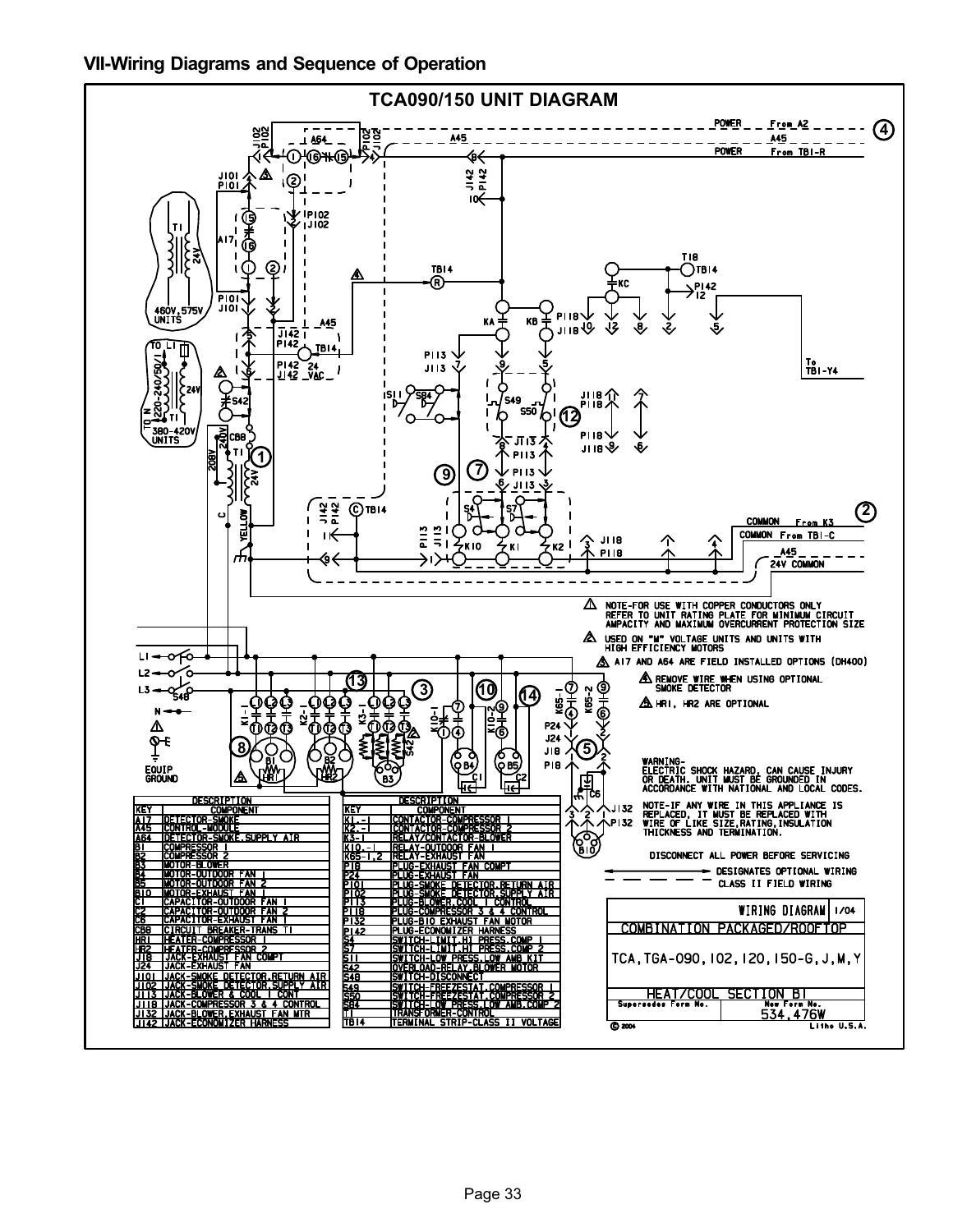# VII-Wiring Diagrams and Sequence of Operation

## TCA090/150 UNIT DIAGRAM

NOTE-FOR USE WITH COPPER CONDUCTORS ONLY REFER TO UNIT RATING PLATE FOR MINIMUM CIRCUIT AMPACITY AND MAXIMUM OVERCURRENT PROTECTION SIZE

USED ON "M" VOLTAGE UNITS AND UNITS WITH HIGH EFFICIENCY MOTORS

A17 AND A64 ARE FIELD INSTALLED OPTIONS (DH400)

REMOVE WIRE WHEN USING OPTIONAL SMOKE DETECTOR

HR1, HR2 ARE OPTIONAL

WARNING- ELECTRIC SHOCK HAZARD, CAN CAUSE INJURY OR DEATH. UNIT MUST BE GROUNDED IN ACCORDANCE WITH NATIONAL AND LOCAL CODES.

NOTE-IF ANY WIRE IN THIS APPLIANCE IS REPLACED, IT MUST BE REPLACED WITH WIRE OF LIKE SIZE, RATING, INSULATION THICKNESS AND TERMINATION.

DISCONNECT ALL POWER BEFORE SERVICING

DESIGNATES OPTIONAL WIRING

CLASS II FIELD WIRING

| KEY | COMPONENT |
|---|---|
| A17 | DETECTOR-SMOKE |
| A45 | CONTROL-MODULE |
| A64 | DETECTOR-SMOKE, SUPPLY AIR |
| B1 | COMPRESSOR 1 |
| B2 | COMPRESSOR 2 |
| B3 | MOTOR-BLOWER |
| B4 | MOTOR-OUTDOOR FAN 1 |
| B5 | MOTOR-OUTDOOR FAN 2 |
| B10 | MOTOR-EXHAUST FAN 1 |
| C1 | CAPACITOR-OUTDOOR FAN 1 |
| C2 | CAPACITOR-OUTDOOR FAN 2 |
| C6 | CAPACITOR-EXHAUST FAN 1 |
| CB8 | CIRCUIT BREAKER-TRANS T1 |
| HR1 | HEATER-COMPRESSOR 1 |
| HR2 | HEATER-COMPRESSOR 2 |
| J18 | JACK-EXHAUST FAN COMPT |
| J24 | JACK-EXHAUST FAN |
| J101 | JACK-SMOKE DETECTOR, RETURN AIR |
| J102 | JACK-SMOKE DETECTOR, SUPPLY AIR |
| J113 | JACK-BLOWER & COOL 1 CONT |
| J118 | JACK-COMPRESSOR 3 & 4 CONTROL |
| J132 | JACK-BLOWER, EXHAUST FAN MTR |
| J142 | JACK-ECONOMIZER HARNESS |

| KEY | COMPONENT |
|---|---|
| K1,-1 | CONTACTOR-COMPRESSOR 1 |
| K2,-1 | CONTACTOR-COMPRESSOR 2 |
| K3-1 | RELAY/CONTACTOR-BLOWER |
| K10,-1 | RELAY-OUTDOOR FAN 1 |
| K65-1,2 | RELAY-EXHAUST FAN |
| P18 | PLUG-EXHAUST FAN COMPT |
| P24 | PLUG-EXHAUST FAN |
| P101 | PLUG-SMOKE DETECTOR, RETURN AIR |
| P102 | PLUG-SMOKE DETECTOR, SUPPLY AIR |
| P113 | PLUG-BLOWER, COOL 1 CONTROL |
| P118 | PLUG-COMPRESSOR 3 & 4 CONTROL |
| P132 | PLUG-B10 EXHAUST FAN MOTOR |
| P142 | PLUG-ECONOMIZER HARNESS |
| S4 | SWITCH-LIMIT, HI PRESS, COMP 1 |
| S7 | SWITCH-LIMIT, HI PRESS, COMP 2 |
| S11 | SWITCH-LOW PRESS, LOW AMB KIT |
| S42 | OVERLOAD-RELAY, BLOWER MOTOR |
| S48 | SWITCH-DISCONNECT |
| S49 | SWITCH-FREEZESTAT, COMPRESSOR 1 |
| S50 | SWITCH-FREEZESTAT, COMPRESSOR 2 |
| S84 | SWITCH-LOW PRESS, LOW AMB, COMP 2 |
| T1 | TRANSFORMER-CONTROL |
| TB14 | TERMINAL STRIP-CLASS II VOLTAGE |

WIRING DIAGRAM 1/04
COMBINATION PACKAGED/ROOFTOP
TCA, TGA-090, 102, 120, 150-G, J, M, Y
HEAT/COOL SECTION B1
Supersedes Form No. | New Form No. 534,476W
© 2004 Litho U.S.A.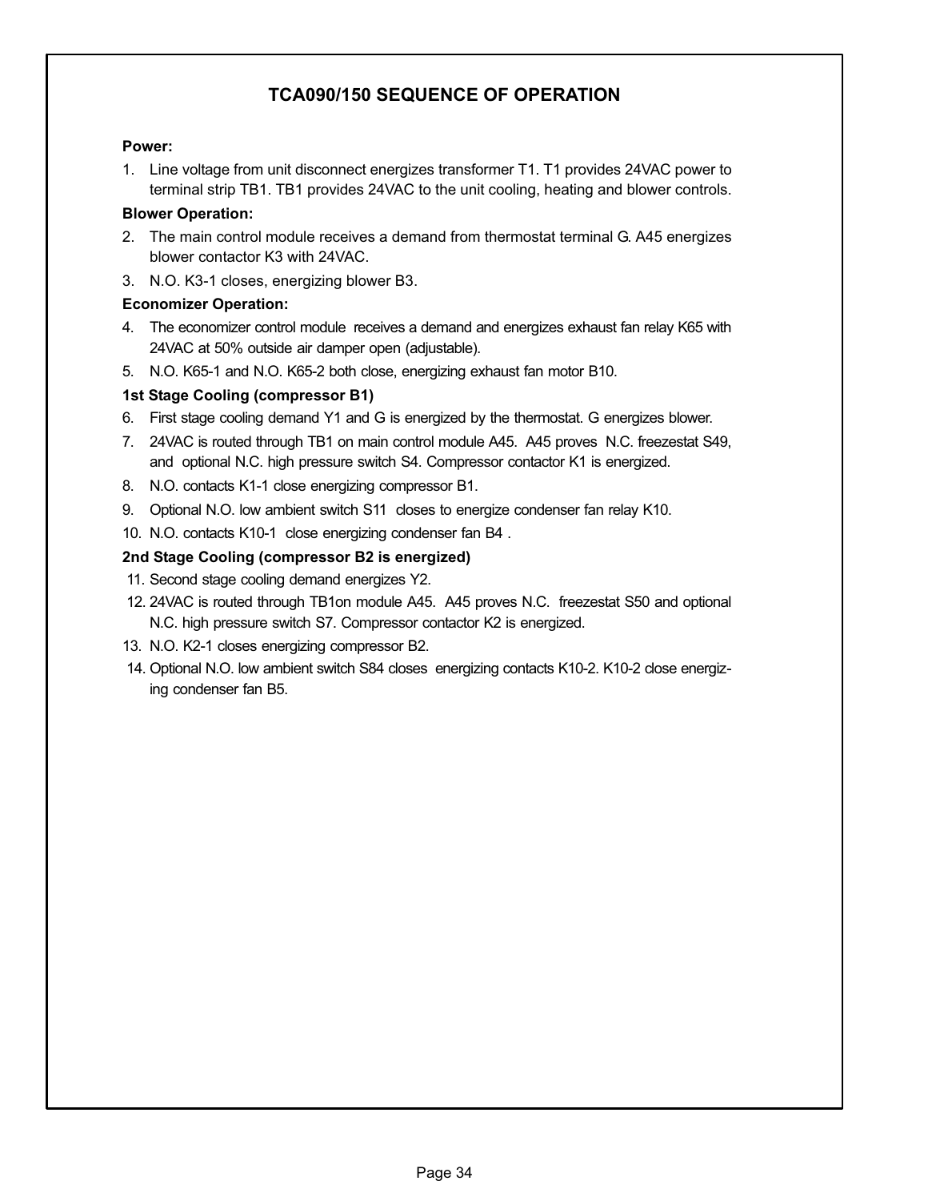## TCA090/150 SEQUENCE OF OPERATION

**Power:**

1. Line voltage from unit disconnect energizes transformer T1. T1 provides 24VAC power to terminal strip TB1. TB1 provides 24VAC to the unit cooling, heating and blower controls.

**Blower Operation:**

2. The main control module receives a demand from thermostat terminal G. A45 energizes blower contactor K3 with 24VAC.
3. N.O. K3-1 closes, energizing blower B3.

**Economizer Operation:**

4. The economizer control module receives a demand and energizes exhaust fan relay K65 with 24VAC at 50% outside air damper open (adjustable).
5. N.O. K65-1 and N.O. K65-2 both close, energizing exhaust fan motor B10.

**1st Stage Cooling (compressor B1)**

6. First stage cooling demand Y1 and G is energized by the thermostat. G energizes blower.
7. 24VAC is routed through TB1 on main control module A45. A45 proves N.C. freezestat S49, and optional N.C. high pressure switch S4. Compressor contactor K1 is energized.
8. N.O. contacts K1-1 close energizing compressor B1.
9. Optional N.O. low ambient switch S11 closes to energize condenser fan relay K10.
10. N.O. contacts K10-1 close energizing condenser fan B4 .

**2nd Stage Cooling (compressor B2 is energized)**

11. Second stage cooling demand energizes Y2.
12. 24VAC is routed through TB1on module A45. A45 proves N.C. freezestat S50 and optional N.C. high pressure switch S7. Compressor contactor K2 is energized.
13. N.O. K2-1 closes energizing compressor B2.
14. Optional N.O. low ambient switch S84 closes energizing contacts K10-2. K10-2 close energizing condenser fan B5.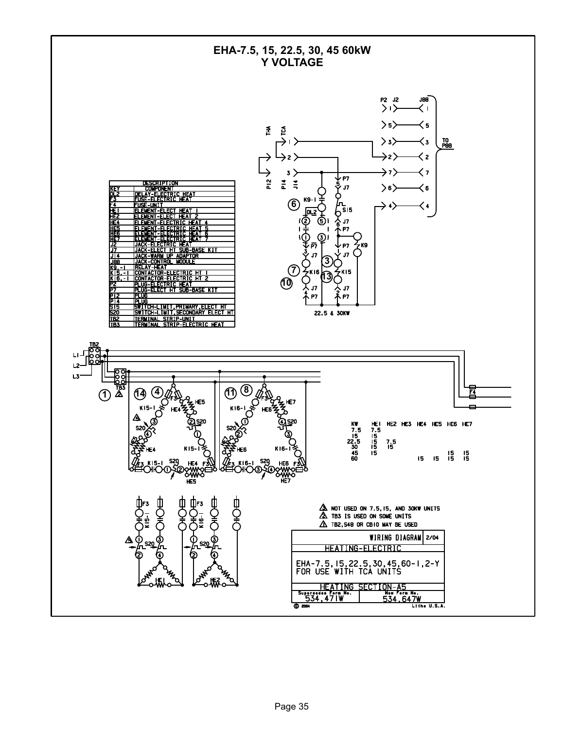# EHA-7.5, 15, 22.5, 30, 45 60kW
## Y VOLTAGE

| KEY | DESCRIPTION COMPONENT |
|---|---|
| DL2 | DELAY-ELECTRIC HEAT |
| F3 | FUSE-ELECTRIC HEAT |
| F4 | FUSE-UNIT |
| HE1 | ELEMENT-ELECT HEAT 1 |
| HE2 | ELEMENT-ELECT HEAT 2 |
| HE4 | ELEMENT-ELECTRIC HEAT 4 |
| HE5 | ELEMENT-ELECTRIC HEAT 5 |
| HE6 | ELEMENT-ELECTRIC HEAT 6 |
| HE7 | ELEMENT-ELECTRIC HEAT 7 |
| J2 | JACK-ELECTRIC HEAT |
| J7 | JACK-ELECT HT SUB-BASE KIT |
| J14 | JACK-WARM UP ADAPTOR |
| J88 | JACK-CONTROL MODULE |
| K9,-1 | RELAY-HEAT |
| K15,-1 | CONTACTOR-ELECTRIC HT 1 |
| K16,-1 | CONTACTOR-ELECTRIC HT 2 |
| P2 | PLUG-ELECTRIC HEAT |
| P7 | PLUG-ELECT HT SUB-BASE KIT |
| P12 | PLUG |
| P14 | PLUG |
| S15 | SWITCH-LIMIT,PRIMARY,ELECT HT |
| S20 | SWITCH-LIMIT,SECONDARY ELECT HT |
| TB2 | TERMINAL STRIP-UNIT |
| TB3 | TERMINAL STRIP-ELECTRIC HEAT |

| KW | HE1 | HE2 | HE3 | HE4 | HE5 | HE6 | HE7 |
|---|---|---|---|---|---|---|---|
| 7.5 | 7.5 | | | | | | |
| 15 | 15 | | | | | | |
| 22.5 | 15 | 7.5 | | | | | |
| 30 | 15 | 15 | | | | | |
| 45 | 15 | | | | | 15 | 15 |
| 60 | | | | 15 | 15 | 15 | 15 |

22.5 & 30KW

TO P88

3 NOT USED ON 7.5,15, AND 30KW UNITS

2 TB3 IS USED ON SOME UNITS

1 TB2,S48 OR CB10 MAY BE USED

WIRING DIAGRAM 2/04

HEATING-ELECTRIC

EHA-7.5,15,22.5,30,45,60-1,2-Y
FOR USE WITH TCA UNITS

HEATING SECTION-A5

Supersedes Form No. 534,471W — New Form No. 534,647W

© 2004 — Litho U.S.A.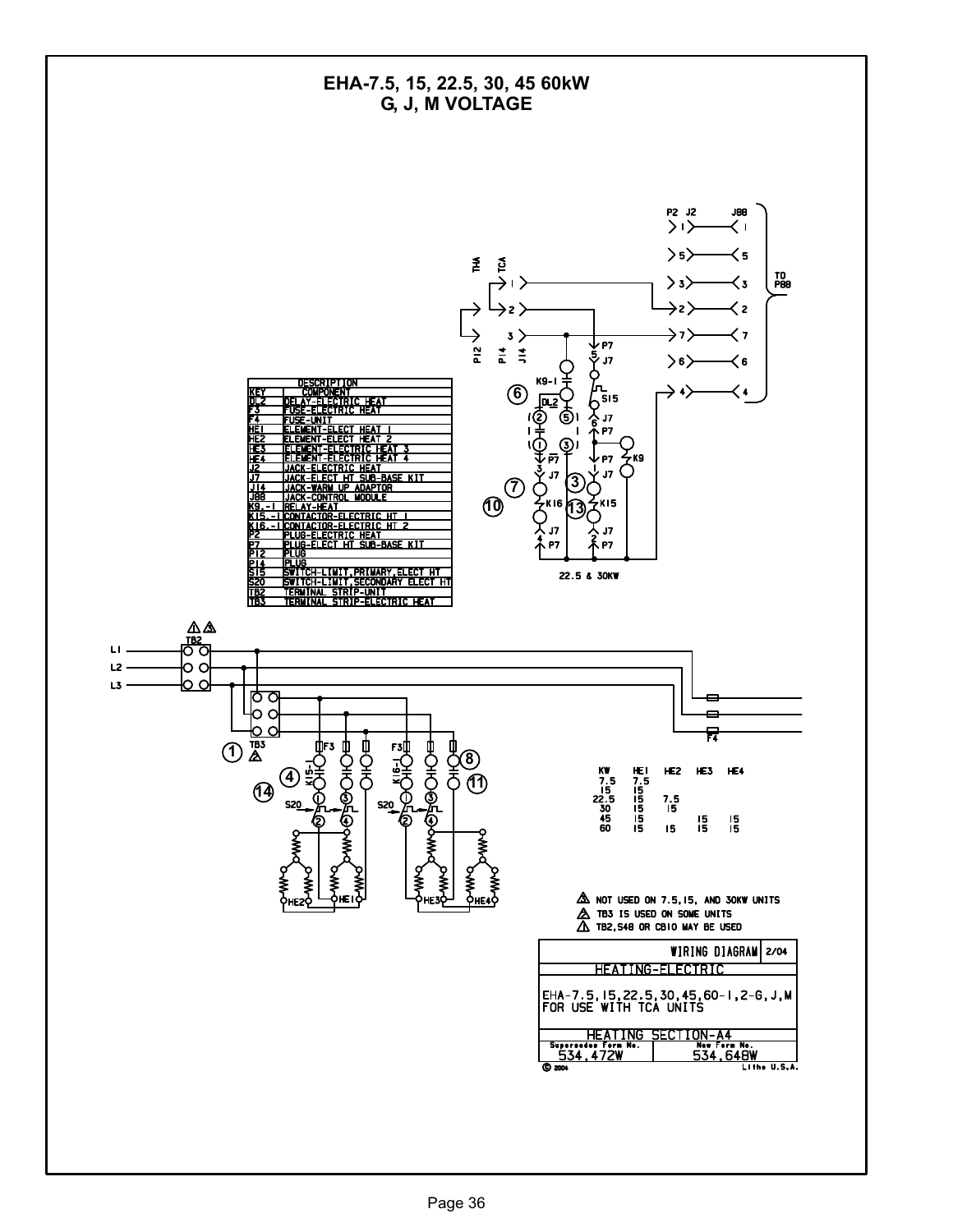# EHA-7.5, 15, 22.5, 30, 45 60kW G, J, M VOLTAGE

| KEY | DESCRIPTION COMPONENT |
|---|---|
| DL2 | DELAY-ELECTRIC HEAT |
| F3 | FUSE-ELECTRIC HEAT |
| F4 | FUSE-UNIT |
| HE1 | ELEMENT-ELECT HEAT 1 |
| HE2 | ELEMENT-ELECT HEAT 2 |
| HE3 | ELEMENT-ELECTRIC HEAT 3 |
| HE4 | ELEMENT-ELECTRIC HEAT 4 |
| J2 | JACK-ELECTRIC HEAT |
| J7 | JACK-ELECT HT SUB-BASE KIT |
| J14 | JACK-WARM UP ADAPTOR |
| J88 | JACK-CONTROL MODULE |
| K9,-1 | RELAY-HEAT |
| K15,-1 | CONTACTOR-ELECTRIC HT 1 |
| K16,-1 | CONTACTOR-ELECTRIC HT 2 |
| P2 | PLUG-ELECTRIC HEAT |
| P7 | PLUG-ELECT HT SUB-BASE KIT |
| P12 | PLUG |
| P14 | PLUG |
| S15 | SWITCH-LIMIT,PRIMARY,ELECT HT |
| S20 | SWITCH-LIMIT,SECONDARY ELECT HT |
| TB2 | TERMINAL STRIP-UNIT |
| TB3 | TERMINAL STRIP-ELECTRIC HEAT |

TO P88

22.5 & 30KW

| KW | HE1 | HE2 | HE3 | HE4 |
|---|---|---|---|---|
| 7.5 | 7.5 | | | |
| 15 | 15 | | | |
| 22.5 | 15 | 7.5 | | |
| 30 | 15 | 15 | | |
| 45 | 15 | | 15 | 15 |
| 60 | 15 | 15 | 15 | 15 |

3. NOT USED ON 7.5,15, AND 30KW UNITS
2. TB3 IS USED ON SOME UNITS
1. TB2,S48 OR CB10 MAY BE USED

WIRING DIAGRAM 2/04

HEATING-ELECTRIC

EHA-7.5,15,22.5,30,45,60-1,2-G,J,M FOR USE WITH TCA UNITS

HEATING SECTION-A4

Supersedes Form No. 534,472W — New Form No. 534,648W

© 2004 Litho U.S.A.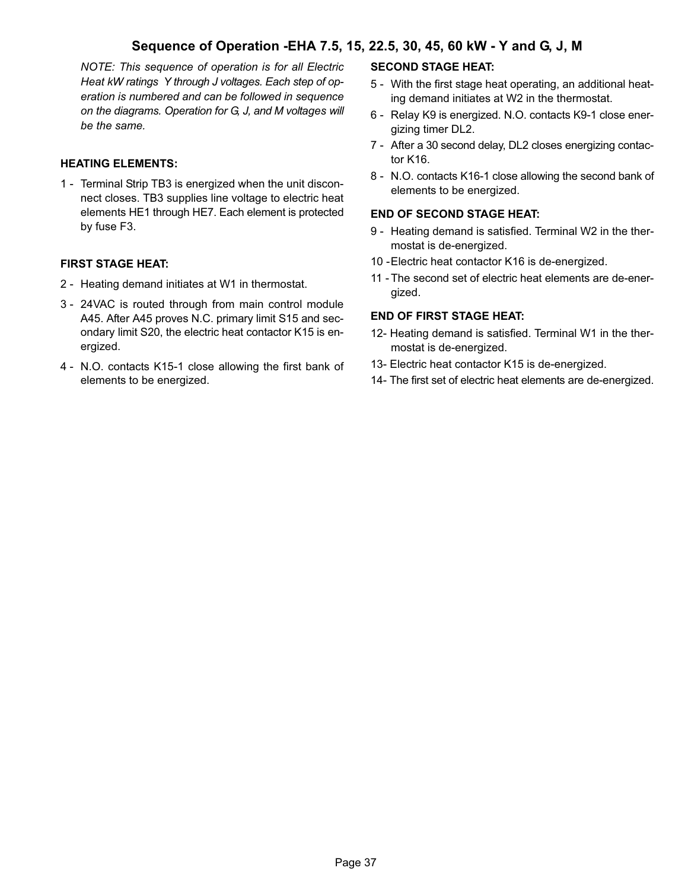## Sequence of Operation -EHA 7.5, 15, 22.5, 30, 45, 60 kW - Y and G, J, M

*NOTE: This sequence of operation is for all Electric Heat kW ratings Y through J voltages. Each step of operation is numbered and can be followed in sequence on the diagrams. Operation for G, J, and M voltages will be the same.*

### HEATING ELEMENTS:

1 - Terminal Strip TB3 is energized when the unit disconnect closes. TB3 supplies line voltage to electric heat elements HE1 through HE7. Each element is protected by fuse F3.

### FIRST STAGE HEAT:

2 - Heating demand initiates at W1 in thermostat.

3 - 24VAC is routed through from main control module A45. After A45 proves N.C. primary limit S15 and secondary limit S20, the electric heat contactor K15 is energized.

4 - N.O. contacts K15-1 close allowing the first bank of elements to be energized.

### SECOND STAGE HEAT:

5 - With the first stage heat operating, an additional heating demand initiates at W2 in the thermostat.

6 - Relay K9 is energized. N.O. contacts K9-1 close energizing timer DL2.

7 - After a 30 second delay, DL2 closes energizing contactor K16.

8 - N.O. contacts K16-1 close allowing the second bank of elements to be energized.

### END OF SECOND STAGE HEAT:

9 - Heating demand is satisfied. Terminal W2 in the thermostat is de-energized.

10 - Electric heat contactor K16 is de-energized.

11 - The second set of electric heat elements are de-energized.

### END OF FIRST STAGE HEAT:

12- Heating demand is satisfied. Terminal W1 in the thermostat is de-energized.

13- Electric heat contactor K15 is de-energized.

14- The first set of electric heat elements are de-energized.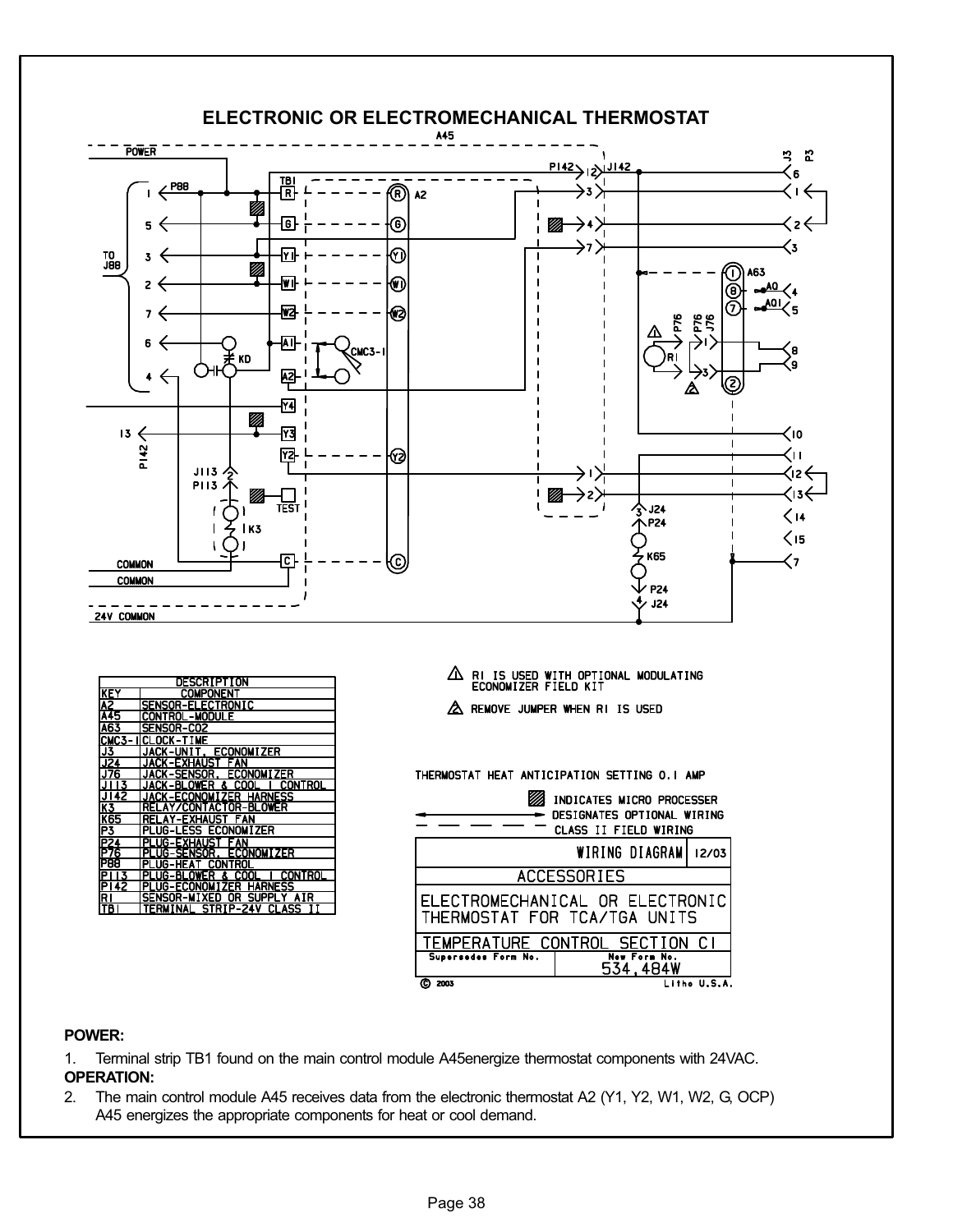# ELECTRONIC OR ELECTROMECHANICAL THERMOSTAT

| DESCRIPTION | |
|---|---|
| KEY | COMPONENT |
| A2 | SENSOR-ELECTRONIC |
| A45 | CONTROL-MODULE |
| A63 | SENSOR-CO2 |
| CMC3-1 | CLOCK-TIME |
| J3 | JACK-UNIT, ECONOMIZER |
| J24 | JACK-EXHAUST FAN |
| J76 | JACK-SENSOR, ECONOMIZER |
| J113 | JACK-BLOWER & COOL 1 CONTROL |
| J142 | JACK-ECONOMIZER HARNESS |
| K3 | RELAY/CONTACTOR-BLOWER |
| K65 | RELAY-EXHAUST FAN |
| P3 | PLUG-LESS ECONOMIZER |
| P24 | PLUG-EXHAUST FAN |
| P76 | PLUG-SENSOR, ECONOMIZER |
| P88 | PLUG-HEAT CONTROL |
| P113 | PLUG-BLOWER & COOL 1 CONTROL |
| P142 | PLUG-ECONOMIZER HARNESS |
| R1 | SENSOR-MIXED OR SUPPLY AIR |
| TB1 | TERMINAL STRIP-24V CLASS II |

1. R1 IS USED WITH OPTIONAL MODULATING ECONOMIZER FIELD KIT
2. REMOVE JUMPER WHEN R1 IS USED

THERMOSTAT HEAT ANTICIPATION SETTING 0.1 AMP

(shaded box) INDICATES MICRO PROCESSER
(solid arrow line) DESIGNATES OPTIONAL WIRING
(dashed line) CLASS II FIELD WIRING

| WIRING DIAGRAM | 12/03 |
|---|---|
| ACCESSORIES | |
| ELECTROMECHANICAL OR ELECTRONIC THERMOSTAT FOR TCA/TGA UNITS | |
| TEMPERATURE CONTROL SECTION C1 | |
| Supersedes Form No. | New Form No. 534,484W |

© 2003 Litho U.S.A.

**POWER:**

1. Terminal strip TB1 found on the main control module A45energize thermostat components with 24VAC.

**OPERATION:**

2. The main control module A45 receives data from the electronic thermostat A2 (Y1, Y2, W1, W2, G, OCP) A45 energizes the appropriate components for heat or cool demand.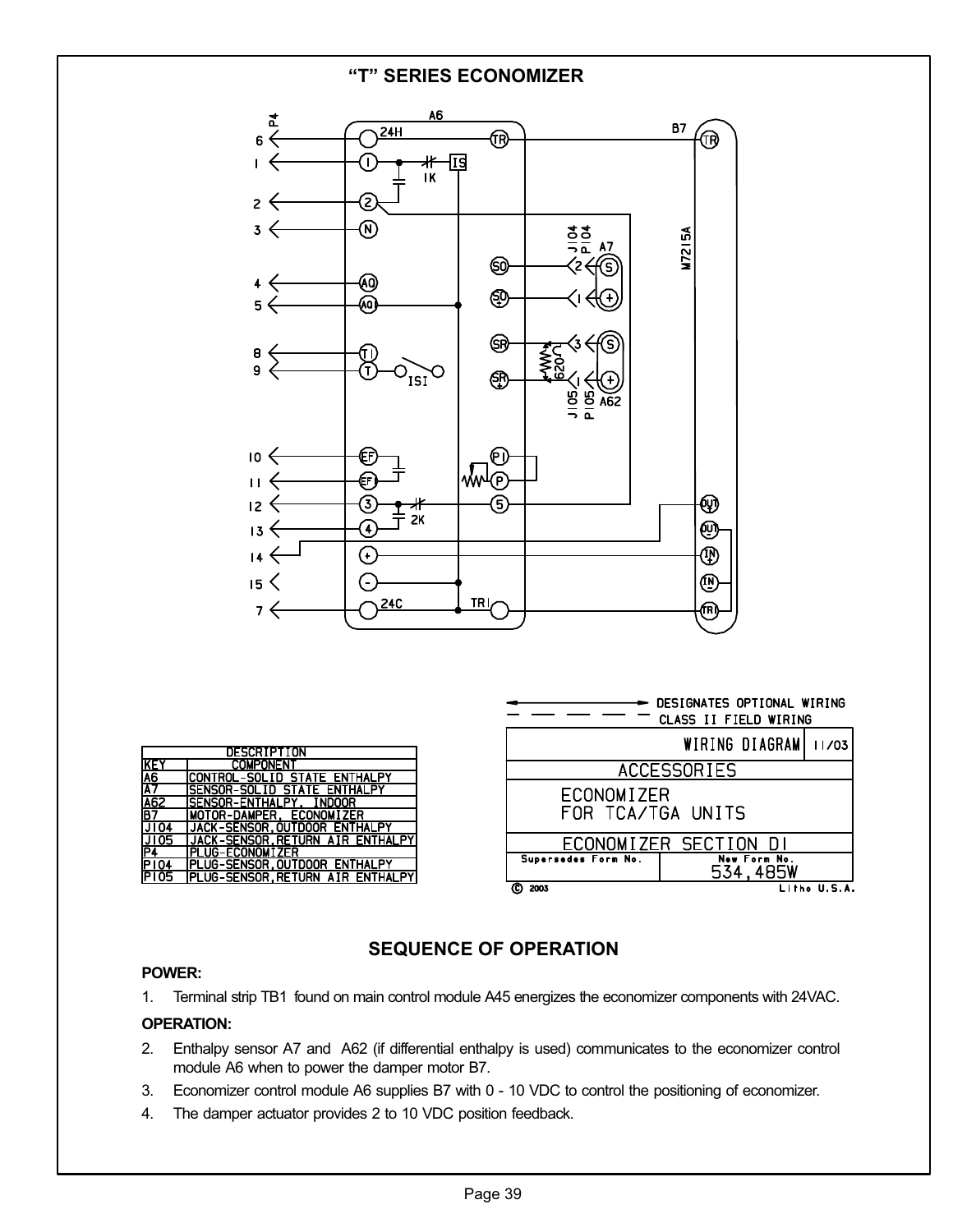## "T" SERIES ECONOMIZER

| DESCRIPTION | |
|---|---|
| KEY | COMPONENT |
| A6 | CONTROL-SOLID STATE ENTHALPY |
| A7 | SENSOR-SOLID STATE ENTHALPY |
| A62 | SENSOR-ENTHALPY, INDOOR |
| B7 | MOTOR-DAMPER, ECONOMIZER |
| J104 | JACK-SENSOR,OUTDOOR ENTHALPY |
| J105 | JACK-SENSOR,RETURN AIR ENTHALPY |
| P4 | PLUG-ECONOMIZER |
| P104 | PLUG-SENSOR,OUTDOOR ENTHALPY |
| P105 | PLUG-SENSOR,RETURN AIR ENTHALPY |

DESIGNATES OPTIONAL WIRING
CLASS II FIELD WIRING

| | |
|---|---|
| WIRING DIAGRAM | 11/03 |
| ACCESSORIES | |
| ECONOMIZER FOR TCA/TGA UNITS | |
| ECONOMIZER SECTION D1 | |
| Supersedes Form No. | New Form No. 534,485W |

© 2003 Litho U.S.A.

## SEQUENCE OF OPERATION

**POWER:**

1. Terminal strip TB1 found on main control module A45 energizes the economizer components with 24VAC.

**OPERATION:**

2. Enthalpy sensor A7 and A62 (if differential enthalpy is used) communicates to the economizer control module A6 when to power the damper motor B7.
3. Economizer control module A6 supplies B7 with 0 - 10 VDC to control the positioning of economizer.
4. The damper actuator provides 2 to 10 VDC position feedback.